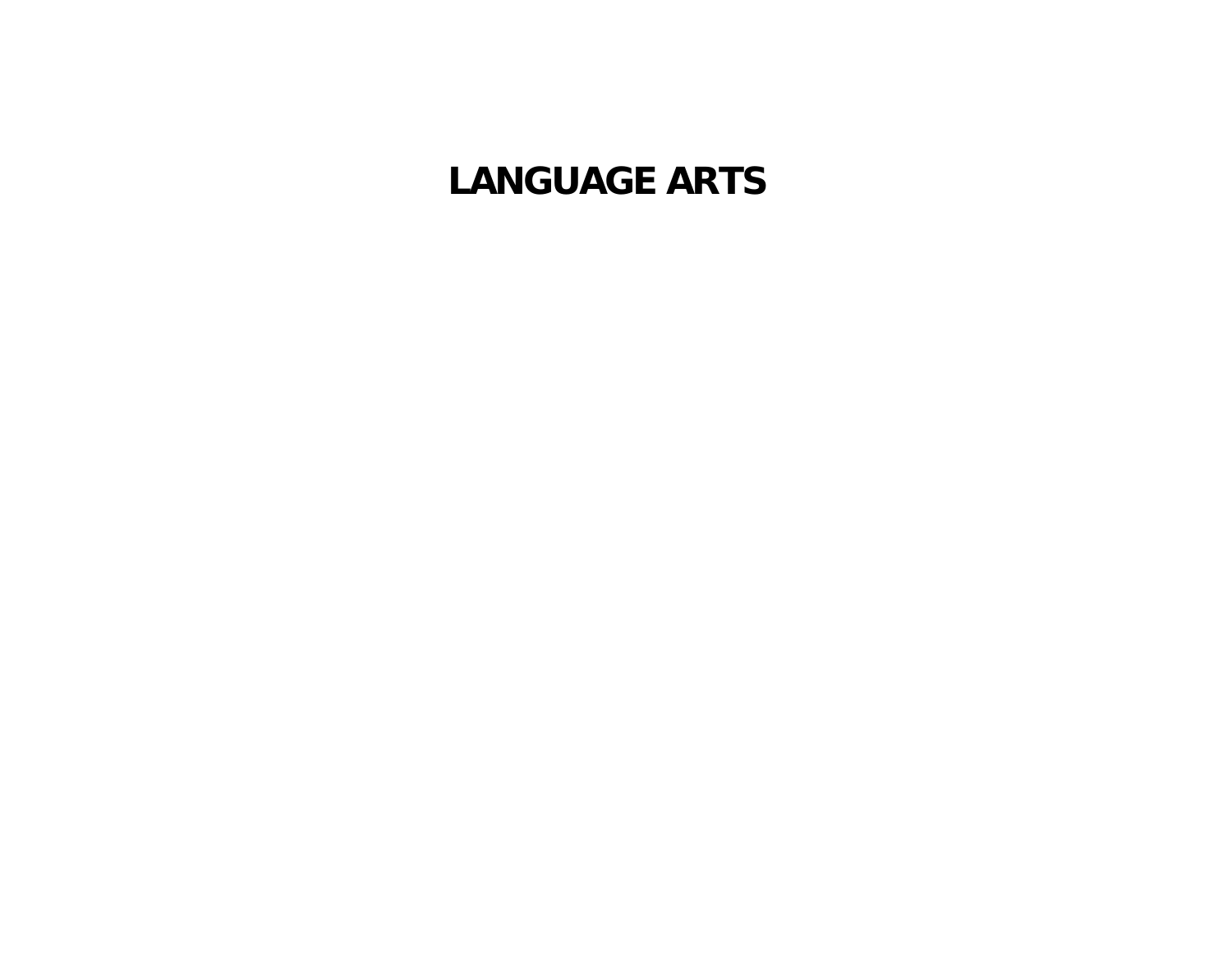# LANGUAGE ARTS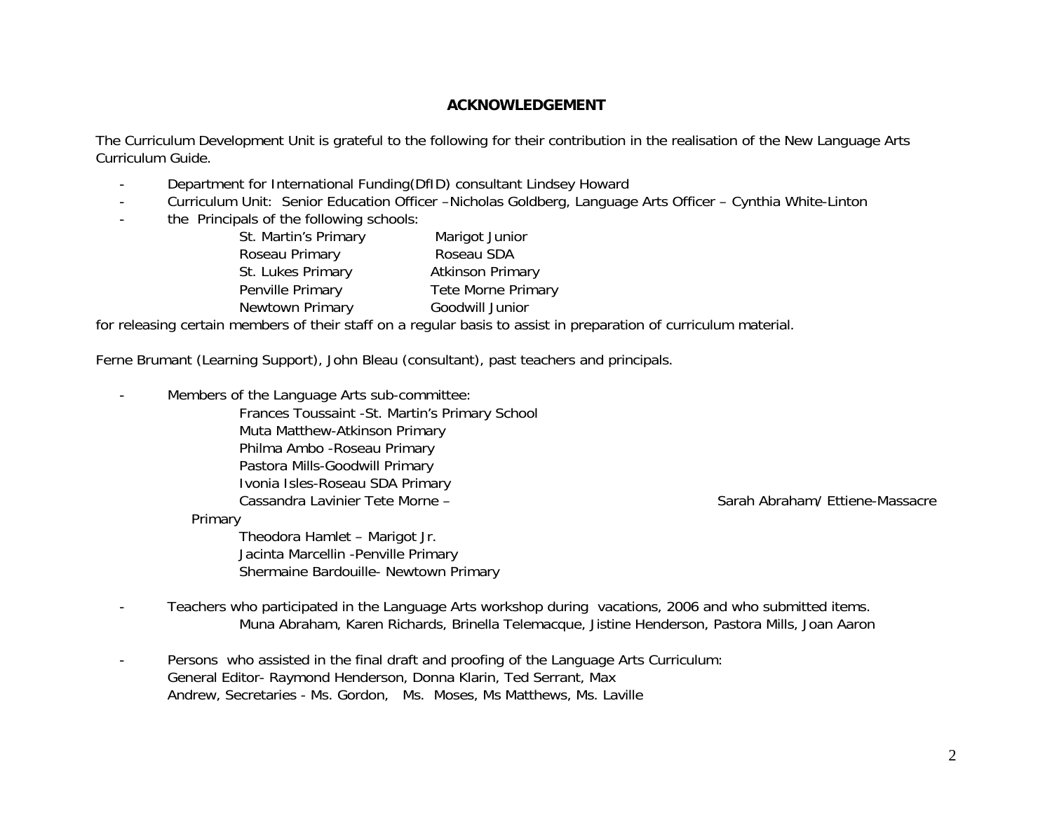## ACKNOWLEDGEMENT

The Curriculum Development Unit is grateful to the following for their contribution in the realisation of the New Language Arts Curriculum Guide.

- Department for International Funding(DfID) consultant Lindsey Howard
- Curriculum Unit: Senior Education Officer –Nicholas Goldberg, Language Arts Officer – Cynthia White-Linton
- the Principals of the following schools:

  St. Martin's Primary — Marigot Junior
  Roseau Primary — Roseau SDA
  St. Lukes Primary — Atkinson Primary
  Penville Primary — Tete Morne Primary
  Newtown Primary — Goodwill Junior

for releasing certain members of their staff on a regular basis to assist in preparation of curriculum material.

Ferne Brumant (Learning Support), John Bleau (consultant), past teachers and principals.

- Members of the Language Arts sub-committee:

  Frances Toussaint -St. Martin's Primary School
  Muta Matthew-Atkinson Primary
  Philma Ambo -Roseau Primary
  Pastora Mills-Goodwill Primary
  Ivonia Isles-Roseau SDA Primary
  Cassandra Lavinier Tete Morne – Primary
  Sarah Abraham/ Ettiene-Massacre
  Theodora Hamlet – Marigot Jr.
  Jacinta Marcellin -Penville Primary
  Shermaine Bardouille- Newtown Primary

- Teachers who participated in the Language Arts workshop during vacations, 2006 and who submitted items.

  Muna Abraham, Karen Richards, Brinella Telemacque, Jistine Henderson, Pastora Mills, Joan Aaron

- Persons who assisted in the final draft and proofing of the Language Arts Curriculum:

  General Editor- Raymond Henderson, Donna Klarin, Ted Serrant, Max Andrew, Secretaries - Ms. Gordon, Ms. Moses, Ms Matthews, Ms. Laville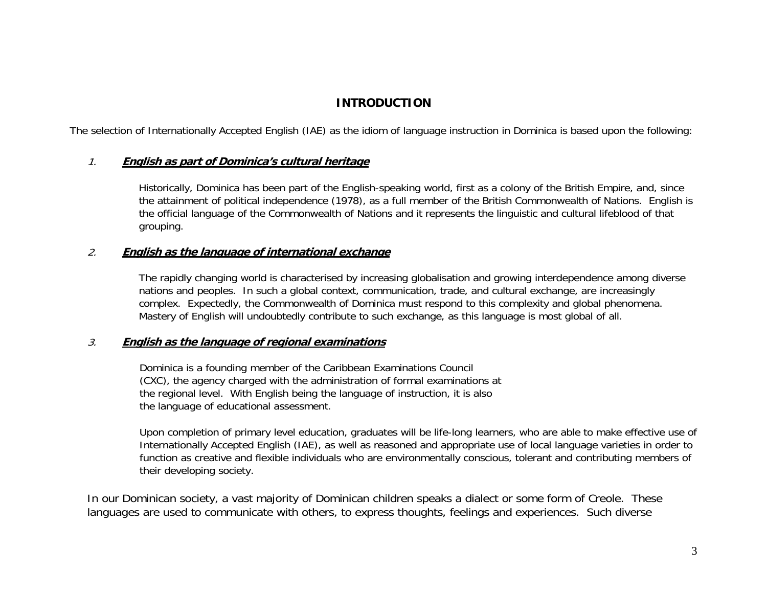## INTRODUCTION

The selection of Internationally Accepted English (IAE) as the idiom of language instruction in Dominica is based upon the following:

*1.* ***English as part of Dominica's cultural heritage***

Historically, Dominica has been part of the English-speaking world, first as a colony of the British Empire, and, since the attainment of political independence (1978), as a full member of the British Commonwealth of Nations. English is the official language of the Commonwealth of Nations and it represents the linguistic and cultural lifeblood of that grouping.

*2.* ***English as the language of international exchange***

The rapidly changing world is characterised by increasing globalisation and growing interdependence among diverse nations and peoples. In such a global context, communication, trade, and cultural exchange, are increasingly complex. Expectedly, the Commonwealth of Dominica must respond to this complexity and global phenomena. Mastery of English will undoubtedly contribute to such exchange, as this language is most global of all.

*3.* ***English as the language of regional examinations***

Dominica is a founding member of the Caribbean Examinations Council (CXC), the agency charged with the administration of formal examinations at the regional level. With English being the language of instruction, it is also the language of educational assessment.

Upon completion of primary level education, graduates will be life-long learners, who are able to make effective use of Internationally Accepted English (IAE), as well as reasoned and appropriate use of local language varieties in order to function as creative and flexible individuals who are environmentally conscious, tolerant and contributing members of their developing society.

In our Dominican society, a vast majority of Dominican children speaks a dialect or some form of Creole. These languages are used to communicate with others, to express thoughts, feelings and experiences. Such diverse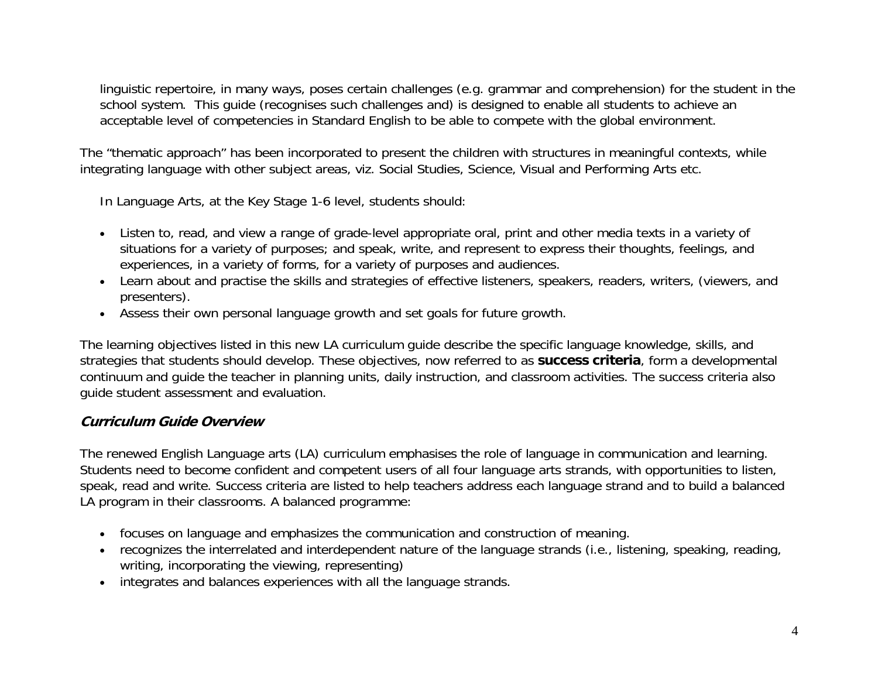linguistic repertoire, in many ways, poses certain challenges (e.g. grammar and comprehension) for the student in the school system. This guide (recognises such challenges and) is designed to enable all students to achieve an acceptable level of competencies in Standard English to be able to compete with the global environment.

The "thematic approach" has been incorporated to present the children with structures in meaningful contexts, while integrating language with other subject areas, viz. Social Studies, Science, Visual and Performing Arts etc.

In Language Arts, at the Key Stage 1-6 level, students should:

- Listen to, read, and view a range of grade-level appropriate oral, print and other media texts in a variety of situations for a variety of purposes; and speak, write, and represent to express their thoughts, feelings, and experiences, in a variety of forms, for a variety of purposes and audiences.
- Learn about and practise the skills and strategies of effective listeners, speakers, readers, writers, (viewers, and presenters).
- Assess their own personal language growth and set goals for future growth.

The learning objectives listed in this new LA curriculum guide describe the specific language knowledge, skills, and strategies that students should develop. These objectives, now referred to as **success criteria**, form a developmental continuum and guide the teacher in planning units, daily instruction, and classroom activities. The success criteria also guide student assessment and evaluation.

## *Curriculum Guide Overview*

The renewed English Language arts (LA) curriculum emphasises the role of language in communication and learning. Students need to become confident and competent users of all four language arts strands, with opportunities to listen, speak, read and write. Success criteria are listed to help teachers address each language strand and to build a balanced LA program in their classrooms. A balanced programme:

- focuses on language and emphasizes the communication and construction of meaning.
- recognizes the interrelated and interdependent nature of the language strands (i.e., listening, speaking, reading, writing, incorporating the viewing, representing)
- integrates and balances experiences with all the language strands.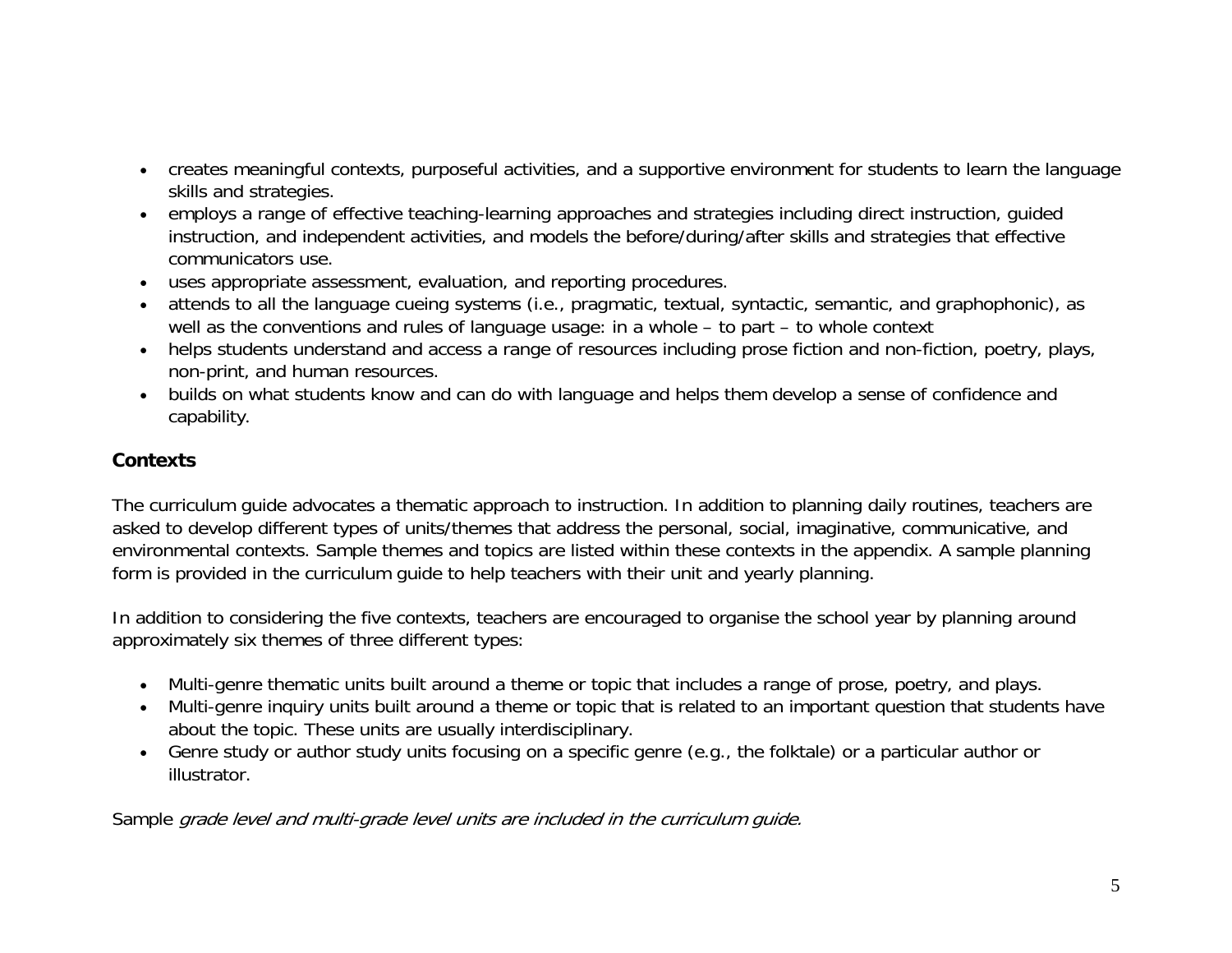- creates meaningful contexts, purposeful activities, and a supportive environment for students to learn the language skills and strategies.
- employs a range of effective teaching-learning approaches and strategies including direct instruction, guided instruction, and independent activities, and models the before/during/after skills and strategies that effective communicators use.
- uses appropriate assessment, evaluation, and reporting procedures.
- attends to all the language cueing systems (i.e., pragmatic, textual, syntactic, semantic, and graphophonic), as well as the conventions and rules of language usage: in a whole – to part – to whole context
- helps students understand and access a range of resources including prose fiction and non-fiction, poetry, plays, non-print, and human resources.
- builds on what students know and can do with language and helps them develop a sense of confidence and capability.

### Contexts

The curriculum guide advocates a thematic approach to instruction. In addition to planning daily routines, teachers are asked to develop different types of units/themes that address the personal, social, imaginative, communicative, and environmental contexts. Sample themes and topics are listed within these contexts in the appendix. A sample planning form is provided in the curriculum guide to help teachers with their unit and yearly planning.

In addition to considering the five contexts, teachers are encouraged to organise the school year by planning around approximately six themes of three different types:

- Multi-genre thematic units built around a theme or topic that includes a range of prose, poetry, and plays.
- Multi-genre inquiry units built around a theme or topic that is related to an important question that students have about the topic. These units are usually interdisciplinary.
- Genre study or author study units focusing on a specific genre (e.g., the folktale) or a particular author or illustrator.

Sample *grade level and multi-grade level units are included in the curriculum guide.*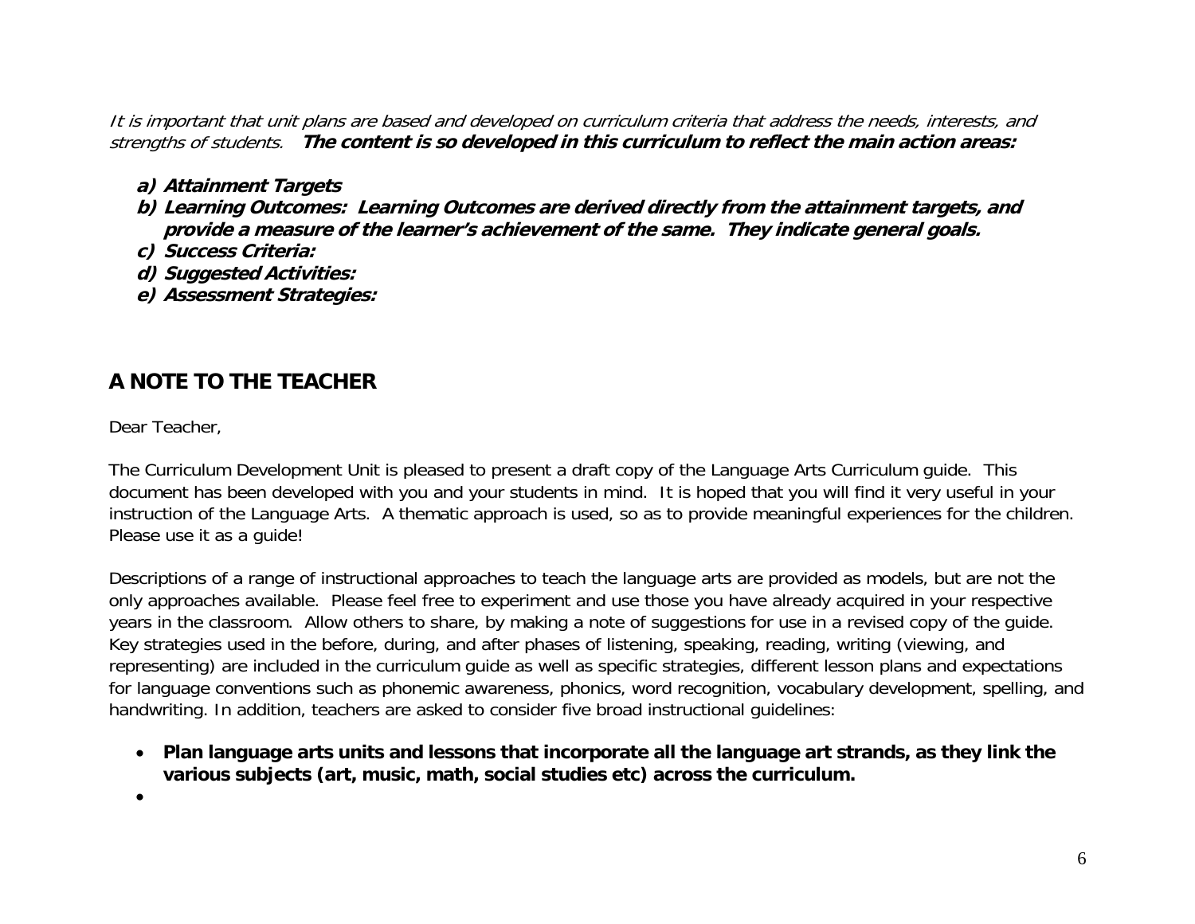*It is important that unit plans are based and developed on curriculum criteria that address the needs, interests, and strengths of students.* ***The content is so developed in this curriculum to reflect the main action areas:***

***a) Attainment Targets***
***b) Learning Outcomes: Learning Outcomes are derived directly from the attainment targets, and provide a measure of the learner's achievement of the same. They indicate general goals.***
***c) Success Criteria:***
***d) Suggested Activities:***
***e) Assessment Strategies:***

## A NOTE TO THE TEACHER

Dear Teacher,

The Curriculum Development Unit is pleased to present a draft copy of the Language Arts Curriculum guide. This document has been developed with you and your students in mind. It is hoped that you will find it very useful in your instruction of the Language Arts. A thematic approach is used, so as to provide meaningful experiences for the children. Please use it as a guide!

Descriptions of a range of instructional approaches to teach the language arts are provided as models, but are not the only approaches available. Please feel free to experiment and use those you have already acquired in your respective years in the classroom. Allow others to share, by making a note of suggestions for use in a revised copy of the guide. Key strategies used in the before, during, and after phases of listening, speaking, reading, writing (viewing, and representing) are included in the curriculum guide as well as specific strategies, different lesson plans and expectations for language conventions such as phonemic awareness, phonics, word recognition, vocabulary development, spelling, and handwriting. In addition, teachers are asked to consider five broad instructional guidelines:

- **Plan language arts units and lessons that incorporate all the language art strands, as they link the various subjects (art, music, math, social studies etc) across the curriculum.**
-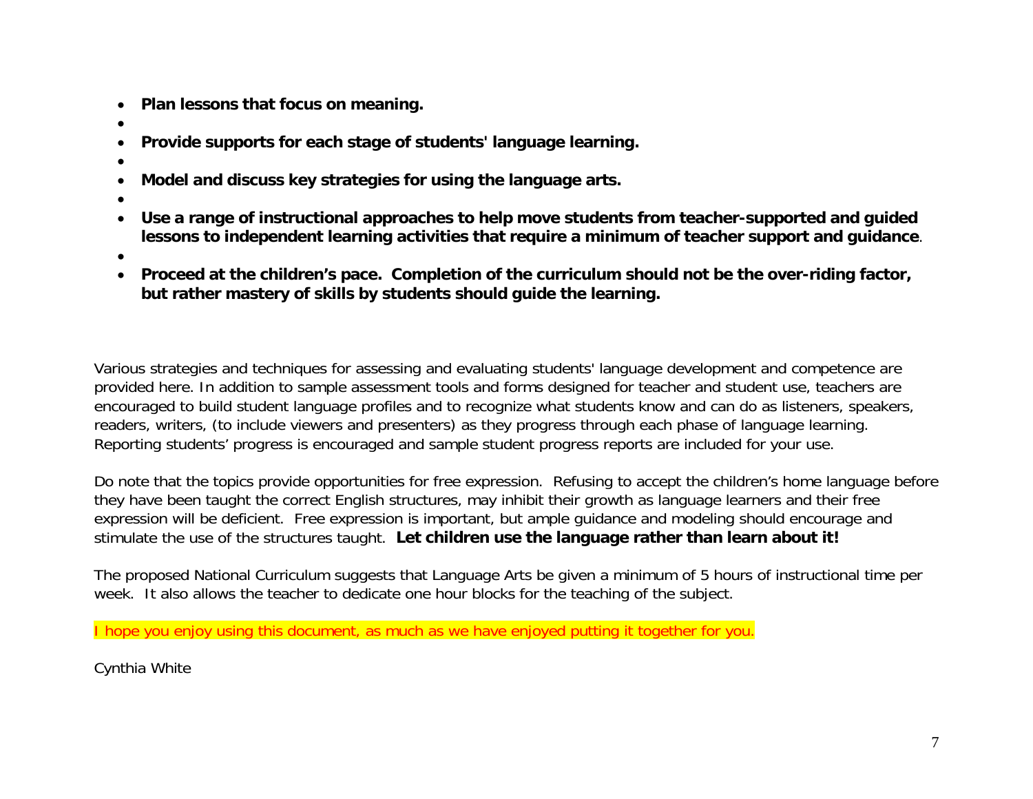- **Plan lessons that focus on meaning.**
- **Provide supports for each stage of students' language learning.**
- **Model and discuss key strategies for using the language arts.**
- **Use a range of instructional approaches to help move students from teacher-supported and guided lessons to independent learning activities that require a minimum of teacher support and guidance**.
- **Proceed at the children's pace. Completion of the curriculum should not be the over-riding factor, but rather mastery of skills by students should guide the learning.**

Various strategies and techniques for assessing and evaluating students' language development and competence are provided here. In addition to sample assessment tools and forms designed for teacher and student use, teachers are encouraged to build student language profiles and to recognize what students know and can do as listeners, speakers, readers, writers, (to include viewers and presenters) as they progress through each phase of language learning. Reporting students' progress is encouraged and sample student progress reports are included for your use.

Do note that the topics provide opportunities for free expression. Refusing to accept the children's home language before they have been taught the correct English structures, may inhibit their growth as language learners and their free expression will be deficient. Free expression is important, but ample guidance and modeling should encourage and stimulate the use of the structures taught. **Let children use the language rather than learn about it!**

The proposed National Curriculum suggests that Language Arts be given a minimum of 5 hours of instructional time per week. It also allows the teacher to dedicate one hour blocks for the teaching of the subject.

I hope you enjoy using this document, as much as we have enjoyed putting it together for you.

Cynthia White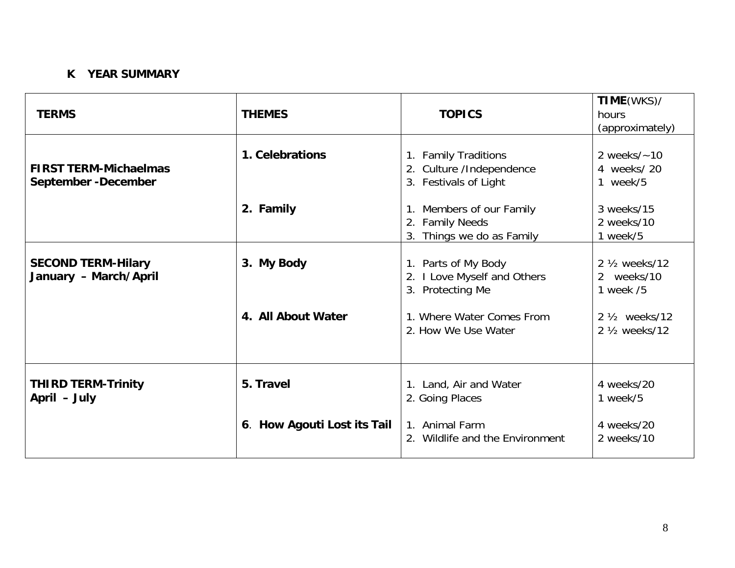## K YEAR SUMMARY

| TERMS | THEMES | TOPICS | **TIME**(WKS)/ hours (approximately) |
|---|---|---|---|
| **FIRST TERM-Michaelmas September -December** | **1. Celebrations** | 1. Family Traditions<br>2. Culture /Independence<br>3. Festivals of Light | 2 weeks/~10<br>4 weeks/ 20<br>1 week/5 |
| | **2. Family** | 1. Members of our Family<br>2. Family Needs<br>3. Things we do as Family | 3 weeks/15<br>2 weeks/10<br>1 week/5 |
| **SECOND TERM-Hilary January – March/April** | **3. My Body** | 1. Parts of My Body<br>2. I Love Myself and Others<br>3. Protecting Me | 2 ½ weeks/12<br>2 weeks/10<br>1 week /5 |
| | **4. All About Water** | 1. Where Water Comes From<br>2. How We Use Water | 2 ½ weeks/12<br>2 ½ weeks/12 |
| **THIRD TERM-Trinity April – July** | **5. Travel** | 1. Land, Air and Water<br>2. Going Places | 4 weeks/20<br>1 week/5 |
| | **6. How Agouti Lost its Tail** | 1. Animal Farm<br>2. Wildlife and the Environment | 4 weeks/20<br>2 weeks/10 |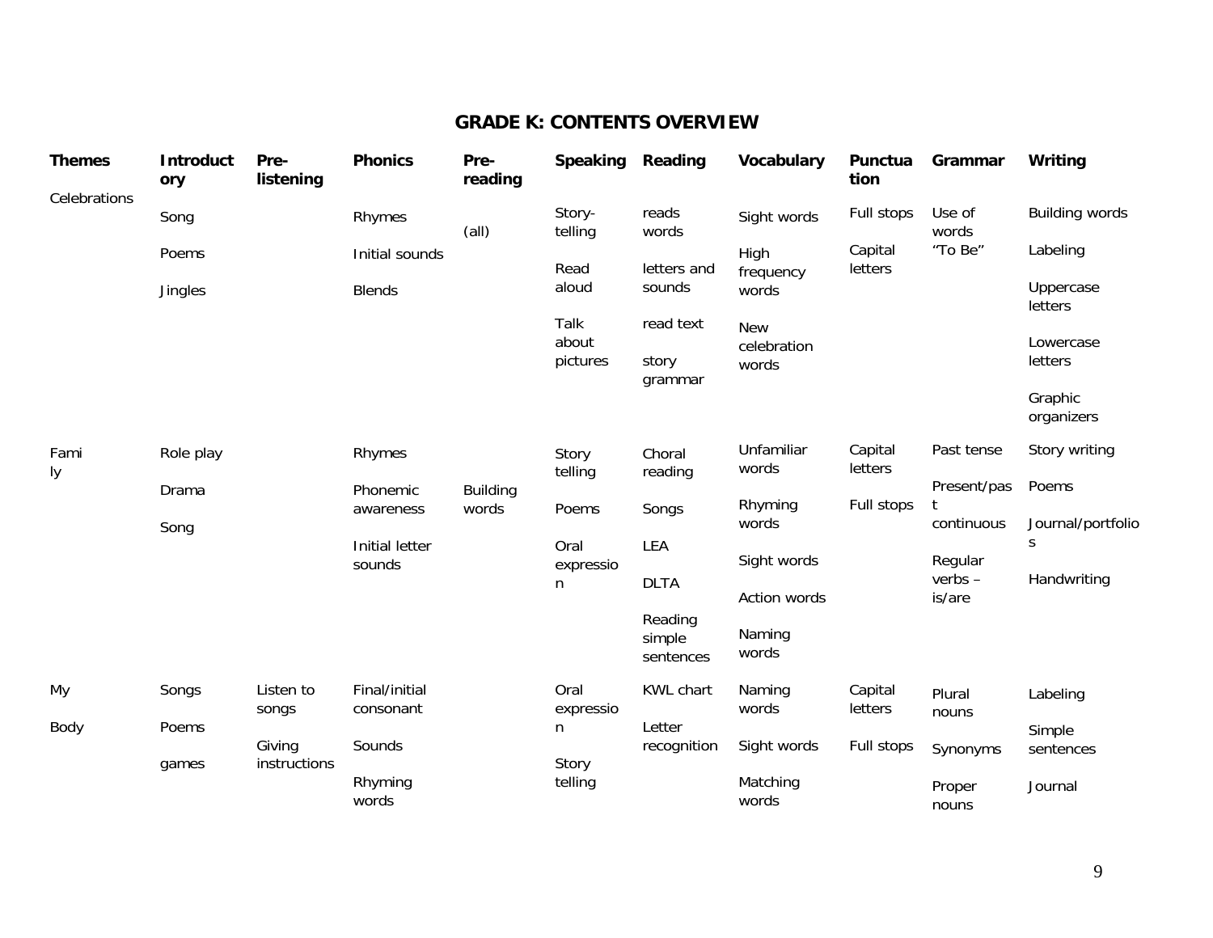# GRADE K: CONTENTS OVERVIEW

| Themes | Introductory | Pre-listening | Phonics | Pre-reading | Speaking | Reading | Vocabulary | Punctuation | Grammar | Writing |
|---|---|---|---|---|---|---|---|---|---|---|
| Celebrations | Song<br><br>Poems<br><br>Jingles | | Rhymes<br><br>Initial sounds<br><br>Blends | (all) | Story-telling<br><br>Read aloud<br><br>Talk about pictures | reads words<br><br>letters and sounds<br><br>read text<br><br>story grammar | Sight words<br><br>High frequency words<br><br>New celebration words | Full stops<br><br>Capital letters | Use of words "To Be" | Building words<br><br>Labeling<br><br>Uppercase letters<br><br>Lowercase letters<br><br>Graphic organizers |
| Family | Role play<br><br>Drama<br><br>Song | | Rhymes<br><br>Phonemic awareness<br><br>Initial letter sounds | Building words | Story telling<br><br>Poems<br><br>Oral expression | Choral reading<br><br>Songs<br><br>LEA<br><br>DLTA<br><br>Reading simple sentences | Unfamiliar words<br><br>Rhyming words<br><br>Sight words<br><br>Action words<br><br>Naming words | Capital letters<br><br>Full stops | Past tense<br><br>Present/past continuous<br><br>Regular verbs – is/are | Story writing<br><br>Poems<br><br>Journal/portfolios<br><br>Handwriting |
| My Body | Songs<br><br>Poems<br><br>games | Listen to songs<br><br>Giving instructions | Final/initial consonant<br><br>Sounds<br><br>Rhyming words | | Oral expression<br><br>Story telling | KWL chart<br><br>Letter recognition | Naming words<br><br>Sight words<br><br>Matching words | Capital letters<br><br>Full stops | Plural nouns<br><br>Synonyms<br><br>Proper nouns | Labeling<br><br>Simple sentences<br><br>Journal |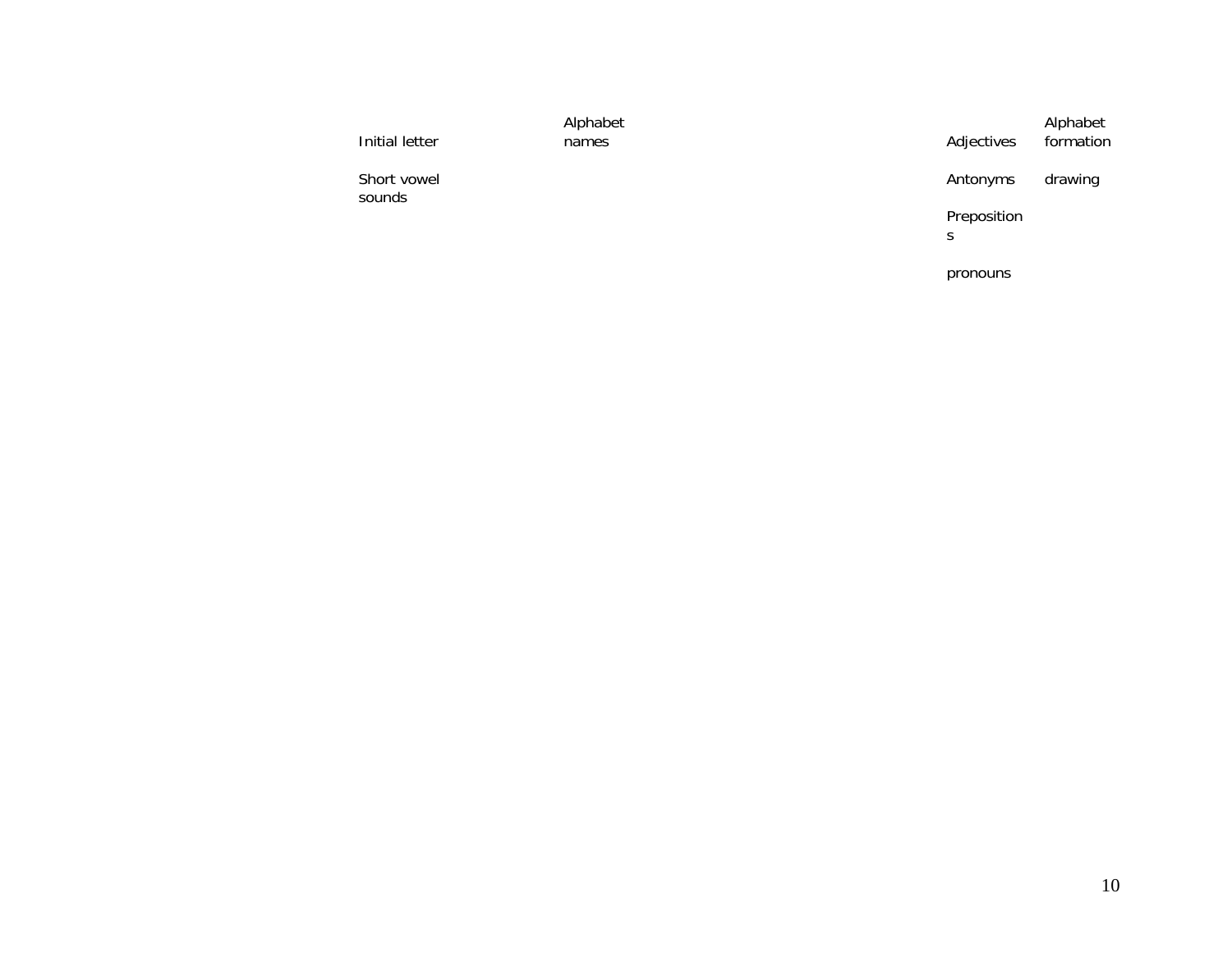| | | | |
|---|---|---|---|
| Initial letter | Alphabet names | Adjectives | Alphabet formation |
| Short vowel sounds | | Antonyms | drawing |
| | | Prepositions | |
| | | pronouns | |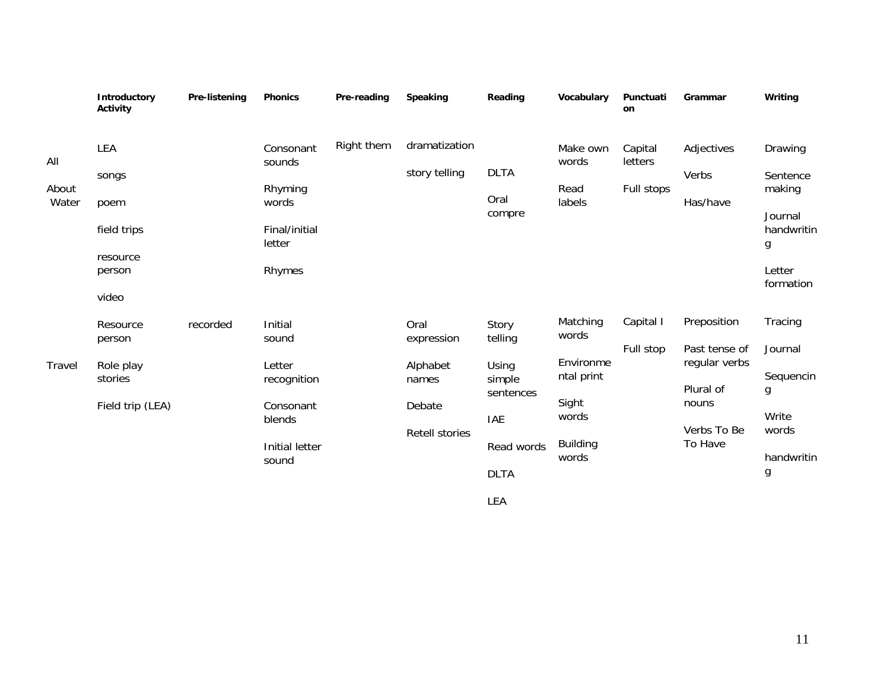| | Introductory Activity | Pre-listening | Phonics | Pre-reading | Speaking | Reading | Vocabulary | Punctuation | Grammar | Writing |
|---|---|---|---|---|---|---|---|---|---|---|
| All About Water | LEA<br>songs<br>poem<br>field trips<br>resource person<br>video | | Consonant sounds<br>Rhyming words<br>Final/initial letter<br>Rhymes | Right them | dramatization<br>story telling | DLTA<br>Oral compre | Make own words<br>Read labels | Capital letters<br>Full stops | Adjectives<br>Verbs<br>Has/have | Drawing<br>Sentence making<br>Journal handwriting<br>Letter formation |
| Travel | Resource person<br>Role play stories<br>Field trip (LEA) | recorded | Initial sound<br>Letter recognition<br>Consonant blends<br>Initial letter sound | | Oral expression<br>Alphabet names<br>Debate<br>Retell stories | Story telling<br>Using simple sentences<br>IAE<br>Read words<br>DLTA<br>LEA | Matching words<br>Environmental print<br>Sight words<br>Building words | Capital I<br>Full stop | Preposition<br>Past tense of regular verbs<br>Plural of nouns<br>Verbs To Be To Have | Tracing<br>Journal<br>Sequencing<br>Write words<br>handwriting |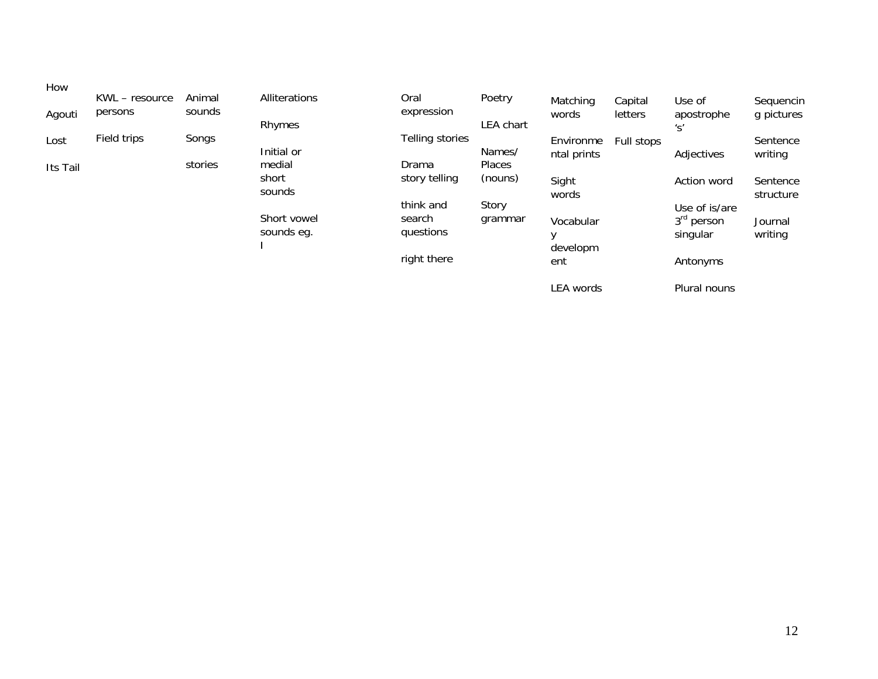| How Agouti Lost Its Tail | KWL – resource persons<br><br>Field trips | Animal sounds<br><br>Songs<br><br>stories | Alliterations<br><br>Rhymes<br><br>Initial or medial short sounds<br><br>Short vowel sounds eg. I | Oral expression<br><br>Telling stories<br><br>Drama story telling<br><br>think and search questions<br><br>right there | Poetry<br><br>LEA chart<br><br>Names/ Places (nouns)<br><br>Story grammar | Matching words<br><br>Environmental prints<br><br>Sight words<br><br>Vocabulary development<br><br>LEA words | Capital letters<br><br>Full stops | Use of apostrophe 's'<br><br>Adjectives<br><br>Action word<br><br>Use of is/are 3rd person singular<br><br>Antonyms<br><br>Plural nouns | Sequencing pictures<br><br>Sentence writing<br><br>Sentence structure<br><br>Journal writing |
|---|---|---|---|---|---|---|---|---|---|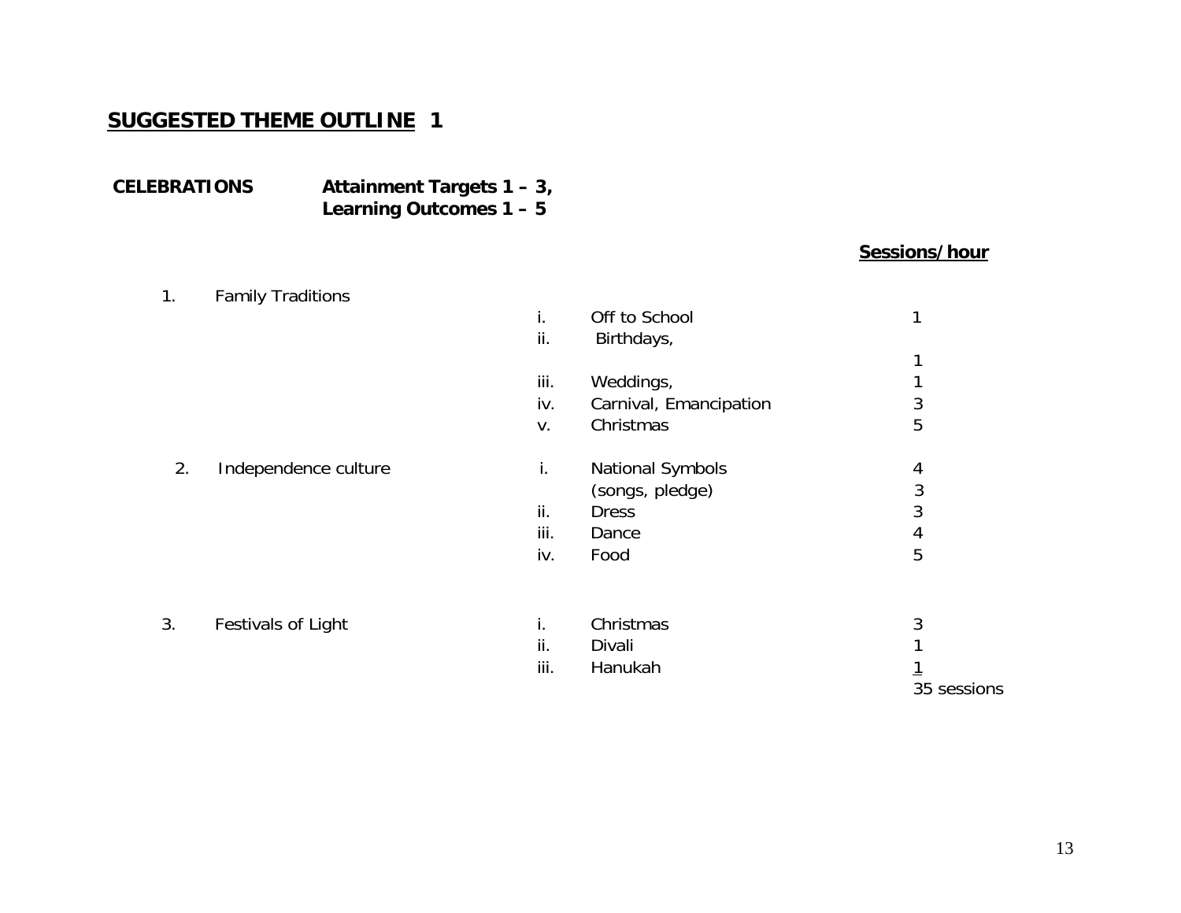## SUGGESTED THEME OUTLINE 1

**CELEBRATIONS** **Attainment Targets 1 – 3,**
**Learning Outcomes 1 – 5**

| | | | | **Sessions/hour** |
|---|---|---|---|---|
| 1. | Family Traditions | | | |
| | | i. | Off to School | 1 |
| | | ii. | Birthdays, | 1 |
| | | iii. | Weddings, | 1 |
| | | iv. | Carnival, Emancipation | 3 |
| | | v. | Christmas | 5 |
| 2. | Independence culture | i. | National Symbols | 4 |
| | | | (songs, pledge) | 3 |
| | | ii. | Dress | 3 |
| | | iii. | Dance | 4 |
| | | iv. | Food | 5 |
| 3. | Festivals of Light | i. | Christmas | 3 |
| | | ii. | Divali | 1 |
| | | iii. | Hanukah | 1 |
| | | | | 35 sessions |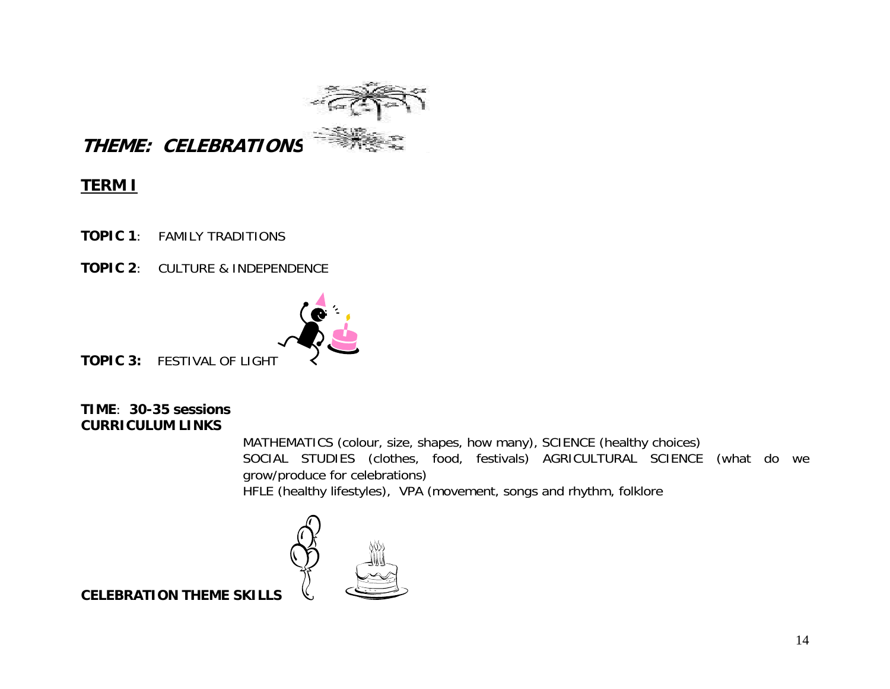# THEME: CELEBRATIONS

## TERM I

**TOPIC 1**: FAMILY TRADITIONS

**TOPIC 2**: CULTURE & INDEPENDENCE

**TOPIC 3:** FESTIVAL OF LIGHT

**TIME**: **30-35 sessions**
**CURRICULUM LINKS**

MATHEMATICS (colour, size, shapes, how many), SCIENCE (healthy choices)
SOCIAL STUDIES (clothes, food, festivals) AGRICULTURAL SCIENCE (what do we grow/produce for celebrations)
HFLE (healthy lifestyles), VPA (movement, songs and rhythm, folklore

**CELEBRATION THEME SKILLS**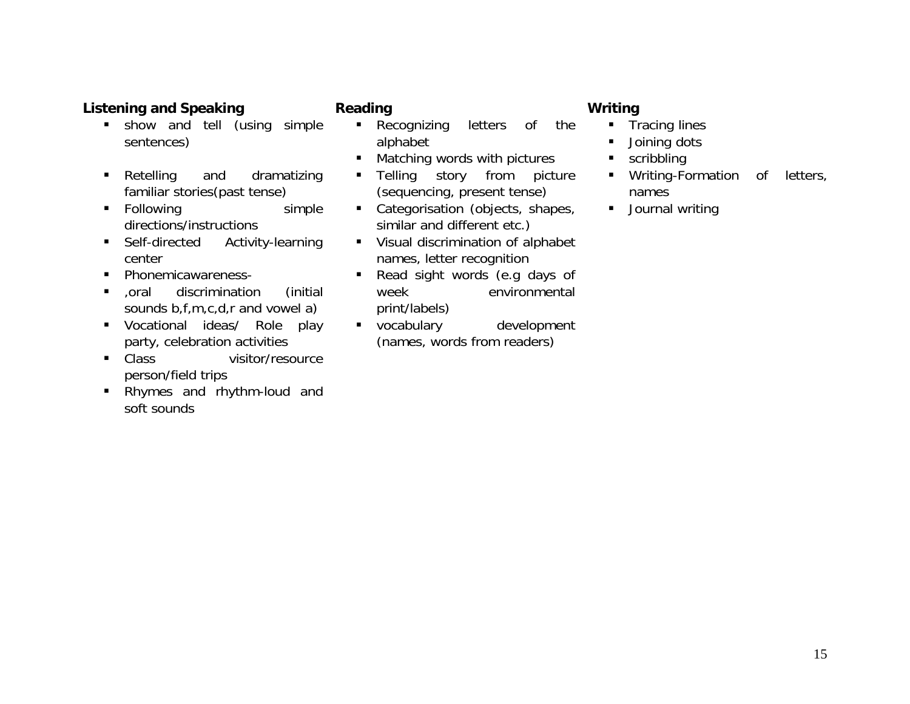**Listening and Speaking**

- show and tell (using simple sentences)
- Retelling and dramatizing familiar stories(past tense)
- Following simple directions/instructions
- Self-directed Activity-learning center
- Phonemicawareness-
- ,oral discrimination (initial sounds b,f,m,c,d,r and vowel a)
- Vocational ideas/ Role play party, celebration activities
- Class visitor/resource person/field trips
- Rhymes and rhythm-loud and soft sounds

**Reading**

- Recognizing letters of the alphabet
- Matching words with pictures
- Telling story from picture (sequencing, present tense)
- Categorisation (objects, shapes, similar and different etc.)
- Visual discrimination of alphabet names, letter recognition
- Read sight words (e.g days of week environmental print/labels)
- vocabulary development (names, words from readers)

**Writing**

- Tracing lines
- Joining dots
- scribbling
- Writing-Formation of letters, names
- Journal writing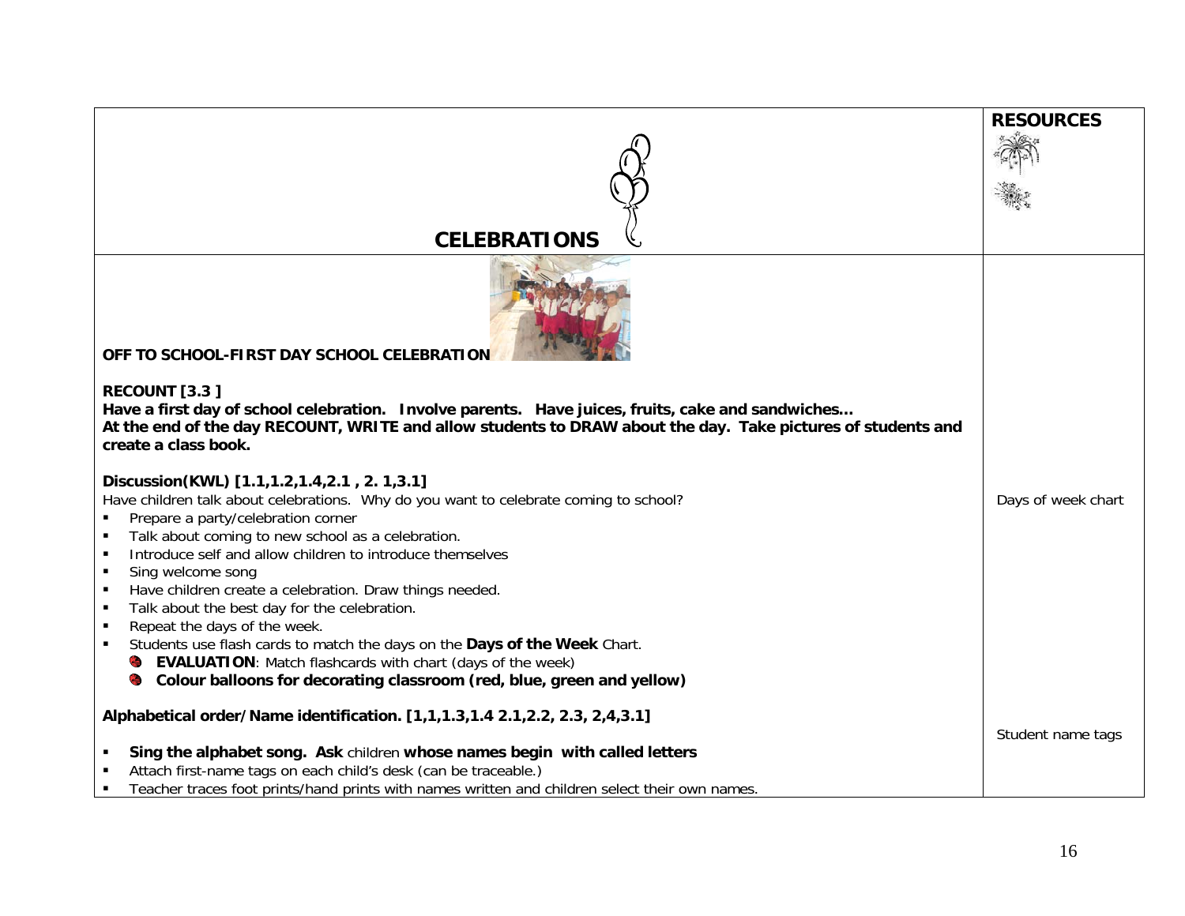| CELEBRATIONS | RESOURCES |
|---|---|
| **OFF TO SCHOOL-FIRST DAY SCHOOL CELEBRATION** | |
| **RECOUNT [3.3 ]**<br>**Have a first day of school celebration. Involve parents. Have juices, fruits, cake and sandwiches…**<br>**At the end of the day RECOUNT, WRITE and allow students to DRAW about the day. Take pictures of students and create a class book.** | |
| **Discussion(KWL) [1.1,1.2,1.4,2.1 , 2. 1,3.1]**<br>Have children talk about celebrations. Why do you want to celebrate coming to school?<br>▪ Prepare a party/celebration corner<br>▪ Talk about coming to new school as a celebration.<br>▪ Introduce self and allow children to introduce themselves<br>▪ Sing welcome song<br>▪ Have children create a celebration. Draw things needed.<br>▪ Talk about the best day for the celebration.<br>▪ Repeat the days of the week.<br>▪ Students use flash cards to match the days on the **Days of the Week** Chart.<br>• **EVALUATION**: Match flashcards with chart (days of the week)<br>• **Colour balloons for decorating classroom (red, blue, green and yellow)** | Days of week chart |
| **Alphabetical order/Name identification. [1,1,1.3,1.4 2.1,2.2, 2.3, 2,4,3.1]**<br>▪ **Sing the alphabet song. Ask** children **whose names begin with called letters**<br>▪ Attach first-name tags on each child's desk (can be traceable.)<br>▪ Teacher traces foot prints/hand prints with names written and children select their own names. | Student name tags |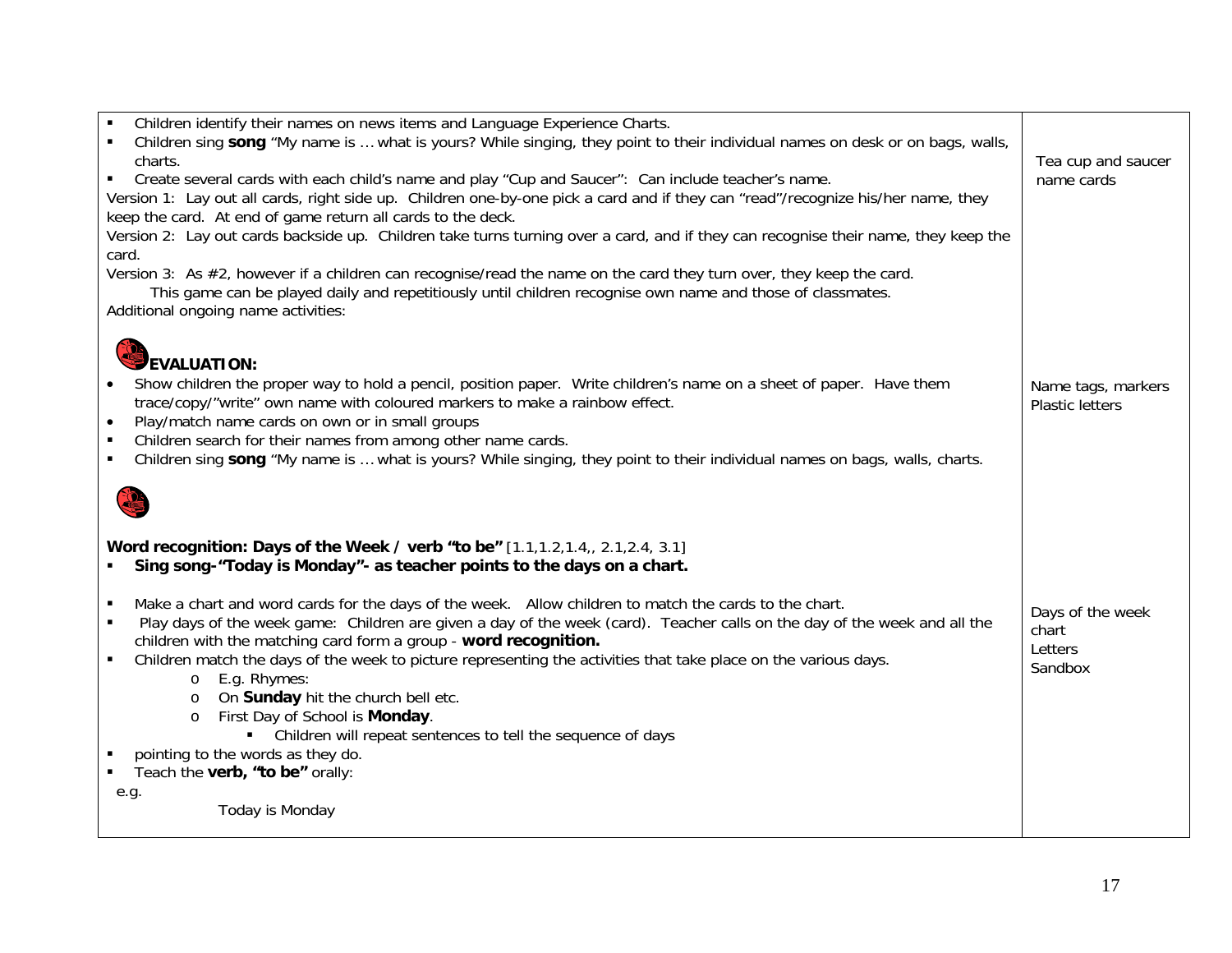| | |
|---|---|
| ▪ Children identify their names on news items and Language Experience Charts.<br>▪ Children sing **song** "My name is … what is yours? While singing, they point to their individual names on desk or on bags, walls, charts.<br>▪ Create several cards with each child's name and play "Cup and Saucer": Can include teacher's name.<br>Version 1: Lay out all cards, right side up. Children one-by-one pick a card and if they can "read"/recognize his/her name, they keep the card. At end of game return all cards to the deck.<br>Version 2: Lay out cards backside up. Children take turns turning over a card, and if they can recognise their name, they keep the card.<br>Version 3: As #2, however if a children can recognise/read the name on the card they turn over, they keep the card.<br>This game can be played daily and repetitiously until children recognise own name and those of classmates.<br>Additional ongoing name activities: | Tea cup and saucer name cards |
| **EVALUATION:**<br>• Show children the proper way to hold a pencil, position paper. Write children's name on a sheet of paper. Have them trace/copy/"write" own name with coloured markers to make a rainbow effect.<br>• Play/match name cards on own or in small groups<br>▪ Children search for their names from among other name cards.<br>▪ Children sing **song** "My name is … what is yours? While singing, they point to their individual names on bags, walls, charts. | Name tags, markers<br>Plastic letters |
| **Word recognition: Days of the Week / verb "to be"** [1.1,1.2,1.4,, 2.1,2.4, 3.1]<br>▪ **Sing song-"Today is Monday"- as teacher points to the days on a chart.**<br>▪ Make a chart and word cards for the days of the week. Allow children to match the cards to the chart.<br>▪ Play days of the week game: Children are given a day of the week (card). Teacher calls on the day of the week and all the children with the matching card form a group - **word recognition.**<br>▪ Children match the days of the week to picture representing the activities that take place on the various days.<br>o E.g. Rhymes:<br>o On **Sunday** hit the church bell etc.<br>o First Day of School is **Monday**.<br>▪ Children will repeat sentences to tell the sequence of days<br>▪ pointing to the words as they do.<br>▪ Teach the **verb, "to be"** orally:<br>e.g.<br>Today is Monday | Days of the week chart<br>Letters<br>Sandbox |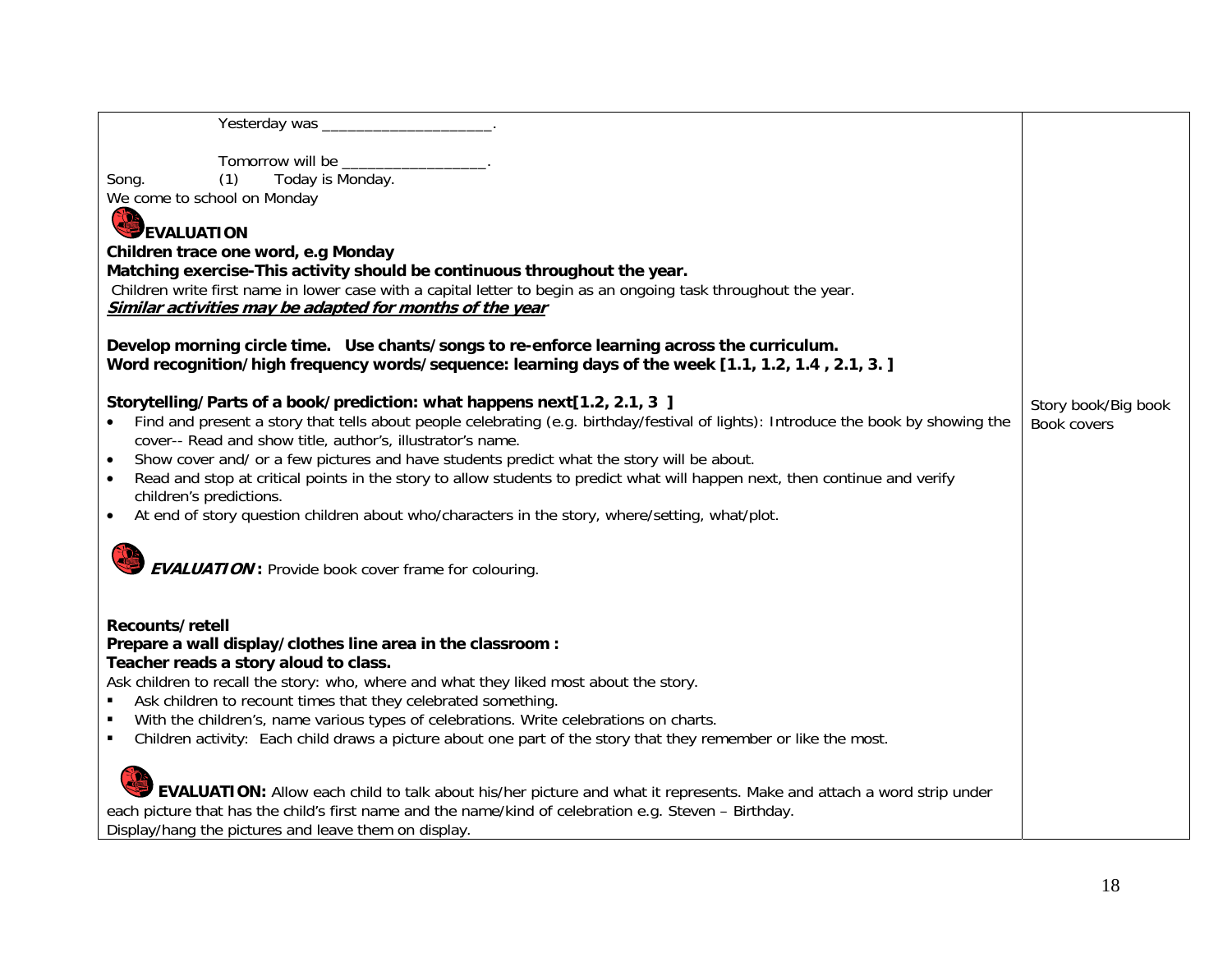| | |
|---|---|
| Yesterday was ____________________.<br><br>Tomorrow will be _________________.<br>Song. (1) Today is Monday.<br>We come to school on Monday<br><br>**EVALUATION**<br>**Children trace one word, e.g Monday**<br>**Matching exercise-This activity should be continuous throughout the year.**<br>Children write first name in lower case with a capital letter to begin as an ongoing task throughout the year.<br>***Similar activities may be adapted for months of the year***<br><br>**Develop morning circle time. Use chants/songs to re-enforce learning across the curriculum.**<br>**Word recognition/high frequency words/sequence: learning days of the week [1.1, 1.2, 1.4 , 2.1, 3. ]**<br><br>**Storytelling/Parts of a book/prediction: what happens next[1.2, 2.1, 3 ]**<br>• Find and present a story that tells about people celebrating (e.g. birthday/festival of lights): Introduce the book by showing the cover-- Read and show title, author's, illustrator's name.<br>• Show cover and/ or a few pictures and have students predict what the story will be about.<br>• Read and stop at critical points in the story to allow students to predict what will happen next, then continue and verify children's predictions.<br>• At end of story question children about who/characters in the story, where/setting, what/plot.<br><br>***EVALUATION* :** Provide book cover frame for colouring.<br><br>**Recounts/retell**<br>**Prepare a wall display/clothes line area in the classroom :**<br>**Teacher reads a story aloud to class.**<br>Ask children to recall the story: who, where and what they liked most about the story.<br>▪ Ask children to recount times that they celebrated something.<br>▪ With the children's, name various types of celebrations. Write celebrations on charts.<br>▪ Children activity: Each child draws a picture about one part of the story that they remember or like the most.<br><br>**EVALUATION:** Allow each child to talk about his/her picture and what it represents. Make and attach a word strip under each picture that has the child's first name and the name/kind of celebration e.g. Steven – Birthday.<br>Display/hang the pictures and leave them on display. | Story book/Big book<br>Book covers |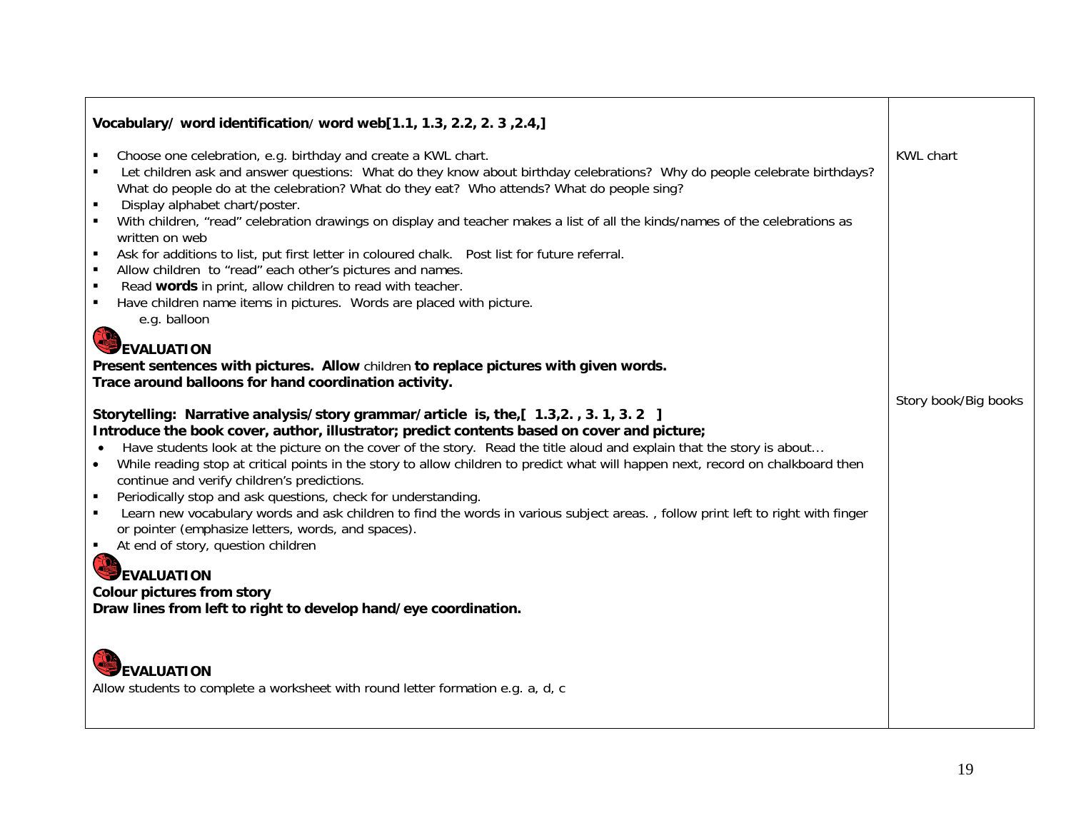| | |
|---|---|
| **Vocabulary/ word identification/ word web[1.1, 1.3, 2.2, 2. 3 ,2.4,]**<br><br>▪ Choose one celebration, e.g. birthday and create a KWL chart.<br>▪ Let children ask and answer questions: What do they know about birthday celebrations? Why do people celebrate birthdays? What do people do at the celebration? What do they eat? Who attends? What do people sing?<br>▪ Display alphabet chart/poster.<br>▪ With children, "read" celebration drawings on display and teacher makes a list of all the kinds/names of the celebrations as written on web<br>▪ Ask for additions to list, put first letter in coloured chalk. Post list for future referral.<br>▪ Allow children to "read" each other's pictures and names.<br>▪ Read **words** in print, allow children to read with teacher.<br>▪ Have children name items in pictures. Words are placed with picture.<br>e.g. balloon<br><br>**EVALUATION**<br>**Present sentences with pictures. Allow** children **to replace pictures with given words.**<br>**Trace around balloons for hand coordination activity.**<br><br>**Storytelling: Narrative analysis/story grammar/article is, the,[ 1.3,2. , 3. 1, 3. 2 ]**<br>**Introduce the book cover, author, illustrator; predict contents based on cover and picture;**<br>• Have students look at the picture on the cover of the story. Read the title aloud and explain that the story is about…<br>• While reading stop at critical points in the story to allow children to predict what will happen next, record on chalkboard then continue and verify children's predictions.<br>▪ Periodically stop and ask questions, check for understanding.<br>▪ Learn new vocabulary words and ask children to find the words in various subject areas. , follow print left to right with finger or pointer (emphasize letters, words, and spaces).<br>▪ At end of story, question children<br><br>**EVALUATION**<br>**Colour pictures from story**<br>**Draw lines from left to right to develop hand/eye coordination.**<br><br>**EVALUATION**<br>Allow students to complete a worksheet with round letter formation e.g. a, d, c | KWL chart<br><br>Story book/Big books |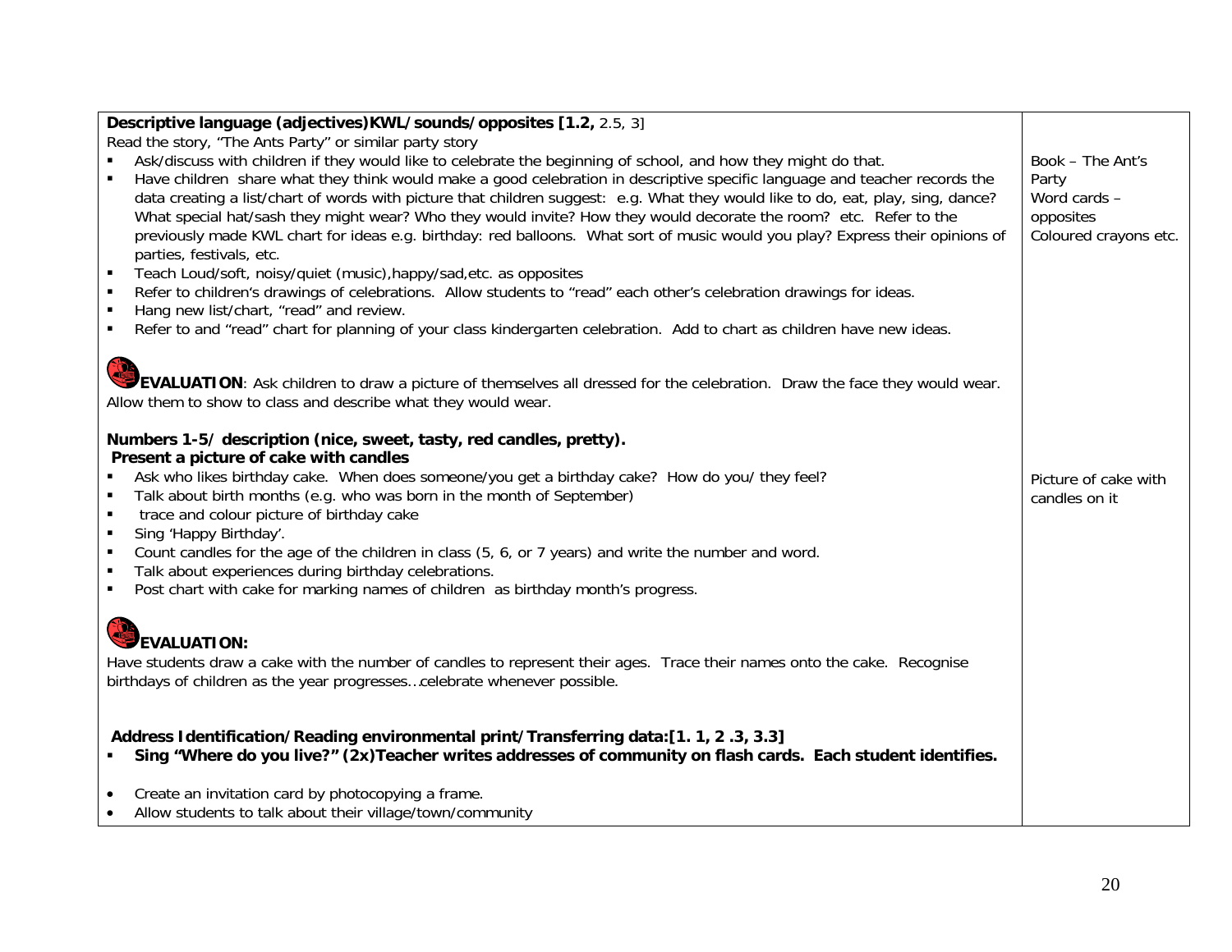| | |
|---|---|
| **Descriptive language (adjectives)KWL/sounds/opposites [1.2,** 2.5, 3]<br>Read the story, "The Ants Party" or similar party story<br>▪ Ask/discuss with children if they would like to celebrate the beginning of school, and how they might do that.<br>▪ Have children share what they think would make a good celebration in descriptive specific language and teacher records the data creating a list/chart of words with picture that children suggest: e.g. What they would like to do, eat, play, sing, dance? What special hat/sash they might wear? Who they would invite? How they would decorate the room? etc. Refer to the previously made KWL chart for ideas e.g. birthday: red balloons. What sort of music would you play? Express their opinions of parties, festivals, etc.<br>▪ Teach Loud/soft, noisy/quiet (music),happy/sad,etc. as opposites<br>▪ Refer to children's drawings of celebrations. Allow students to "read" each other's celebration drawings for ideas.<br>▪ Hang new list/chart, "read" and review.<br>▪ Refer to and "read" chart for planning of your class kindergarten celebration. Add to chart as children have new ideas.<br><br>**EVALUATION**: Ask children to draw a picture of themselves all dressed for the celebration. Draw the face they would wear. Allow them to show to class and describe what they would wear. | Book – The Ant's Party<br>Word cards – opposites<br>Coloured crayons etc. |
| **Numbers 1-5/ description (nice, sweet, tasty, red candles, pretty).**<br>**Present a picture of cake with candles**<br>▪ Ask who likes birthday cake. When does someone/you get a birthday cake? How do you/ they feel?<br>▪ Talk about birth months (e.g. who was born in the month of September)<br>▪ trace and colour picture of birthday cake<br>▪ Sing 'Happy Birthday'.<br>▪ Count candles for the age of the children in class (5, 6, or 7 years) and write the number and word.<br>▪ Talk about experiences during birthday celebrations.<br>▪ Post chart with cake for marking names of children as birthday month's progress.<br><br>**EVALUATION:**<br>Have students draw a cake with the number of candles to represent their ages. Trace their names onto the cake. Recognise birthdays of children as the year progresses…celebrate whenever possible. | Picture of cake with candles on it |
| **Address Identification/Reading environmental print/Transferring data:[1. 1, 2 .3, 3.3]**<br>▪ **Sing "Where do you live?" (2x)Teacher writes addresses of community on flash cards. Each student identifies.**<br><br>• Create an invitation card by photocopying a frame.<br>• Allow students to talk about their village/town/community | |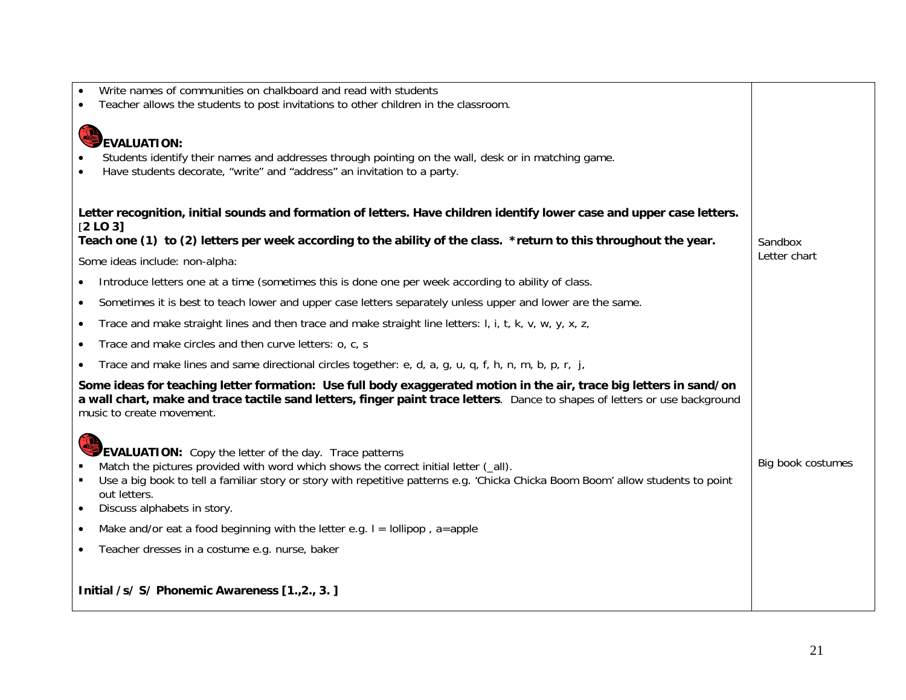| | |
|---|---|
| • Write names of communities on chalkboard and read with students<br>• Teacher allows the students to post invitations to other children in the classroom.<br><br>**EVALUATION:**<br>• Students identify their names and addresses through pointing on the wall, desk or in matching game.<br>• Have students decorate, "write" and "address" an invitation to a party.<br><br>**Letter recognition, initial sounds and formation of letters. Have children identify lower case and upper case letters.** [**2 LO 3]**<br>**Teach one (1) to (2) letters per week according to the ability of the class. *return to this throughout the year.**<br>Some ideas include: non-alpha:<br>• Introduce letters one at a time (sometimes this is done one per week according to ability of class.<br>• Sometimes it is best to teach lower and upper case letters separately unless upper and lower are the same.<br>• Trace and make straight lines and then trace and make straight line letters: l, i, t, k, v, w, y, x, z,<br>• Trace and make circles and then curve letters: o, c, s<br>• Trace and make lines and same directional circles together: e, d, a, g, u, q, f, h, n, m, b, p, r, j,<br><br>**Some ideas for teaching letter formation: Use full body exaggerated motion in the air, trace big letters in sand/on a wall chart, make and trace tactile sand letters, finger paint trace letters**. Dance to shapes of letters or use background music to create movement. | Sandbox<br>Letter chart |
| **EVALUATION:** Copy the letter of the day. Trace patterns<br>▪ Match the pictures provided with word which shows the correct initial letter (_all).<br>▪ Use a big book to tell a familiar story or story with repetitive patterns e.g. 'Chicka Chicka Boom Boom' allow students to point out letters.<br>• Discuss alphabets in story.<br>• Make and/or eat a food beginning with the letter e.g. l = lollipop , a=apple<br>• Teacher dresses in a costume e.g. nurse, baker<br><br>**Initial /s/ S/ Phonemic Awareness [1.,2., 3. ]** | Big book costumes |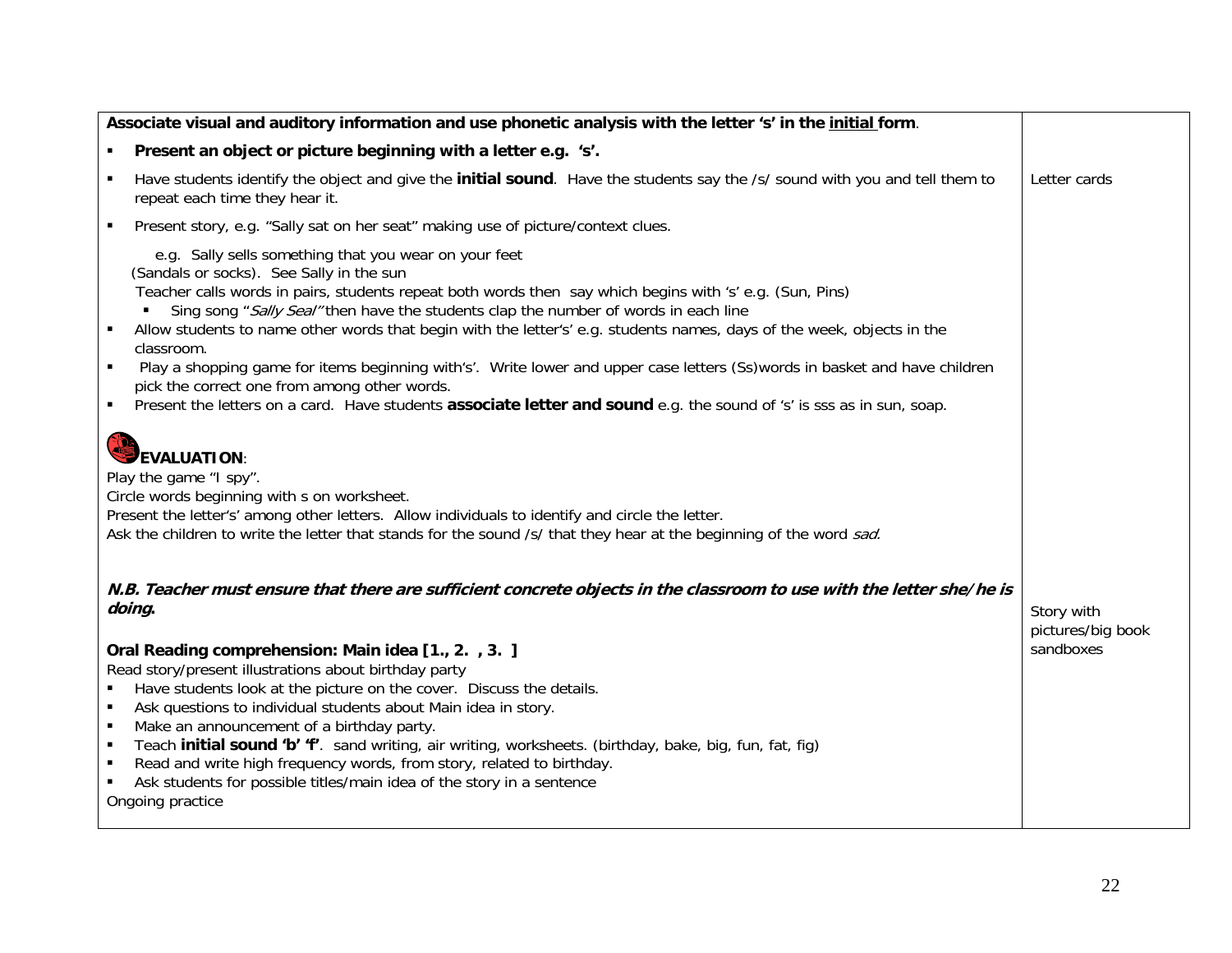| | |
|---|---|
| **Associate visual and auditory information and use phonetic analysis with the letter 's' in the <u>initial</u> form.**<br><br>▪ **Present an object or picture beginning with a letter e.g. 's'.**<br>▪ Have students identify the object and give the **initial sound**. Have the students say the /s/ sound with you and tell them to repeat each time they hear it.<br>▪ Present story, e.g. "Sally sat on her seat" making use of picture/context clues.<br><br>e.g. Sally sells something that you wear on your feet (Sandals or socks). See Sally in the sun<br>Teacher calls words in pairs, students repeat both words then say which begins with 's' e.g. (Sun, Pins)<br>▪ Sing song "*Sally Seal*" then have the students clap the number of words in each line<br>▪ Allow students to name other words that begin with the letter's' e.g. students names, days of the week, objects in the classroom.<br>▪ Play a shopping game for items beginning with's'. Write lower and upper case letters (Ss)words in basket and have children pick the correct one from among other words.<br>▪ Present the letters on a card. Have students **associate letter and sound** e.g. the sound of 's' is sss as in sun, soap.<br><br>**EVALUATION**:<br>Play the game "I spy".<br>Circle words beginning with s on worksheet.<br>Present the letter's' among other letters. Allow individuals to identify and circle the letter.<br>Ask the children to write the letter that stands for the sound /s/ that they hear at the beginning of the word *sad.*<br><br>***N.B. Teacher must ensure that there are sufficient concrete objects in the classroom to use with the letter she/he is doing.***<br><br>**Oral Reading comprehension: Main idea [1., 2. , 3. ]**<br>Read story/present illustrations about birthday party<br>▪ Have students look at the picture on the cover. Discuss the details.<br>▪ Ask questions to individual students about Main idea in story.<br>▪ Make an announcement of a birthday party.<br>▪ Teach **initial sound 'b' 'f'**. sand writing, air writing, worksheets. (birthday, bake, big, fun, fat, fig)<br>▪ Read and write high frequency words, from story, related to birthday.<br>▪ Ask students for possible titles/main idea of the story in a sentence<br>Ongoing practice | Letter cards<br><br>Story with pictures/big book sandboxes |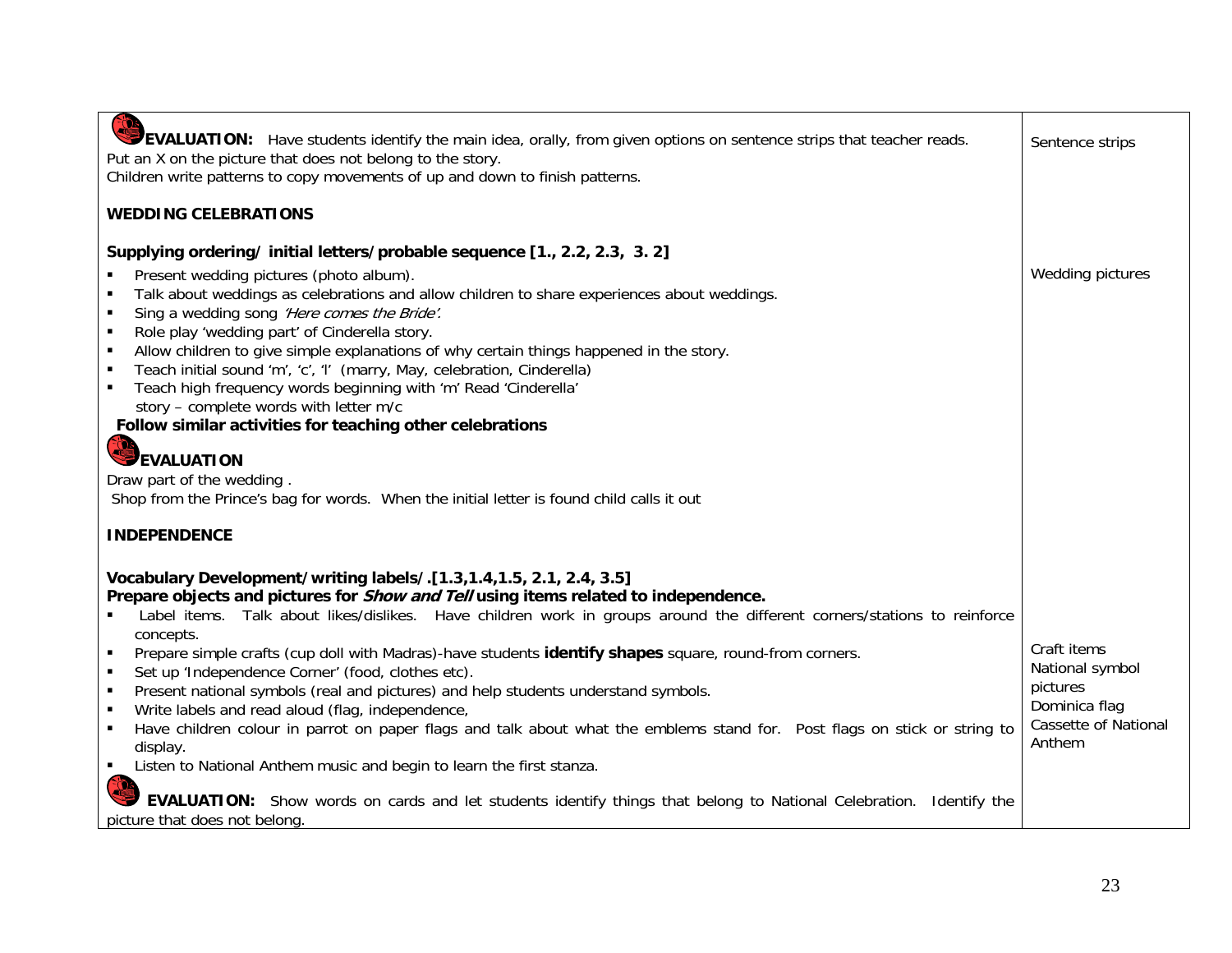| | |
|---|---|
| **EVALUATION:** Have students identify the main idea, orally, from given options on sentence strips that teacher reads.<br>Put an X on the picture that does not belong to the story.<br>Children write patterns to copy movements of up and down to finish patterns. | Sentence strips |
| **WEDDING CELEBRATIONS**<br><br>**Supplying ordering/ initial letters/probable sequence [1., 2.2, 2.3, 3. 2]**<br>▪ Present wedding pictures (photo album).<br>▪ Talk about weddings as celebrations and allow children to share experiences about weddings.<br>▪ Sing a wedding song *'Here comes the Bride'.*<br>▪ Role play 'wedding part' of Cinderella story.<br>▪ Allow children to give simple explanations of why certain things happened in the story.<br>▪ Teach initial sound 'm', 'c', 'l' (marry, May, celebration, Cinderella)<br>▪ Teach high frequency words beginning with 'm' Read 'Cinderella' story – complete words with letter m/c<br>**Follow similar activities for teaching other celebrations** | Wedding pictures |
| **EVALUATION**<br>Draw part of the wedding .<br>Shop from the Prince's bag for words. When the initial letter is found child calls it out | |
| **INDEPENDENCE**<br><br>**Vocabulary Development/writing labels/.[1.3,1.4,1.5, 2.1, 2.4, 3.5]**<br>**Prepare objects and pictures for *Show and Tell* using items related to independence.**<br>▪ Label items. Talk about likes/dislikes. Have children work in groups around the different corners/stations to reinforce concepts.<br>▪ Prepare simple crafts (cup doll with Madras)-have students **identify shapes** square, round-from corners.<br>▪ Set up 'Independence Corner' (food, clothes etc).<br>▪ Present national symbols (real and pictures) and help students understand symbols.<br>▪ Write labels and read aloud (flag, independence,<br>▪ Have children colour in parrot on paper flags and talk about what the emblems stand for. Post flags on stick or string to display.<br>▪ Listen to National Anthem music and begin to learn the first stanza. | Craft items<br>National symbol pictures<br>Dominica flag<br>Cassette of National Anthem |
| **EVALUATION:** Show words on cards and let students identify things that belong to National Celebration. Identify the picture that does not belong. | |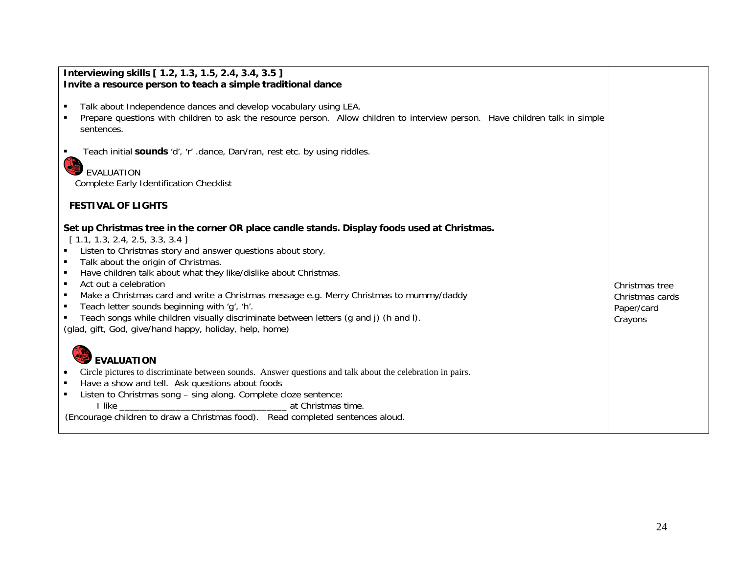| | |
|---|---|
| **Interviewing skills [ 1.2, 1.3, 1.5, 2.4, 3.4, 3.5 ]**<br>**Invite a resource person to teach a simple traditional dance**<br><br>▪ Talk about Independence dances and develop vocabulary using LEA.<br>▪ Prepare questions with children to ask the resource person. Allow children to interview person. Have children talk in simple sentences.<br><br>▪ Teach initial **sounds** 'd', 'r' .dance, Dan/ran, rest etc. by using riddles.<br><br>EVALUATION<br>Complete Early Identification Checklist<br><br>**FESTIVAL OF LIGHTS**<br><br>**Set up Christmas tree in the corner OR place candle stands. Display foods used at Christmas.**<br>[ 1.1, 1.3, 2.4, 2.5, 3.3, 3.4 ]<br>▪ Listen to Christmas story and answer questions about story.<br>▪ Talk about the origin of Christmas.<br>▪ Have children talk about what they like/dislike about Christmas.<br>▪ Act out a celebration<br>▪ Make a Christmas card and write a Christmas message e.g. Merry Christmas to mummy/daddy<br>▪ Teach letter sounds beginning with 'g', 'h'.<br>▪ Teach songs while children visually discriminate between letters (g and j) (h and l).<br>(glad, gift, God, give/hand happy, holiday, help, home)<br><br>**EVALUATION**<br>• Circle pictures to discriminate between sounds. Answer questions and talk about the celebration in pairs.<br>▪ Have a show and tell. Ask questions about foods<br>▪ Listen to Christmas song – sing along. Complete cloze sentence:<br>I like _______________________________ at Christmas time.<br>(Encourage children to draw a Christmas food). Read completed sentences aloud. | Christmas tree<br>Christmas cards<br>Paper/card<br>Crayons |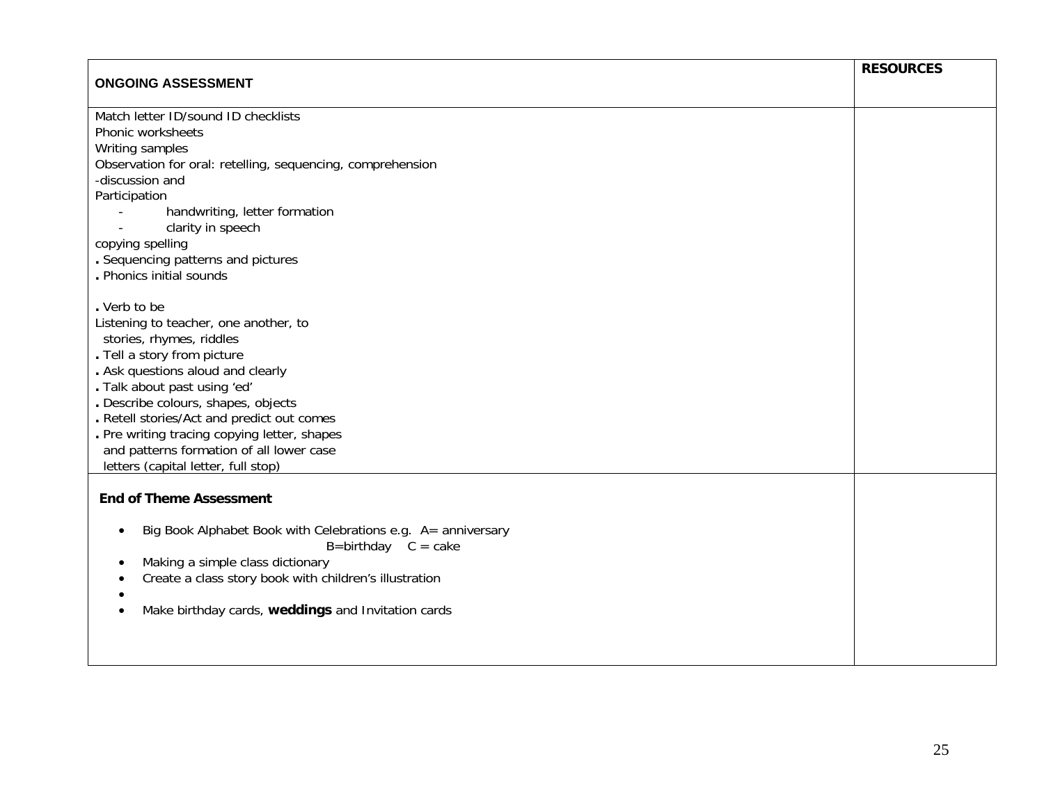| ONGOING ASSESSMENT | RESOURCES |
|---|---|
| Match letter ID/sound ID checklists<br>Phonic worksheets<br>Writing samples<br>Observation for oral: retelling, sequencing, comprehension<br>-discussion and<br>Participation<br>- handwriting, letter formation<br>- clarity in speech<br>copying spelling<br>. Sequencing patterns and pictures<br>. Phonics initial sounds<br><br>. Verb to be<br>Listening to teacher, one another, to stories, rhymes, riddles<br>. Tell a story from picture<br>. Ask questions aloud and clearly<br>. Talk about past using 'ed'<br>. Describe colours, shapes, objects<br>. Retell stories/Act and predict out comes<br>. Pre writing tracing copying letter, shapes and patterns formation of all lower case letters (capital letter, full stop) | |
| **End of Theme Assessment**<br><br>• Big Book Alphabet Book with Celebrations e.g. A= anniversary B=birthday C = cake<br>• Making a simple class dictionary<br>• Create a class story book with children's illustration<br>•<br>• Make birthday cards, **weddings** and Invitation cards | |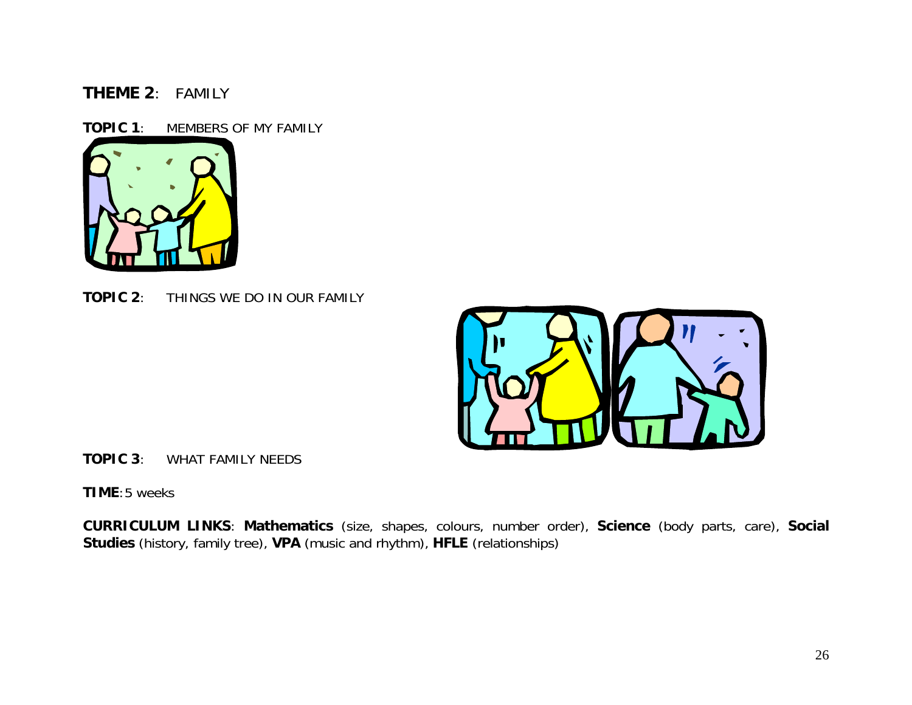**THEME 2**: FAMILY

**TOPIC 1**: MEMBERS OF MY FAMILY

**TOPIC 2**: THINGS WE DO IN OUR FAMILY

**TOPIC 3**: WHAT FAMILY NEEDS

**TIME**: 5 weeks

**CURRICULUM LINKS**: **Mathematics** (size, shapes, colours, number order), **Science** (body parts, care), **Social Studies** (history, family tree), **VPA** (music and rhythm), **HFLE** (relationships)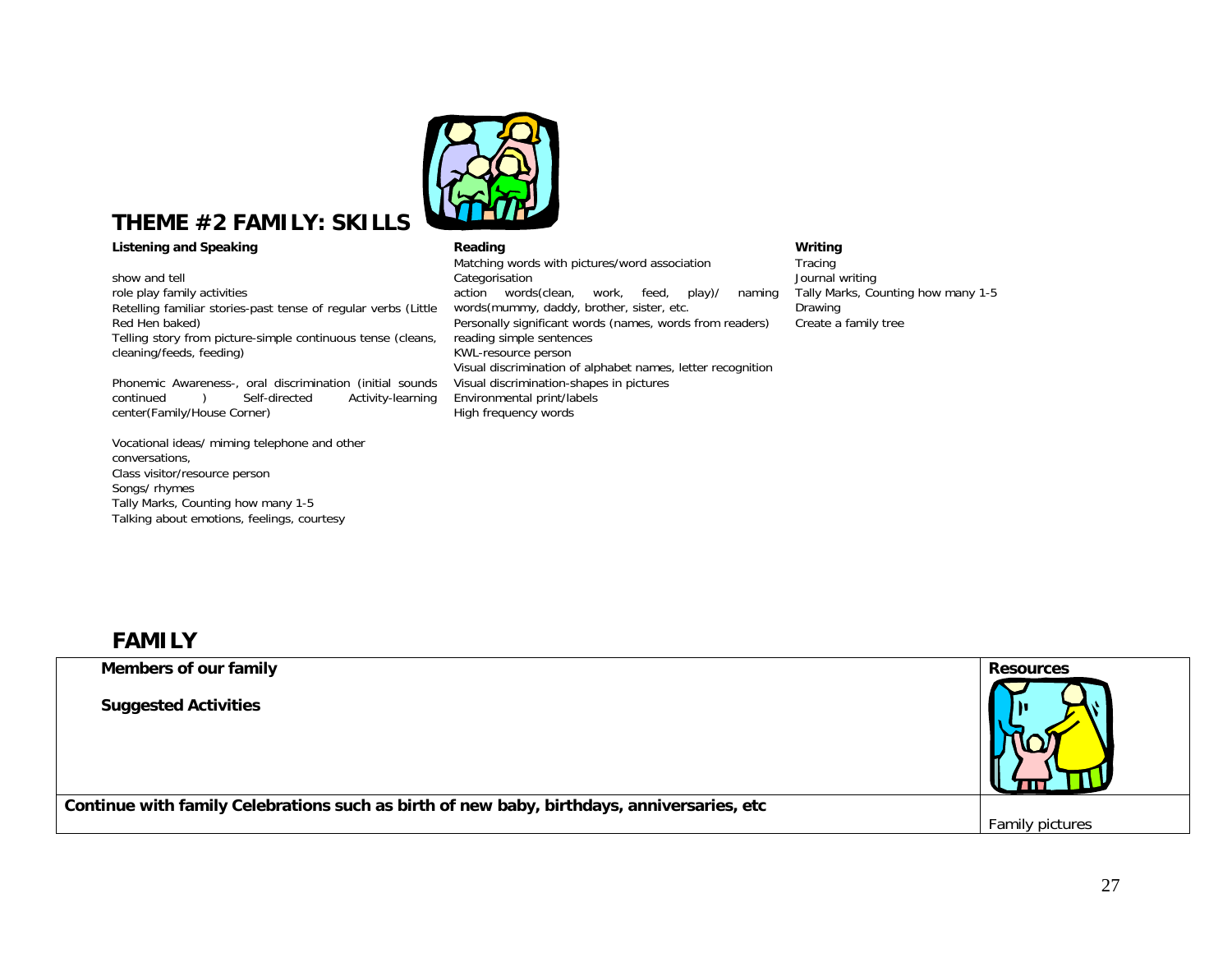# THEME #2 FAMILY: SKILLS

**Listening and Speaking**

show and tell
role play family activities
Retelling familiar stories-past tense of regular verbs (Little Red Hen baked)
Telling story from picture-simple continuous tense (cleans, cleaning/feeds, feeding)

Phonemic Awareness-, oral discrimination (initial sounds continued ) Self-directed Activity-learning center(Family/House Corner)

Vocational ideas/ miming telephone and other conversations,
Class visitor/resource person
Songs/ rhymes
Tally Marks, Counting how many 1-5
Talking about emotions, feelings, courtesy

**Reading**

Matching words with pictures/word association
Categorisation
action words(clean, work, feed, play)/ naming words(mummy, daddy, brother, sister, etc.
Personally significant words (names, words from readers)
reading simple sentences
KWL-resource person
Visual discrimination of alphabet names, letter recognition
Visual discrimination-shapes in pictures
Environmental print/labels
High frequency words

**Writing**

Tracing
Journal writing
Tally Marks, Counting how many 1-5
Drawing
Create a family tree

# FAMILY

| **Members of our family**<br><br>**Suggested Activities** | **Resources** |
|---|---|
| **Continue with family Celebrations such as birth of new baby, birthdays, anniversaries, etc** | Family pictures |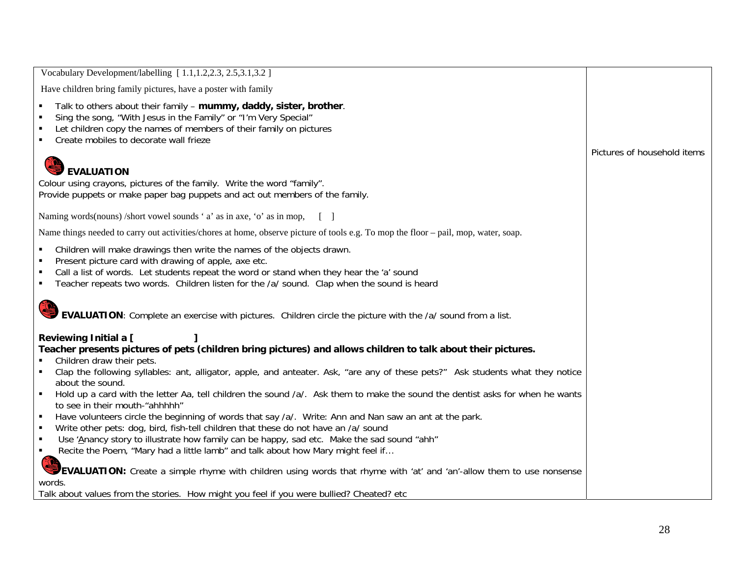| | |
|---|---|
| Vocabulary Development/labelling [ 1.1,1.2,2.3, 2.5,3.1,3.2 ]<br><br>Have children bring family pictures, have a poster with family<br><br>▪ Talk to others about their family – **mummy, daddy, sister, brother**.<br>▪ Sing the song, "With Jesus in the Family" or "I'm Very Special"<br>▪ Let children copy the names of members of their family on pictures<br>▪ Create mobiles to decorate wall frieze<br><br>**EVALUATION**<br>Colour using crayons, pictures of the family. Write the word "family".<br>Provide puppets or make paper bag puppets and act out members of the family.<br><br>Naming words(nouns) /short vowel sounds ' a' as in axe, 'o' as in mop, [ ]<br><br>Name things needed to carry out activities/chores at home, observe picture of tools e.g. To mop the floor – pail, mop, water, soap.<br><br>▪ Children will make drawings then write the names of the objects drawn.<br>▪ Present picture card with drawing of apple, axe etc.<br>▪ Call a list of words. Let students repeat the word or stand when they hear the 'a' sound<br>▪ Teacher repeats two words. Children listen for the /a/ sound. Clap when the sound is heard<br><br>**EVALUATION**: Complete an exercise with pictures. Children circle the picture with the /a/ sound from a list.<br><br>**Reviewing Initial a [ ]**<br>**Teacher presents pictures of pets (children bring pictures) and allows children to talk about their pictures.**<br>▪ Children draw their pets.<br>▪ Clap the following syllables: ant, alligator, apple, and anteater. Ask, "are any of these pets?" Ask students what they notice about the sound.<br>▪ Hold up a card with the letter Aa, tell children the sound /a/. Ask them to make the sound the dentist asks for when he wants to see in their mouth-"ahhhhh"<br>▪ Have volunteers circle the beginning of words that say /a/. Write: Ann and Nan saw an ant at the park.<br>▪ Write other pets: dog, bird, fish-tell children that these do not have an /a/ sound<br>▪ Use 'Anancy story to illustrate how family can be happy, sad etc. Make the sad sound "ahh"<br>▪ Recite the Poem, "Mary had a little lamb" and talk about how Mary might feel if…<br><br>**EVALUATION:** Create a simple rhyme with children using words that rhyme with 'at' and 'an'-allow them to use nonsense words.<br>Talk about values from the stories. How might you feel if you were bullied? Cheated? etc | Pictures of household items |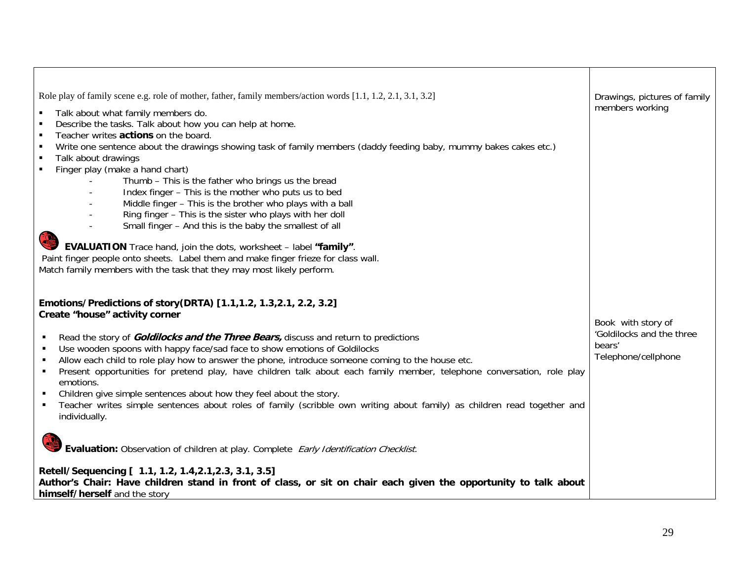| | |
|---|---|
| Role play of family scene e.g. role of mother, father, family members/action words [1.1, 1.2, 2.1, 3.1, 3.2]<br>▪ Talk about what family members do.<br>▪ Describe the tasks. Talk about how you can help at home.<br>▪ Teacher writes **actions** on the board.<br>▪ Write one sentence about the drawings showing task of family members (daddy feeding baby, mummy bakes cakes etc.)<br>▪ Talk about drawings<br>▪ Finger play (make a hand chart)<br>- Thumb – This is the father who brings us the bread<br>- Index finger – This is the mother who puts us to bed<br>- Middle finger – This is the brother who plays with a ball<br>- Ring finger – This is the sister who plays with her doll<br>- Small finger – And this is the baby the smallest of all<br><br>**EVALUATION** Trace hand, join the dots, worksheet – label **"family"**.<br>Paint finger people onto sheets. Label them and make finger frieze for class wall.<br>Match family members with the task that they may most likely perform.<br><br>**Emotions/Predictions of story(DRTA) [1.1,1.2, 1.3,2.1, 2.2, 3.2]**<br>**Create "house" activity corner**<br>▪ Read the story of ***Goldilocks and the Three Bears,*** discuss and return to predictions<br>▪ Use wooden spoons with happy face/sad face to show emotions of Goldilocks<br>▪ Allow each child to role play how to answer the phone, introduce someone coming to the house etc.<br>▪ Present opportunities for pretend play, have children talk about each family member, telephone conversation, role play emotions.<br>▪ Children give simple sentences about how they feel about the story.<br>▪ Teacher writes simple sentences about roles of family (scribble own writing about family) as children read together and individually.<br><br>**Evaluation:** Observation of children at play. Complete *Early Identification Checklist.*<br><br>**Retell/Sequencing [ 1.1, 1.2, 1.4,2.1,2.3, 3.1, 3.5]**<br>**Author's Chair: Have children stand in front of class, or sit on chair each given the opportunity to talk about himself/herself** and the story | Drawings, pictures of family members working<br><br>Book with story of 'Goldilocks and the three bears'<br>Telephone/cellphone |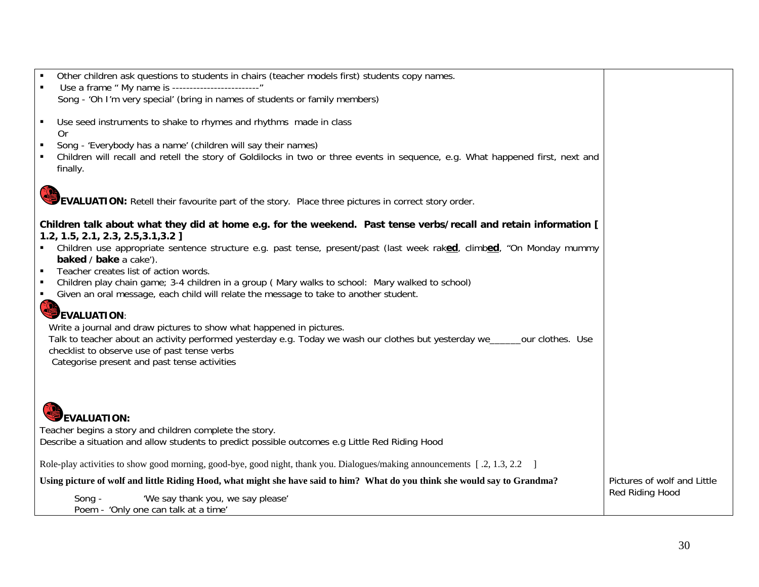| | |
|---|---|
| ▪ Other children ask questions to students in chairs (teacher models first) students copy names.<br>▪ Use a frame " My name is ------------------------"<br>Song - 'Oh I'm very special' (bring in names of students or family members)<br><br>▪ Use seed instruments to shake to rhymes and rhythms made in class<br>Or<br>▪ Song - 'Everybody has a name' (children will say their names)<br>▪ Children will recall and retell the story of Goldilocks in two or three events in sequence, e.g. What happened first, next and finally.<br><br>**EVALUATION:** Retell their favourite part of the story. Place three pictures in correct story order.<br><br>**Children talk about what they did at home e.g. for the weekend. Past tense verbs/recall and retain information [ 1.2, 1.5, 2.1, 2.3, 2.5,3.1,3.2 ]**<br>▪ Children use appropriate sentence structure e.g. past tense, present/past (last week rak**ed**, climb**ed**, "On Monday mummy **baked** / **bake** a cake').<br>▪ Teacher creates list of action words.<br>▪ Children play chain game; 3-4 children in a group ( Mary walks to school: Mary walked to school)<br>▪ Given an oral message, each child will relate the message to take to another student.<br><br>**EVALUATION**:<br>Write a journal and draw pictures to show what happened in pictures.<br>Talk to teacher about an activity performed yesterday e.g. Today we wash our clothes but yesterday we______our clothes. Use checklist to observe use of past tense verbs<br>Categorise present and past tense activities<br><br>**EVALUATION:**<br>Teacher begins a story and children complete the story.<br>Describe a situation and allow students to predict possible outcomes e.g Little Red Riding Hood<br><br>Role-play activities to show good morning, good-bye, good night, thank you. Dialogues/making announcements [ .2, 1.3, 2.2 ] | |
| **Using picture of wolf and little Riding Hood, what might she have said to him? What do you think she would say to Grandma?**<br>Song - 'We say thank you, we say please'<br>Poem - 'Only one can talk at a time' | Pictures of wolf and Little Red Riding Hood |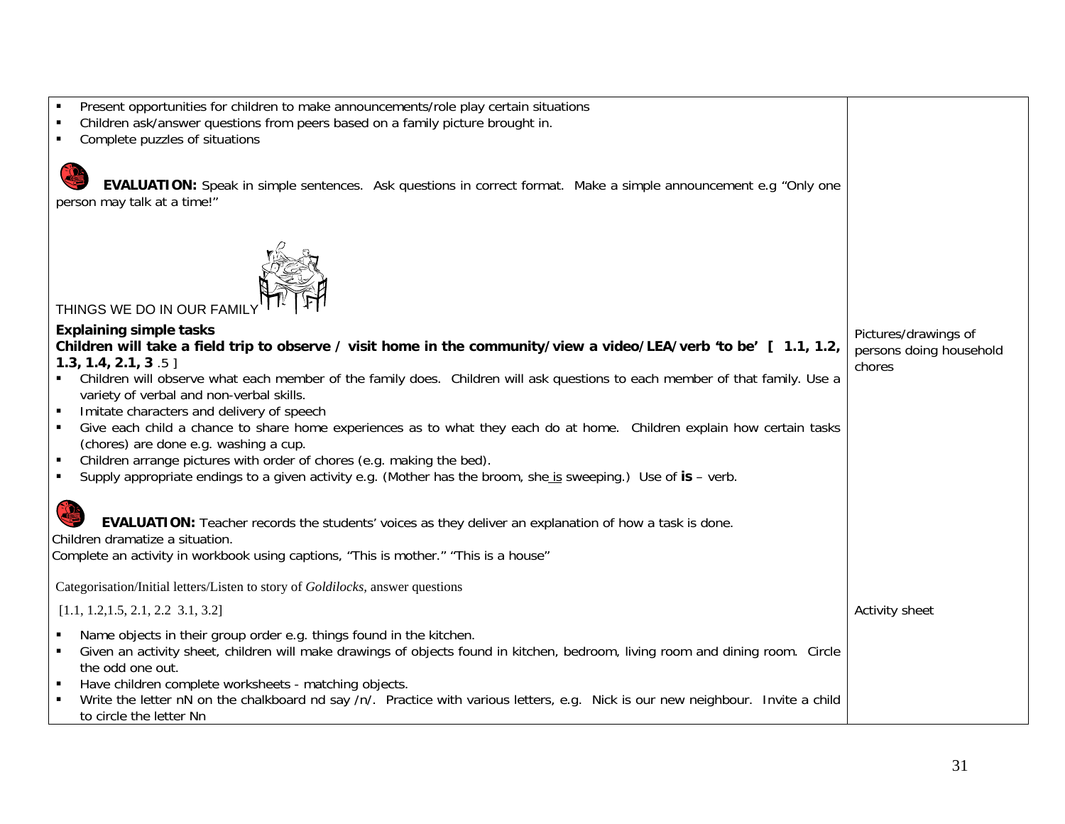| | |
|---|---|
| ▪ Present opportunities for children to make announcements/role play certain situations<br>▪ Children ask/answer questions from peers based on a family picture brought in.<br>▪ Complete puzzles of situations<br><br>**EVALUATION:** Speak in simple sentences. Ask questions in correct format. Make a simple announcement e.g "Only one person may talk at a time!"<br><br>THINGS WE DO IN OUR FAMILY<br><br>**Explaining simple tasks**<br>**Children will take a field trip to observe / visit home in the community/view a video/LEA/verb 'to be' [ 1.1, 1.2, 1.3, 1.4, 2.1, 3** .5 ]<br>▪ Children will observe what each member of the family does. Children will ask questions to each member of that family. Use a variety of verbal and non-verbal skills.<br>▪ Imitate characters and delivery of speech<br>▪ Give each child a chance to share home experiences as to what they each do at home. Children explain how certain tasks (chores) are done e.g. washing a cup.<br>▪ Children arrange pictures with order of chores (e.g. making the bed).<br>▪ Supply appropriate endings to a given activity e.g. (Mother has the broom, she <u>is</u> sweeping.) Use of **is** – verb.<br><br>**EVALUATION:** Teacher records the students' voices as they deliver an explanation of how a task is done.<br>Children dramatize a situation.<br>Complete an activity in workbook using captions, "This is mother." "This is a house" | <br><br><br><br><br><br><br><br>Pictures/drawings of persons doing household chores |
| Categorisation/Initial letters/Listen to story of *Goldilocks*, answer questions<br><br>[1.1, 1.2,1.5, 2.1, 2.2 3.1, 3.2]<br><br>▪ Name objects in their group order e.g. things found in the kitchen.<br>▪ Given an activity sheet, children will make drawings of objects found in kitchen, bedroom, living room and dining room. Circle the odd one out.<br>▪ Have children complete worksheets - matching objects.<br>▪ Write the letter nN on the chalkboard nd say /n/. Practice with various letters, e.g. Nick is our new neighbour. Invite a child to circle the letter Nn | <br><br>Activity sheet |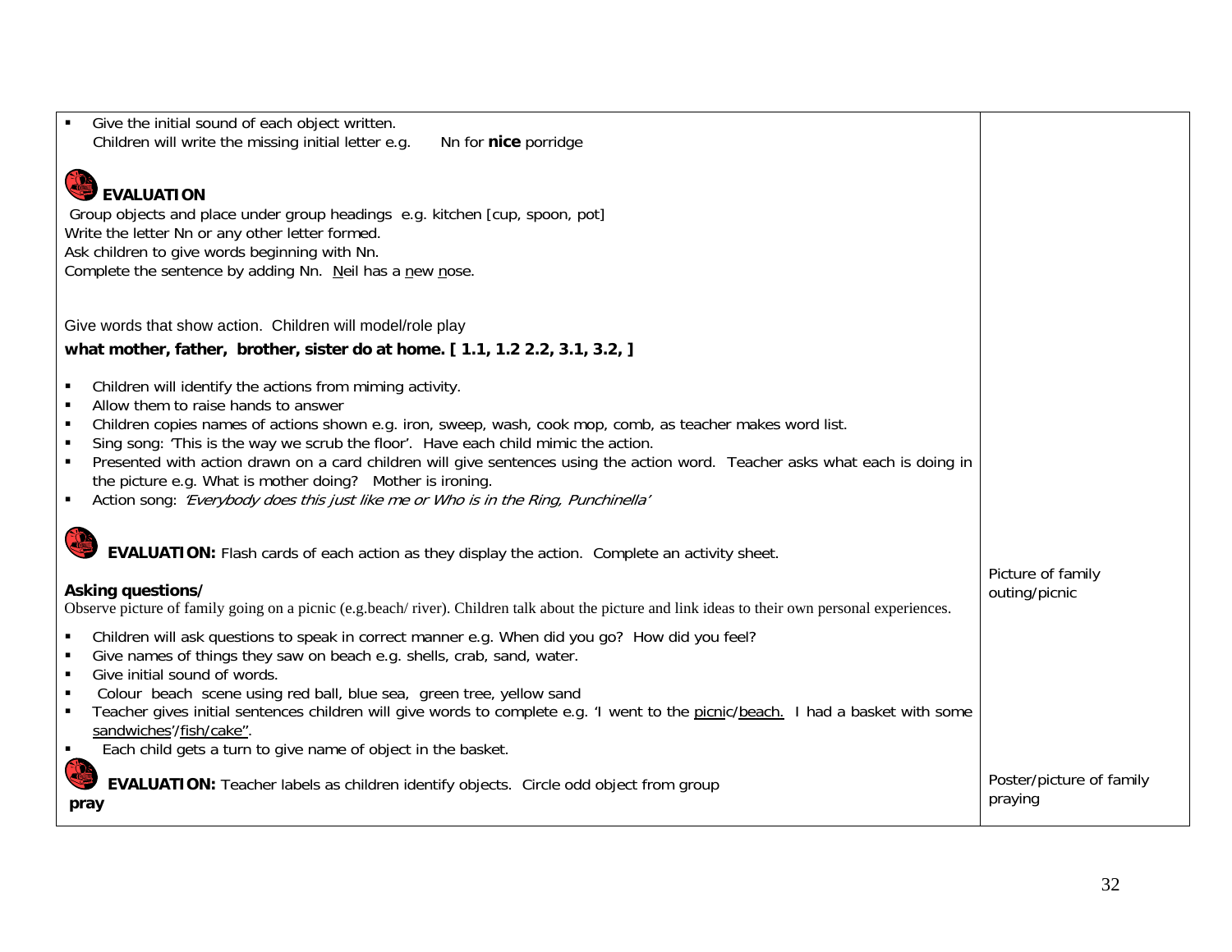| | |
|---|---|
| ▪ Give the initial sound of each object written.<br>Children will write the missing initial letter e.g. Nn for **nice** porridge<br><br>**EVALUATION**<br>Group objects and place under group headings e.g. kitchen [cup, spoon, pot]<br>Write the letter Nn or any other letter formed.<br>Ask children to give words beginning with Nn.<br>Complete the sentence by adding Nn. <u>N</u>eil has a <u>n</u>ew <u>n</u>ose.<br><br>Give words that show action. Children will model/role play<br>**what mother, father, brother, sister do at home. [ 1.1, 1.2 2.2, 3.1, 3.2, ]**<br><br>▪ Children will identify the actions from miming activity.<br>▪ Allow them to raise hands to answer<br>▪ Children copies names of actions shown e.g. iron, sweep, wash, cook mop, comb, as teacher makes word list.<br>▪ Sing song: 'This is the way we scrub the floor'. Have each child mimic the action.<br>▪ Presented with action drawn on a card children will give sentences using the action word. Teacher asks what each is doing in the picture e.g. What is mother doing? Mother is ironing.<br>▪ Action song: *'Everybody does this just like me or Who is in the Ring, Punchinella'*<br><br>**EVALUATION:** Flash cards of each action as they display the action. Complete an activity sheet.<br><br>**Asking questions/**<br>Observe picture of family going on a picnic (e.g.beach/ river). Children talk about the picture and link ideas to their own personal experiences.<br><br>▪ Children will ask questions to speak in correct manner e.g. When did you go? How did you feel?<br>▪ Give names of things they saw on beach e.g. shells, crab, sand, water.<br>▪ Give initial sound of words.<br>▪ Colour beach scene using red ball, blue sea, green tree, yellow sand<br>▪ Teacher gives initial sentences children will give words to complete e.g. 'I went to the <u>picnic</u>/<u>beach.</u> I had a basket with some <u>sandwiches</u>'/<u>fish/cake</u>''.<br>▪ Each child gets a turn to give name of object in the basket.<br><br>**EVALUATION:** Teacher labels as children identify objects. Circle odd object from group<br>**pray** | Picture of family outing/picnic<br><br>Poster/picture of family praying |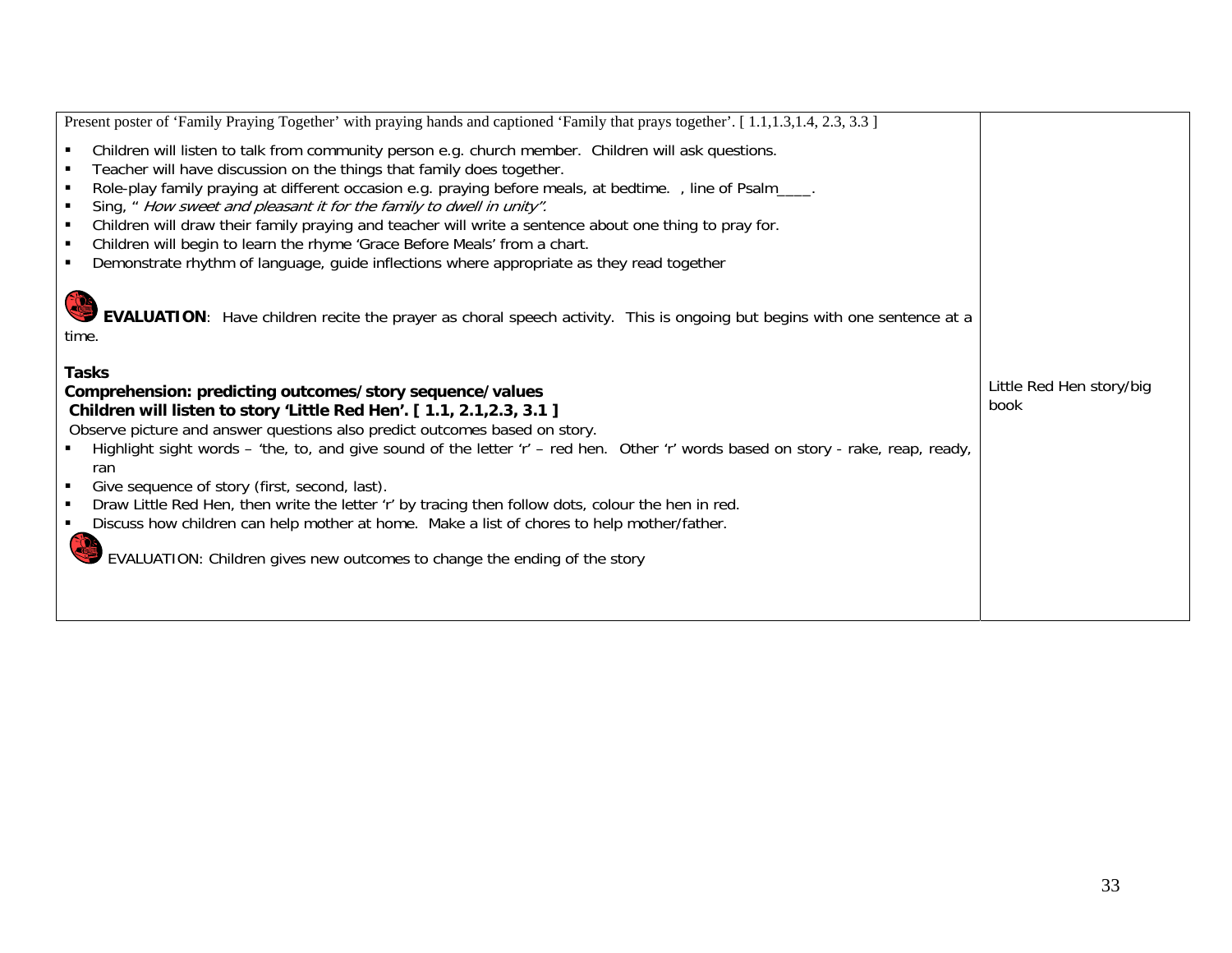| | |
|---|---|
| Present poster of 'Family Praying Together' with praying hands and captioned 'Family that prays together'. [ 1.1,1.3,1.4, 2.3, 3.3 ]<br><br>▪ Children will listen to talk from community person e.g. church member. Children will ask questions.<br>▪ Teacher will have discussion on the things that family does together.<br>▪ Role-play family praying at different occasion e.g. praying before meals, at bedtime. , line of Psalm____.<br>▪ Sing, " *How sweet and pleasant it for the family to dwell in unity".*<br>▪ Children will draw their family praying and teacher will write a sentence about one thing to pray for.<br>▪ Children will begin to learn the rhyme 'Grace Before Meals' from a chart.<br>▪ Demonstrate rhythm of language, guide inflections where appropriate as they read together<br><br>**EVALUATION**: Have children recite the prayer as choral speech activity. This is ongoing but begins with one sentence at a time.<br><br>**Tasks**<br>**Comprehension: predicting outcomes/story sequence/values**<br>**Children will listen to story 'Little Red Hen'. [ 1.1, 2.1,2.3, 3.1 ]**<br>Observe picture and answer questions also predict outcomes based on story.<br>▪ Highlight sight words – 'the, to, and give sound of the letter 'r' – red hen. Other 'r' words based on story - rake, reap, ready, ran<br>▪ Give sequence of story (first, second, last).<br>▪ Draw Little Red Hen, then write the letter 'r' by tracing then follow dots, colour the hen in red.<br>▪ Discuss how children can help mother at home. Make a list of chores to help mother/father.<br><br>EVALUATION: Children gives new outcomes to change the ending of the story | Little Red Hen story/big book |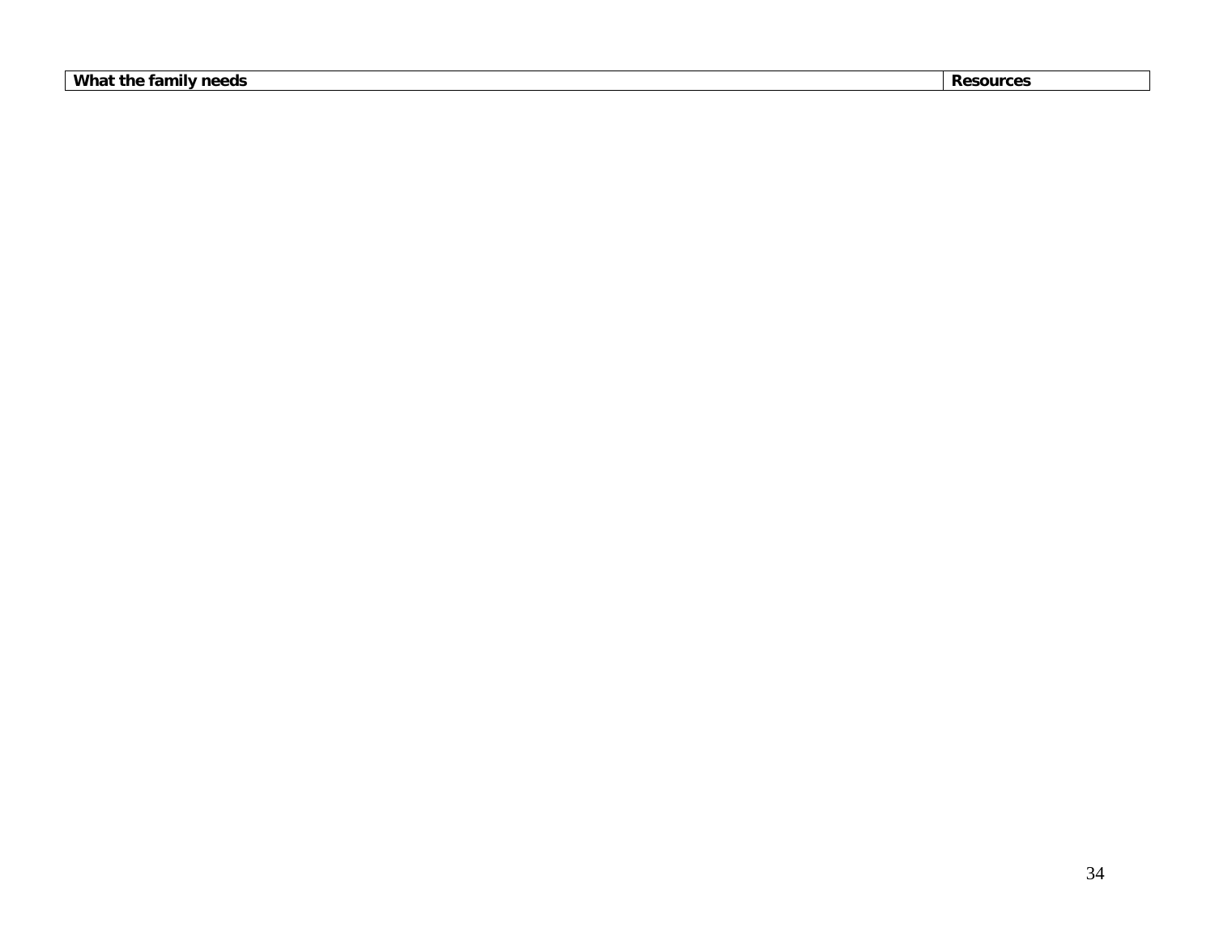| What the family needs | Resources |
| --- | --- |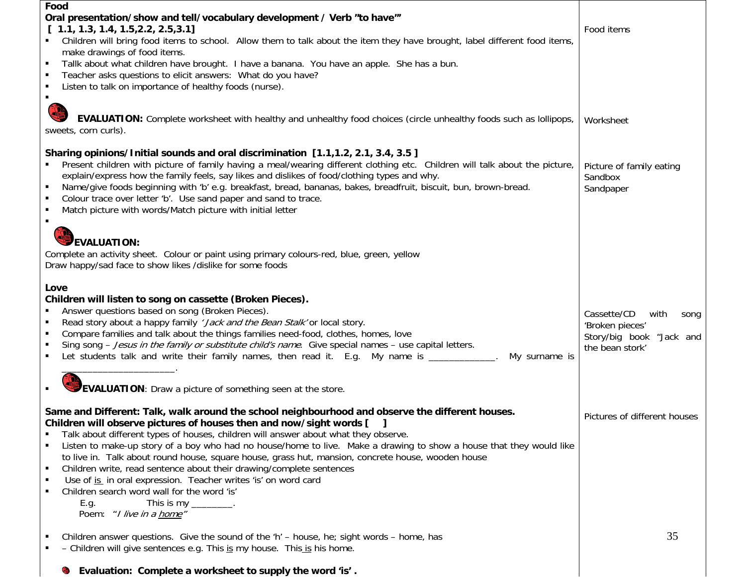| | |
|---|---|
| **Food**<br>**Oral presentation/show and tell/vocabulary development / Verb "to have""**<br>**[ 1.1, 1.3, 1.4, 1.5,2.2, 2.5,3.1]**<br>▪ Children will bring food items to school. Allow them to talk about the item they have brought, label different food items, make drawings of food items.<br>▪ Tallk about what children have brought. I have a banana. You have an apple. She has a bun.<br>▪ Teacher asks questions to elicit answers: What do you have?<br>▪ Listen to talk on importance of healthy foods (nurse).<br>▪<br>**EVALUATION:** Complete worksheet with healthy and unhealthy food choices (circle unhealthy foods such as lollipops, sweets, corn curls). | Food items<br><br>Worksheet |
| **Sharing opinions/Initial sounds and oral discrimination [1.1,1.2, 2.1, 3.4, 3.5 ]**<br>▪ Present children with picture of family having a meal/wearing different clothing etc. Children will talk about the picture, explain/express how the family feels, say likes and dislikes of food/clothing types and why.<br>▪ Name/give foods beginning with 'b' e.g. breakfast, bread, bananas, bakes, breadfruit, biscuit, bun, brown-bread.<br>▪ Colour trace over letter 'b'. Use sand paper and sand to trace.<br>▪ Match picture with words/Match picture with initial letter<br>▪<br>**EVALUATION:**<br>Complete an activity sheet. Colour or paint using primary colours-red, blue, green, yellow<br>Draw happy/sad face to show likes /dislike for some foods | Picture of family eating<br>Sandbox<br>Sandpaper |
| **Love**<br>**Children will listen to song on cassette (Broken Pieces).**<br>▪ Answer questions based on song (Broken Pieces).<br>▪ Read story about a happy family *'Jack and the Bean Stalk'* or local story.<br>▪ Compare families and talk about the things families need-food, clothes, homes, love<br>▪ Sing song – *Jesus in the family or substitute child's name*. Give special names – use capital letters.<br>▪ Let students talk and write their family names, then read it. E.g. My name is _____________. My surname is ____________________.<br>▪ **EVALUATION**: Draw a picture of something seen at the store. | Cassette/CD with song 'Broken pieces'<br>Story/big book "Jack and the bean stork' |
| **Same and Different: Talk, walk around the school neighbourhood and observe the different houses.**<br>**Children will observe pictures of houses then and now/sight words [ ]**<br>▪ Talk about different types of houses, children will answer about what they observe.<br>▪ Listen to make-up story of a boy who had no house/home to live. Make a drawing to show a house that they would like to live in. Talk about round house, square house, grass hut, mansion, concrete house, wooden house<br>▪ Children write, read sentence about their drawing/complete sentences<br>▪ Use of <u>is</u> in oral expression. Teacher writes 'is' on word card<br>▪ Children search word wall for the word 'is'<br>E.g. This is my ________.<br>Poem: "*I live in a <u>home</u>"*<br>▪ Children answer questions. Give the sound of the 'h' – house, he; sight words – home, has<br>▪ – Children will give sentences e.g. This <u>is</u> my house. This <u>is</u> his home.<br>**Evaluation: Complete a worksheet to supply the word 'is' .** | Pictures of different houses |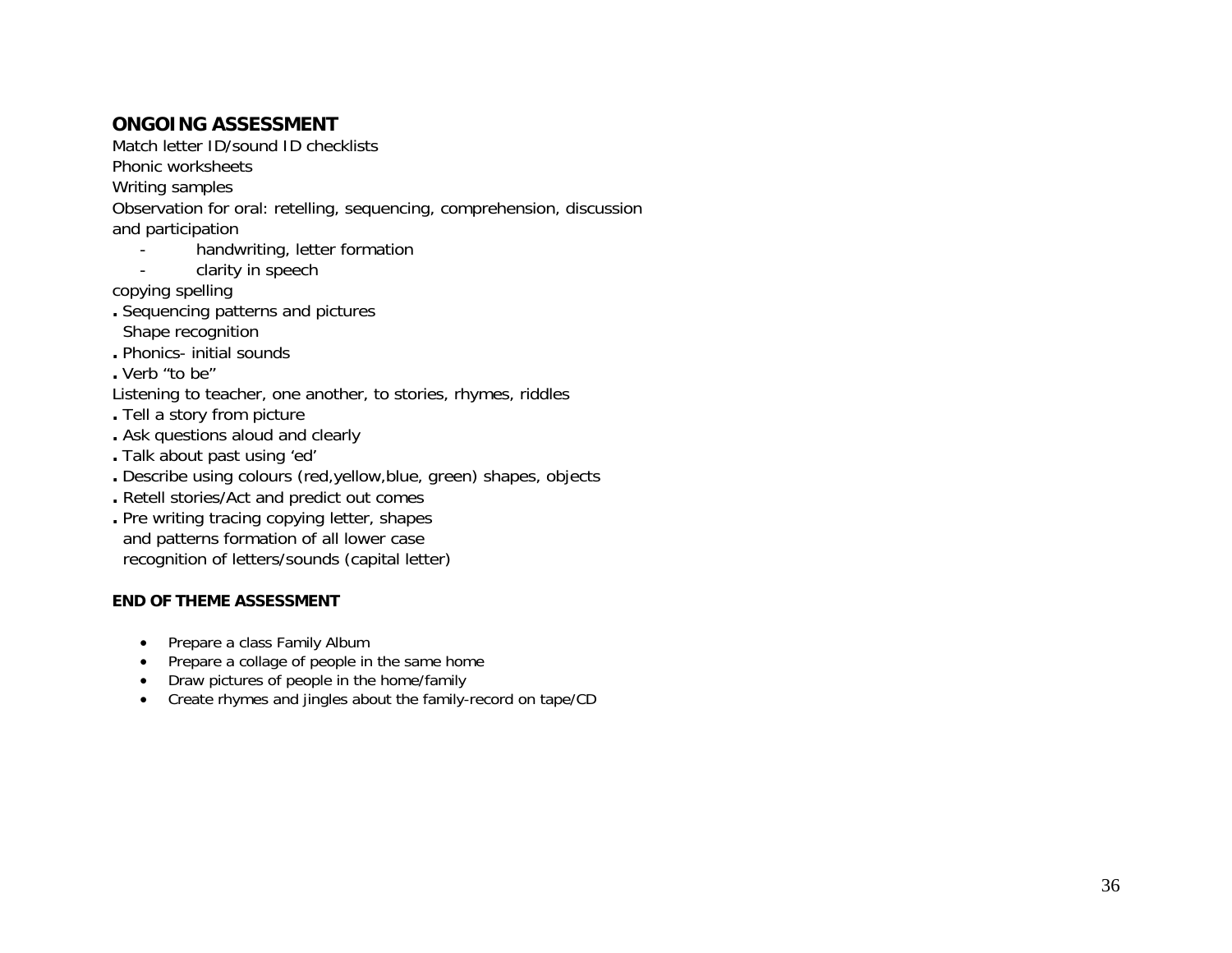## ONGOING ASSESSMENT

Match letter ID/sound ID checklists
Phonic worksheets
Writing samples
Observation for oral: retelling, sequencing, comprehension, discussion and participation

- handwriting, letter formation
- clarity in speech

copying spelling

. Sequencing patterns and pictures
  Shape recognition
. Phonics- initial sounds
. Verb "to be"

Listening to teacher, one another, to stories, rhymes, riddles

. Tell a story from picture
. Ask questions aloud and clearly
. Talk about past using 'ed'
. Describe using colours (red,yellow,blue, green) shapes, objects
. Retell stories/Act and predict out comes
. Pre writing tracing copying letter, shapes
  and patterns formation of all lower case
  recognition of letters/sounds (capital letter)

### END OF THEME ASSESSMENT

- Prepare a class Family Album
- Prepare a collage of people in the same home
- Draw pictures of people in the home/family
- Create rhymes and jingles about the family-record on tape/CD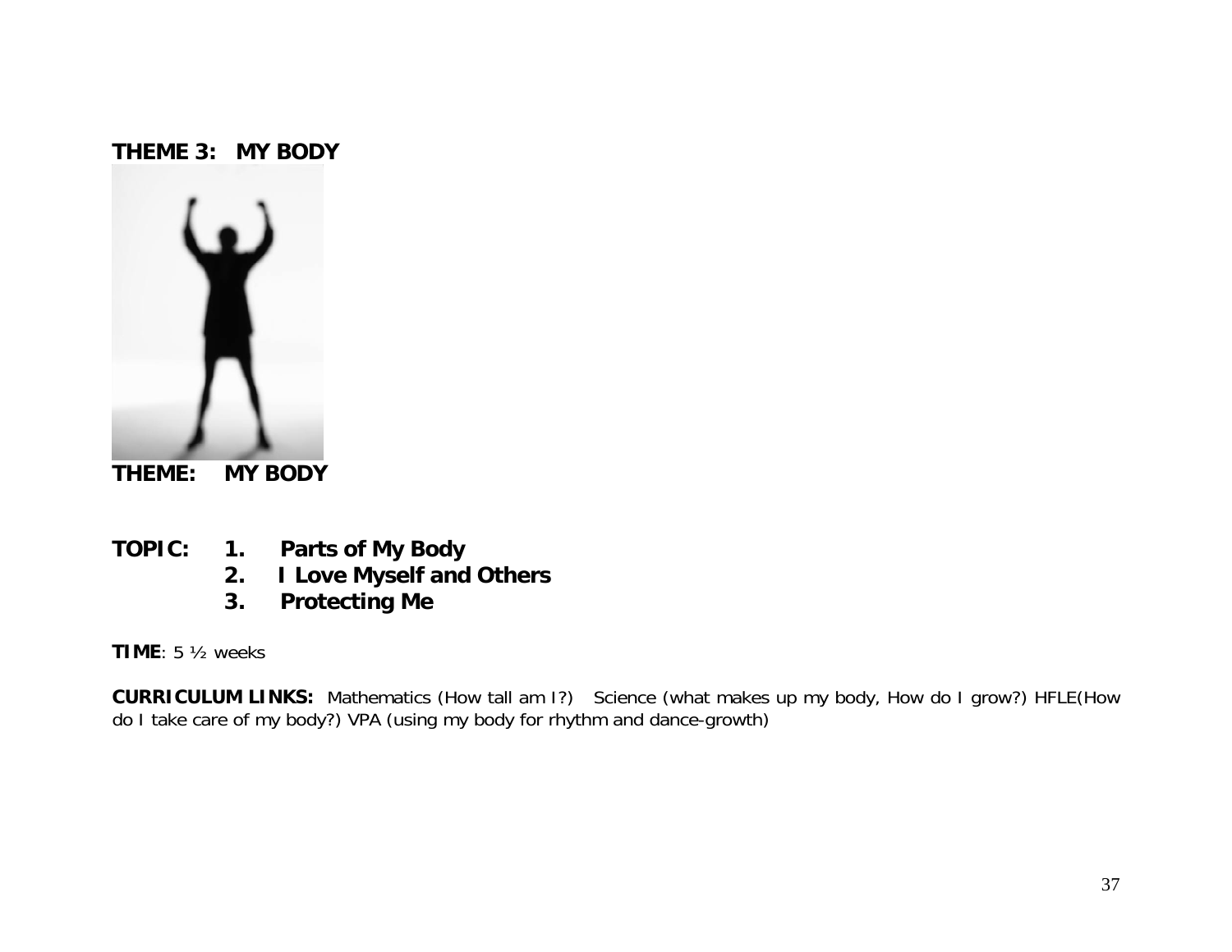## THEME 3: MY BODY

**THEME: MY BODY**

**TOPIC:**
1. **Parts of My Body**
2. **I Love Myself and Others**
3. **Protecting Me**

**TIME**: 5 ½ weeks

**CURRICULUM LINKS:** Mathematics (How tall am I?) Science (what makes up my body, How do I grow?) HFLE(How do I take care of my body?) VPA (using my body for rhythm and dance-growth)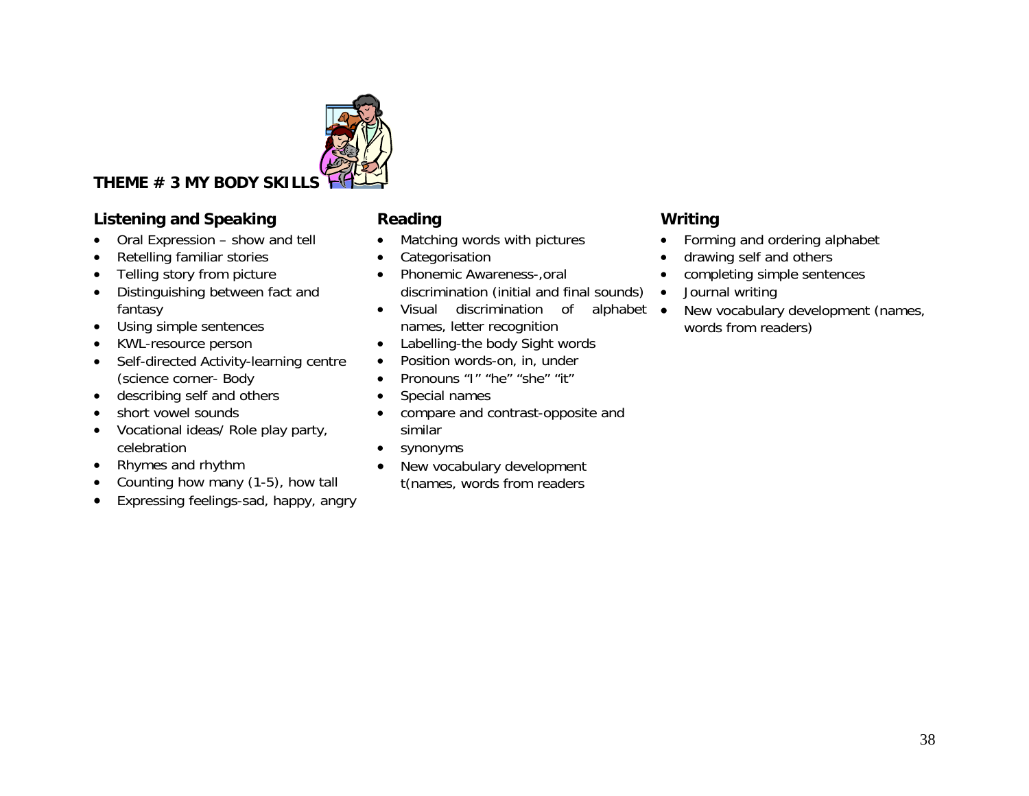# THEME # 3 MY BODY SKILLS

## Listening and Speaking

- Oral Expression – show and tell
- Retelling familiar stories
- Telling story from picture
- Distinguishing between fact and fantasy
- Using simple sentences
- KWL-resource person
- Self-directed Activity-learning centre (science corner- Body
- describing self and others
- short vowel sounds
- Vocational ideas/ Role play party, celebration
- Rhymes and rhythm
- Counting how many (1-5), how tall
- Expressing feelings-sad, happy, angry

## Reading

- Matching words with pictures
- Categorisation
- Phonemic Awareness-,oral discrimination (initial and final sounds)
- Visual discrimination of alphabet names, letter recognition
- Labelling-the body Sight words
- Position words-on, in, under
- Pronouns "I" "he" "she" "it"
- Special names
- compare and contrast-opposite and similar
- synonyms
- New vocabulary development t(names, words from readers

## Writing

- Forming and ordering alphabet
- drawing self and others
- completing simple sentences
- Journal writing
- New vocabulary development (names, words from readers)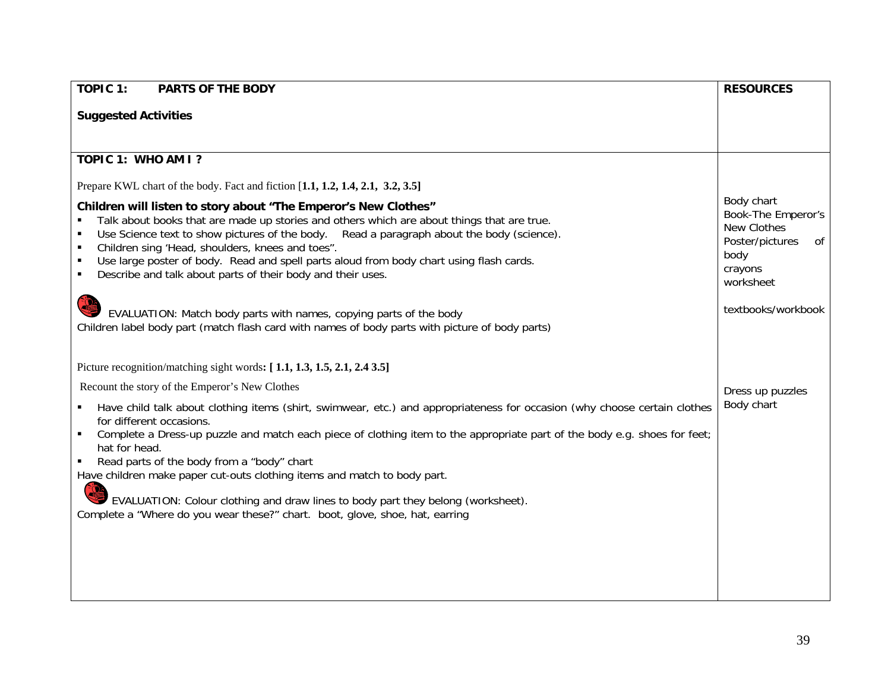| TOPIC 1: PARTS OF THE BODY<br><br>**Suggested Activities** | **RESOURCES** |
|---|---|
| **TOPIC 1: WHO AM I ?**<br><br>Prepare KWL chart of the body. Fact and fiction [**1.1, 1.2, 1.4, 2.1, 3.2, 3.5]**<br><br>**Children will listen to story about "The Emperor's New Clothes"**<br>▪ Talk about books that are made up stories and others which are about things that are true.<br>▪ Use Science text to show pictures of the body. Read a paragraph about the body (science).<br>▪ Children sing 'Head, shoulders, knees and toes".<br>▪ Use large poster of body. Read and spell parts aloud from body chart using flash cards.<br>▪ Describe and talk about parts of their body and their uses.<br><br>EVALUATION: Match body parts with names, copying parts of the body<br>Children label body part (match flash card with names of body parts with picture of body parts)<br><br>Picture recognition/matching sight words**: [ 1.1, 1.3, 1.5, 2.1, 2.4 3.5]**<br><br>Recount the story of the Emperor's New Clothes<br><br>▪ Have child talk about clothing items (shirt, swimwear, etc.) and appropriateness for occasion (why choose certain clothes for different occasions.<br>▪ Complete a Dress-up puzzle and match each piece of clothing item to the appropriate part of the body e.g. shoes for feet; hat for head.<br>▪ Read parts of the body from a "body" chart<br>Have children make paper cut-outs clothing items and match to body part.<br><br>EVALUATION: Colour clothing and draw lines to body part they belong (worksheet).<br>Complete a "Where do you wear these?" chart. boot, glove, shoe, hat, earring | Body chart<br>Book-The Emperor's New Clothes<br>Poster/pictures of body<br>crayons<br>worksheet<br><br>textbooks/workbook<br><br>Dress up puzzles<br>Body chart |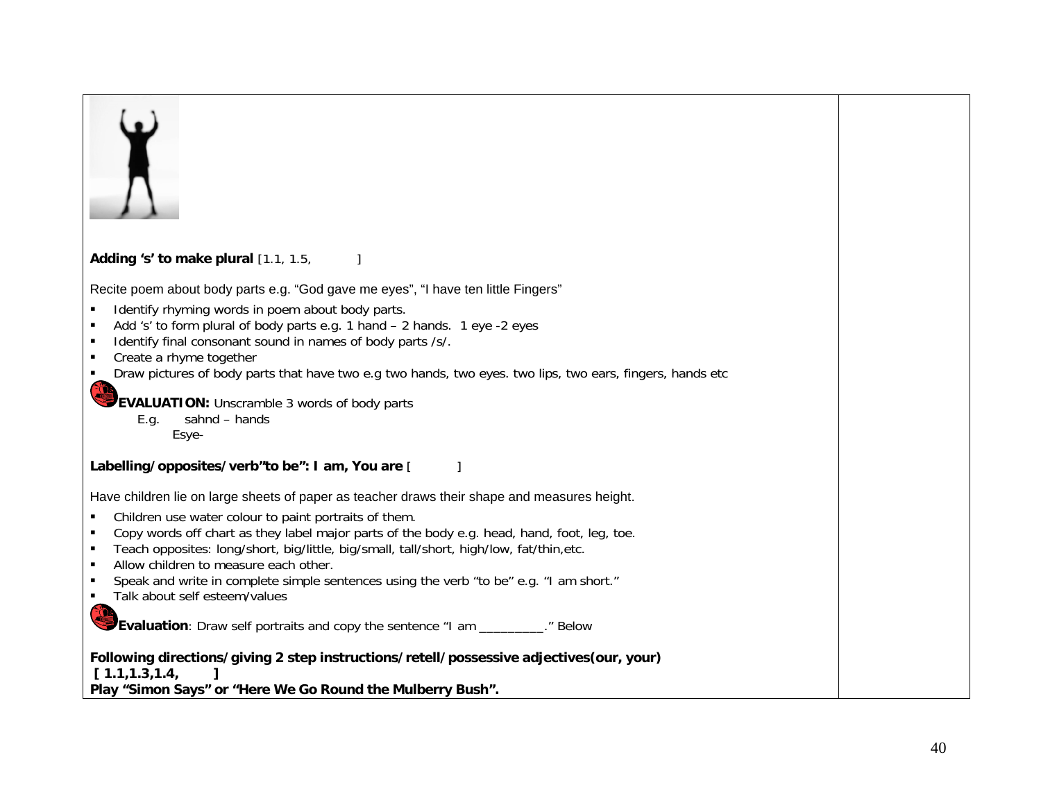**Adding ‘s’ to make plural** [1.1, 1.5, ]

Recite poem about body parts e.g. “God gave me eyes”, “I have ten little Fingers”

- Identify rhyming words in poem about body parts.
- Add ‘s’ to form plural of body parts e.g. 1 hand – 2 hands. 1 eye -2 eyes
- Identify final consonant sound in names of body parts /s/.
- Create a rhyme together
- Draw pictures of body parts that have two e.g two hands, two eyes. two lips, two ears, fingers, hands etc

**EVALUATION:** Unscramble 3 words of body parts

E.g. sahnd – hands
Esye-

**Labelling/opposites/verb”to be”: I am, You are** [ ]

Have children lie on large sheets of paper as teacher draws their shape and measures height.

- Children use water colour to paint portraits of them.
- Copy words off chart as they label major parts of the body e.g. head, hand, foot, leg, toe.
- Teach opposites: long/short, big/little, big/small, tall/short, high/low, fat/thin,etc.
- Allow children to measure each other.
- Speak and write in complete simple sentences using the verb “to be” e.g. “I am short.”
- Talk about self esteem/values

**Evaluation**: Draw self portraits and copy the sentence “I am _________.” Below

**Following directions/giving 2 step instructions/retell/possessive adjectives(our, your)**
**[ 1.1,1.3,1.4, ]**
**Play “Simon Says” or “Here We Go Round the Mulberry Bush”.**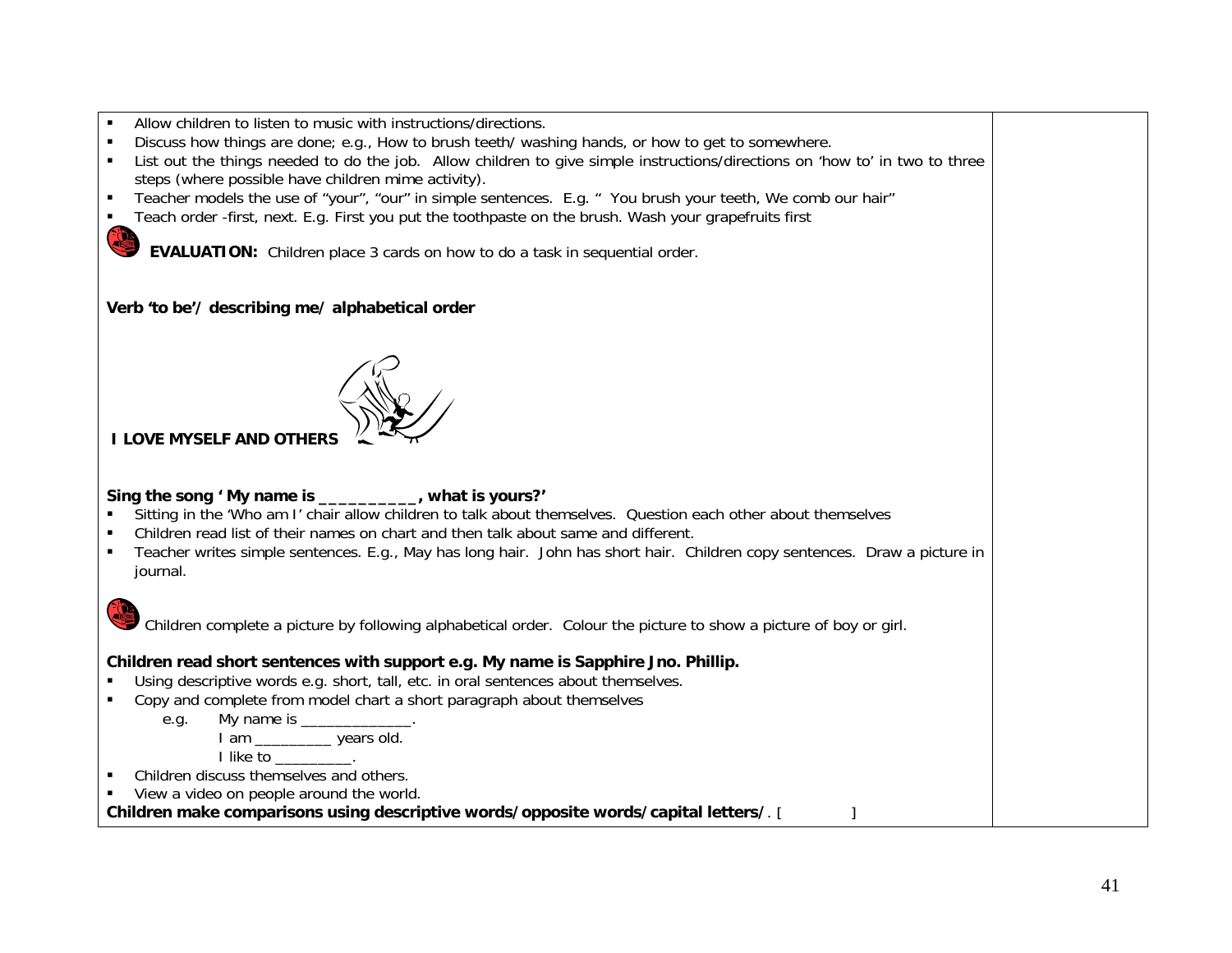- Allow children to listen to music with instructions/directions.
- Discuss how things are done; e.g., How to brush teeth/ washing hands, or how to get to somewhere.
- List out the things needed to do the job. Allow children to give simple instructions/directions on 'how to' in two to three steps (where possible have children mime activity).
- Teacher models the use of "your", "our" in simple sentences. E.g. " You brush your teeth, We comb our hair"
- Teach order -first, next. E.g. First you put the toothpaste on the brush. Wash your grapefruits first

**EVALUATION:** Children place 3 cards on how to do a task in sequential order.

**Verb 'to be'/ describing me/ alphabetical order**

**I LOVE MYSELF AND OTHERS**

**Sing the song ' My name is __________, what is yours?'**

- Sitting in the 'Who am I' chair allow children to talk about themselves. Question each other about themselves
- Children read list of their names on chart and then talk about same and different.
- Teacher writes simple sentences. E.g., May has long hair. John has short hair. Children copy sentences. Draw a picture in journal.

Children complete a picture by following alphabetical order. Colour the picture to show a picture of boy or girl.

**Children read short sentences with support e.g. My name is Sapphire Jno. Phillip.**

- Using descriptive words e.g. short, tall, etc. in oral sentences about themselves.
- Copy and complete from model chart a short paragraph about themselves

  e.g. My name is ______________.
  I am _________ years old.
  I like to _________.
- Children discuss themselves and others.
- View a video on people around the world.

**Children make comparisons using descriptive words/opposite words/capital letters/**. [ ]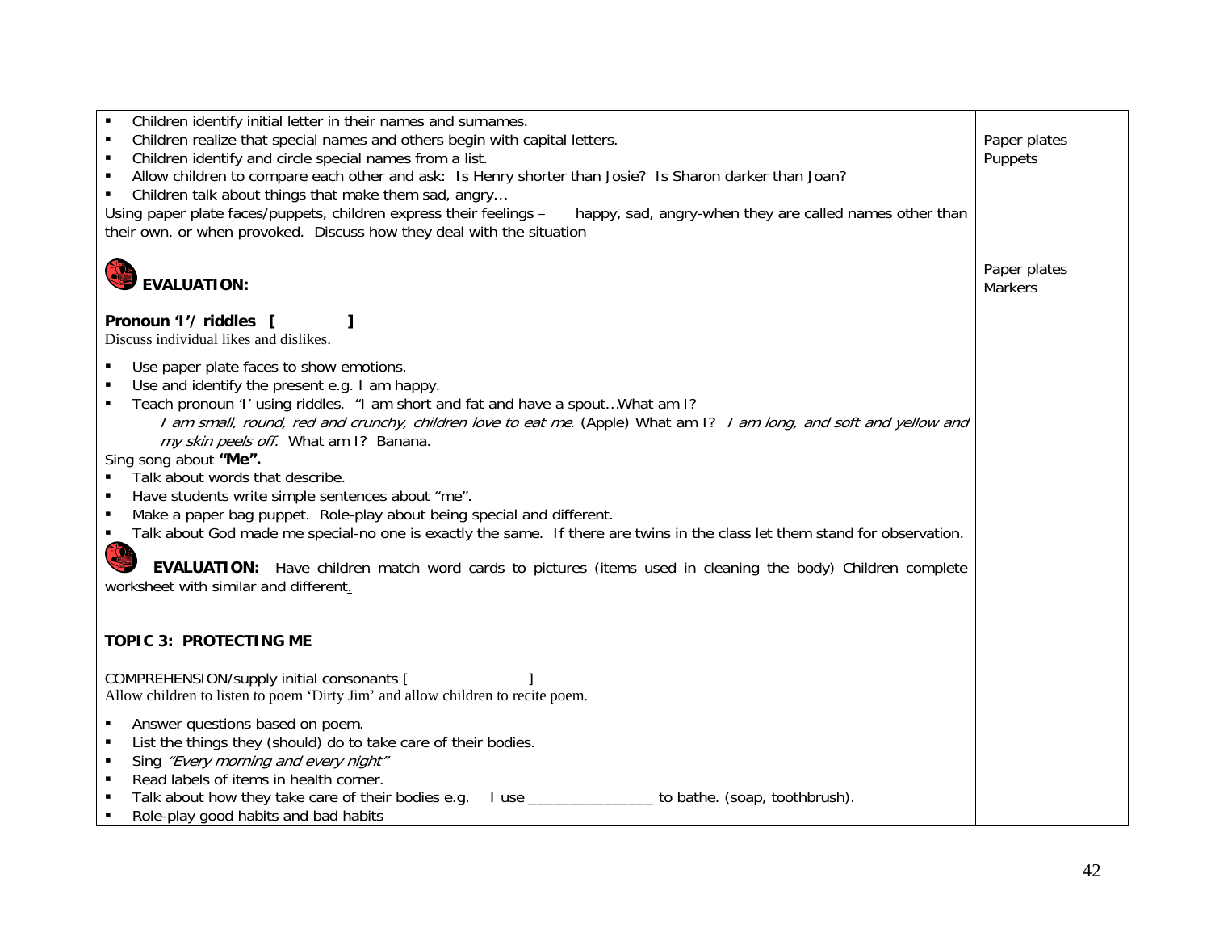| | |
|---|---|
| ▪ Children identify initial letter in their names and surnames.<br>▪ Children realize that special names and others begin with capital letters.<br>▪ Children identify and circle special names from a list.<br>▪ Allow children to compare each other and ask: Is Henry shorter than Josie? Is Sharon darker than Joan?<br>▪ Children talk about things that make them sad, angry…<br>Using paper plate faces/puppets, children express their feelings – happy, sad, angry-when they are called names other than their own, or when provoked. Discuss how they deal with the situation | Paper plates<br>Puppets |
| **EVALUATION:**<br><br>**Pronoun 'I'/ riddles [ ]**<br>Discuss individual likes and dislikes.<br>▪ Use paper plate faces to show emotions.<br>▪ Use and identify the present e.g. I am happy.<br>▪ Teach pronoun 'I' using riddles. "I am short and fat and have a spout…What am I?<br>*I am small, round, red and crunchy, children love to eat me*. (Apple) What am I? *I am long, and soft and yellow and my skin peels off.* What am I? Banana.<br>Sing song about **"Me".**<br>▪ Talk about words that describe.<br>▪ Have students write simple sentences about "me".<br>▪ Make a paper bag puppet. Role-play about being special and different.<br>▪ Talk about God made me special-no one is exactly the same. If there are twins in the class let them stand for observation.<br><br>**EVALUATION:** Have children match word cards to pictures (items used in cleaning the body) Children complete worksheet with similar and different.<br><br>**TOPIC 3: PROTECTING ME**<br><br>COMPREHENSION/supply initial consonants [ ]<br>Allow children to listen to poem 'Dirty Jim' and allow children to recite poem.<br>▪ Answer questions based on poem.<br>▪ List the things they (should) do to take care of their bodies.<br>▪ Sing *"Every morning and every night"*<br>▪ Read labels of items in health corner.<br>▪ Talk about how they take care of their bodies e.g. I use _______________ to bathe. (soap, toothbrush).<br>▪ Role-play good habits and bad habits | Paper plates<br>Markers |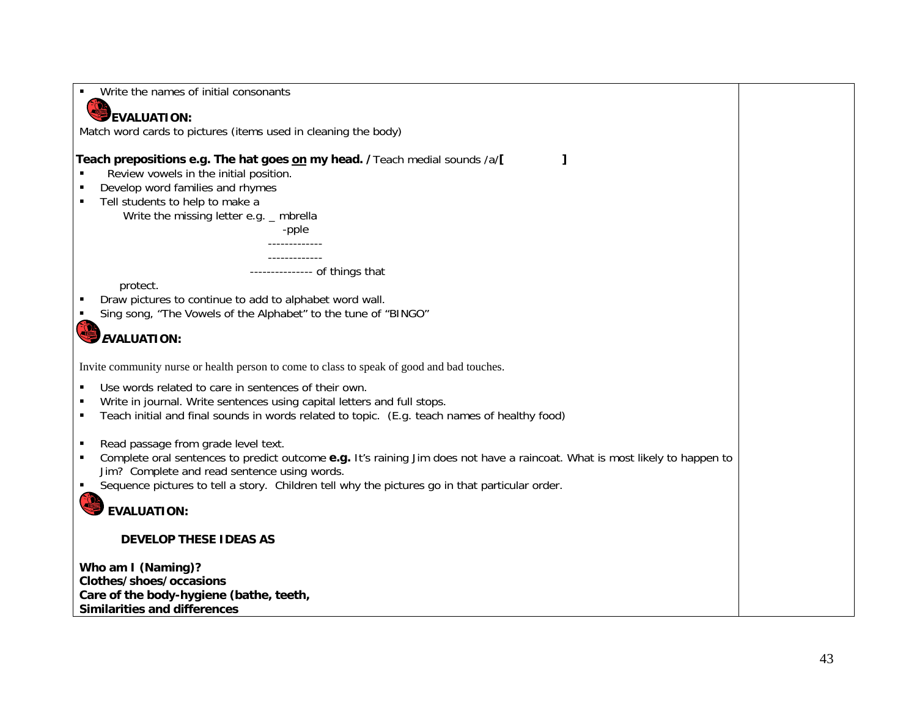- Write the names of initial consonants

**EVALUATION:**

Match word cards to pictures (items used in cleaning the body)

**Teach prepositions e.g. The hat goes <u>on</u> my head. /** Teach medial sounds /a/**[ ]**

- Review vowels in the initial position.
- Develop word families and rhymes
- Tell students to help to make a

  Write the missing letter e.g. _ mbrella

  -pple

  -------------

  -------------

  -------------- of things that protect.
- Draw pictures to continue to add to alphabet word wall.
- Sing song, "The Vowels of the Alphabet" to the tune of "BINGO"

***E*VALUATION:**

Invite community nurse or health person to come to class to speak of good and bad touches.

- Use words related to care in sentences of their own.
- Write in journal. Write sentences using capital letters and full stops.
- Teach initial and final sounds in words related to topic. (E.g. teach names of healthy food)

- Read passage from grade level text.
- Complete oral sentences to predict outcome **e.g.** It's raining Jim does not have a raincoat. What is most likely to happen to Jim? Complete and read sentence using words.
- Sequence pictures to tell a story. Children tell why the pictures go in that particular order.

**EVALUATION:**

**DEVELOP THESE IDEAS AS**

**Who am I (Naming)?**
**Clothes/shoes/occasions**
**Care of the body-hygiene (bathe, teeth,**
**Similarities and differences**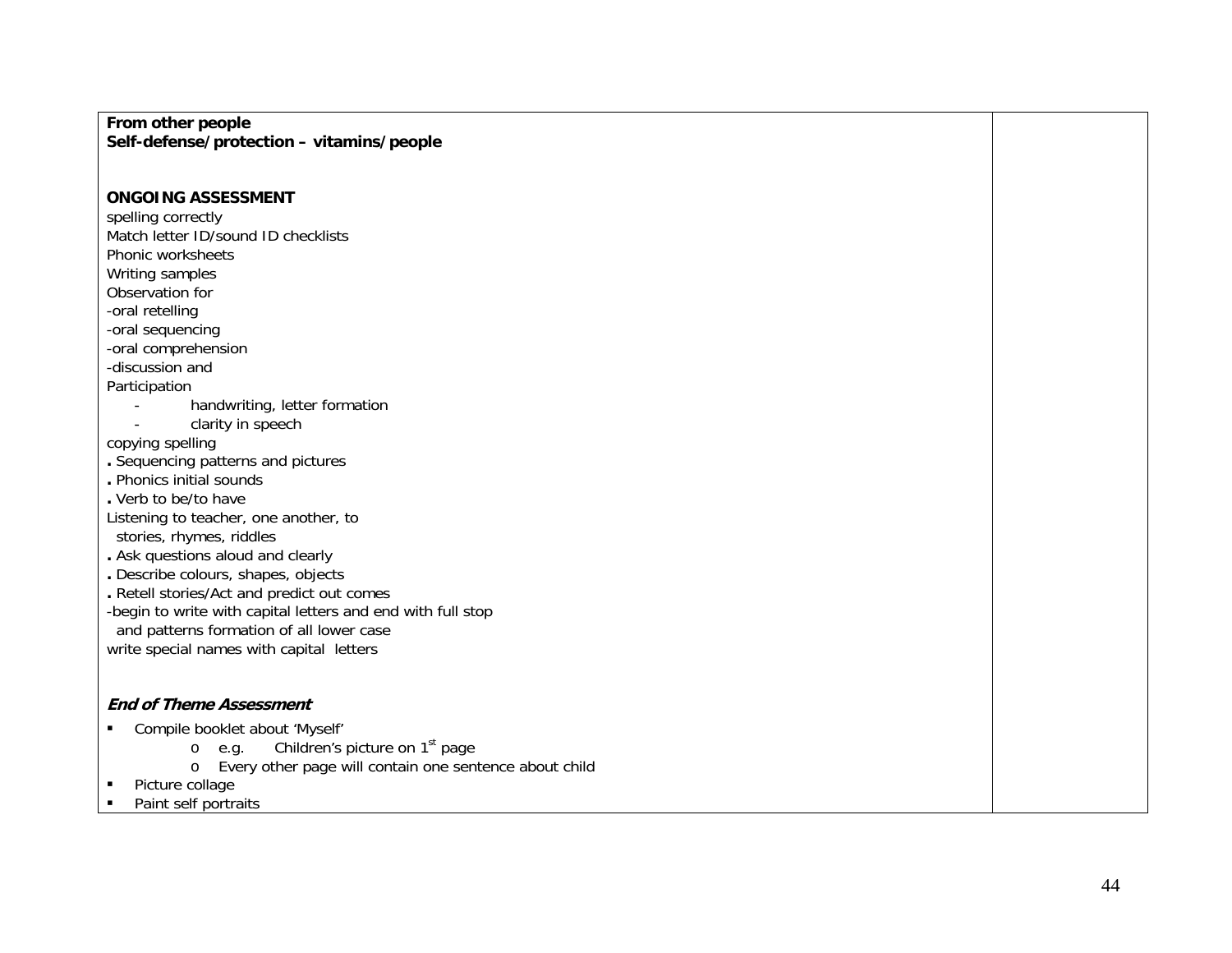| | |
|---|---|
| **From other people**<br>**Self-defense/protection – vitamins/people**<br><br>**ONGOING ASSESSMENT**<br>spelling correctly<br>Match letter ID/sound ID checklists<br>Phonic worksheets<br>Writing samples<br>Observation for<br>-oral retelling<br>-oral sequencing<br>-oral comprehension<br>-discussion and<br>Participation<br>- handwriting, letter formation<br>- clarity in speech<br>copying spelling<br>. Sequencing patterns and pictures<br>. Phonics initial sounds<br>. Verb to be/to have<br>Listening to teacher, one another, to stories, rhymes, riddles<br>. Ask questions aloud and clearly<br>. Describe colours, shapes, objects<br>. Retell stories/Act and predict out comes<br>-begin to write with capital letters and end with full stop and patterns formation of all lower case<br>write special names with capital letters<br><br>***End of Theme Assessment***<br>▪ Compile booklet about 'Myself'<br>o e.g. Children's picture on 1st page<br>o Every other page will contain one sentence about child<br>▪ Picture collage<br>▪ Paint self portraits | |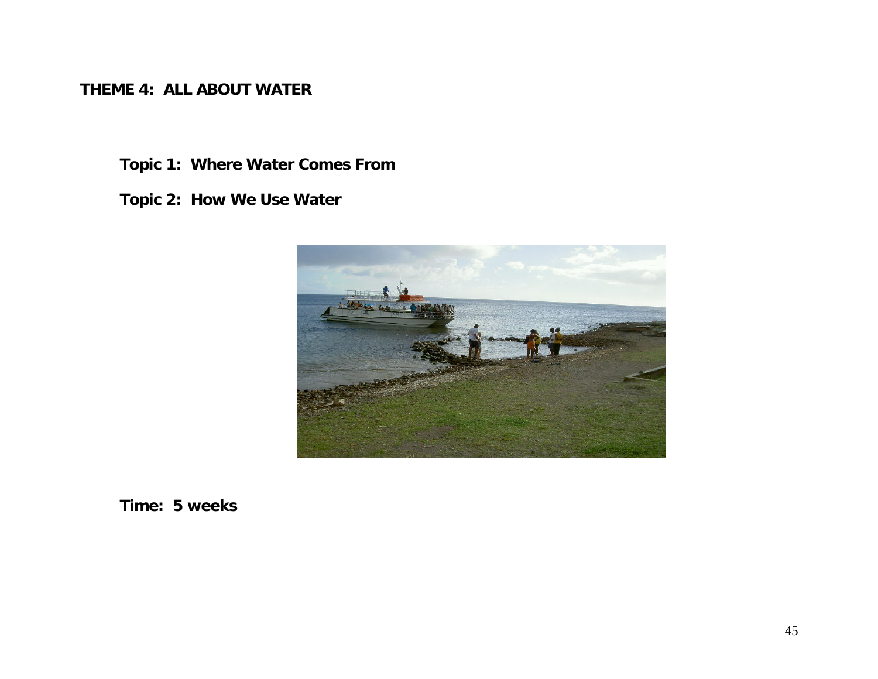# THEME 4: ALL ABOUT WATER

**Topic 1: Where Water Comes From**

**Topic 2: How We Use Water**

**Time: 5 weeks**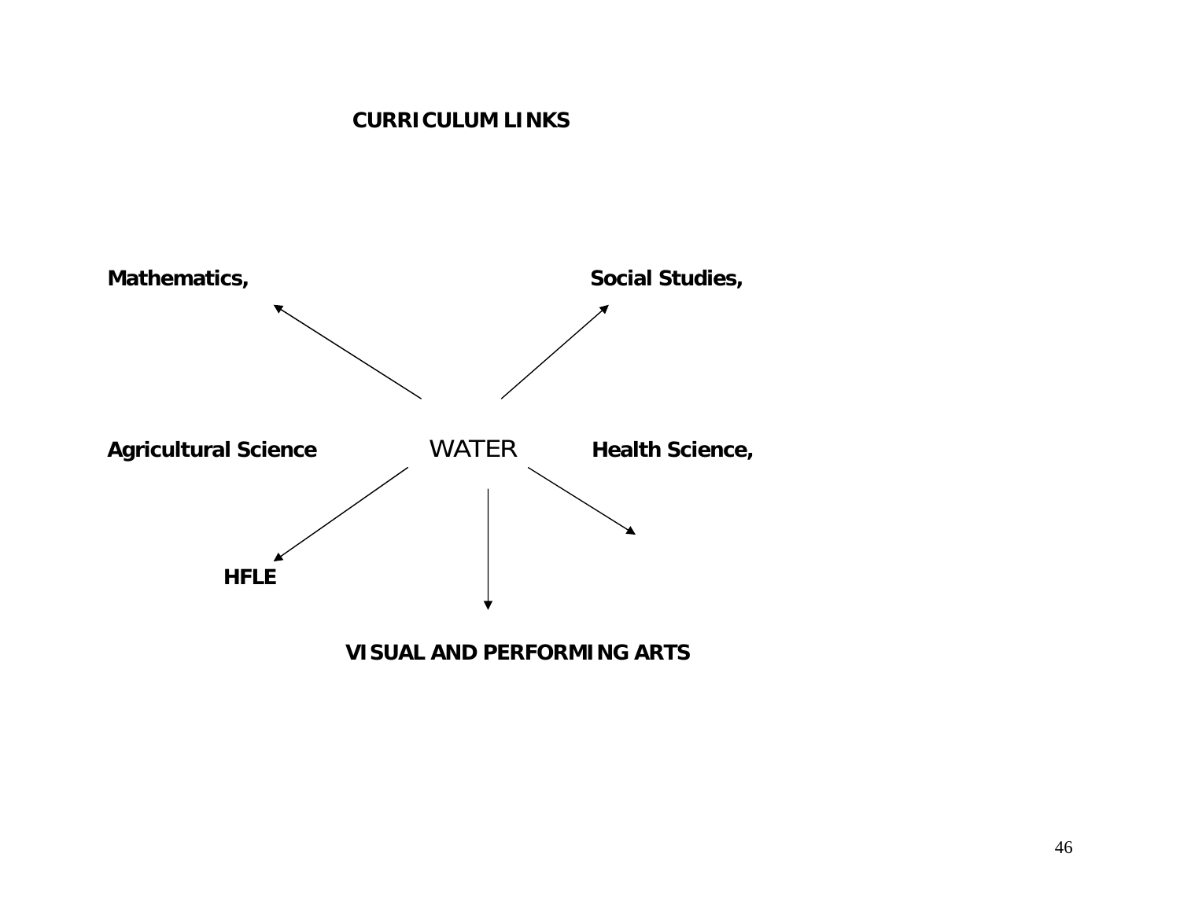## CURRICULUM LINKS

**Mathematics,**

**Social Studies,**

**Agricultural Science**

WATER

**Health Science,**

**HFLE**

**VISUAL AND PERFORMING ARTS**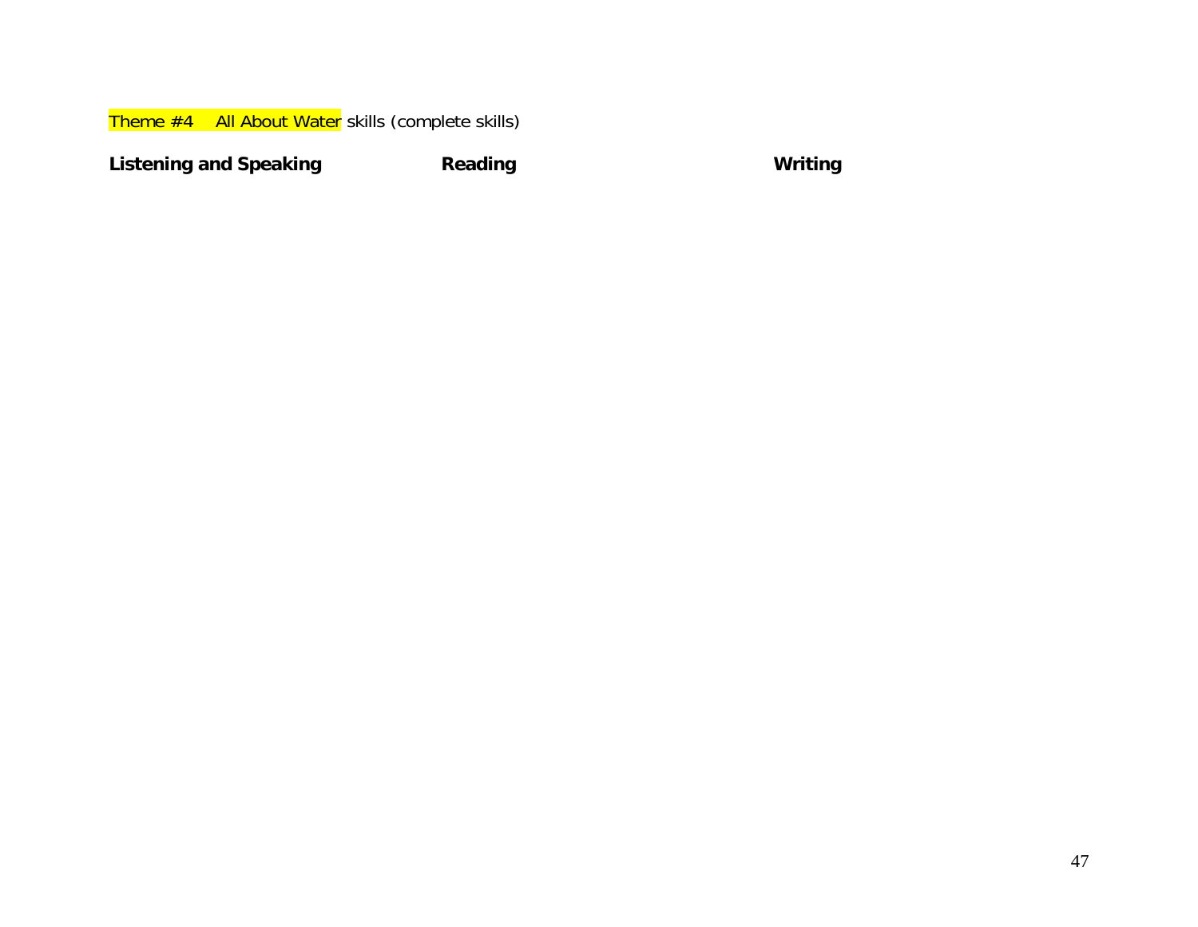Theme #4    All About Water skills (complete skills)

| **Listening and Speaking** | **Reading** | **Writing** |
| --- | --- | --- |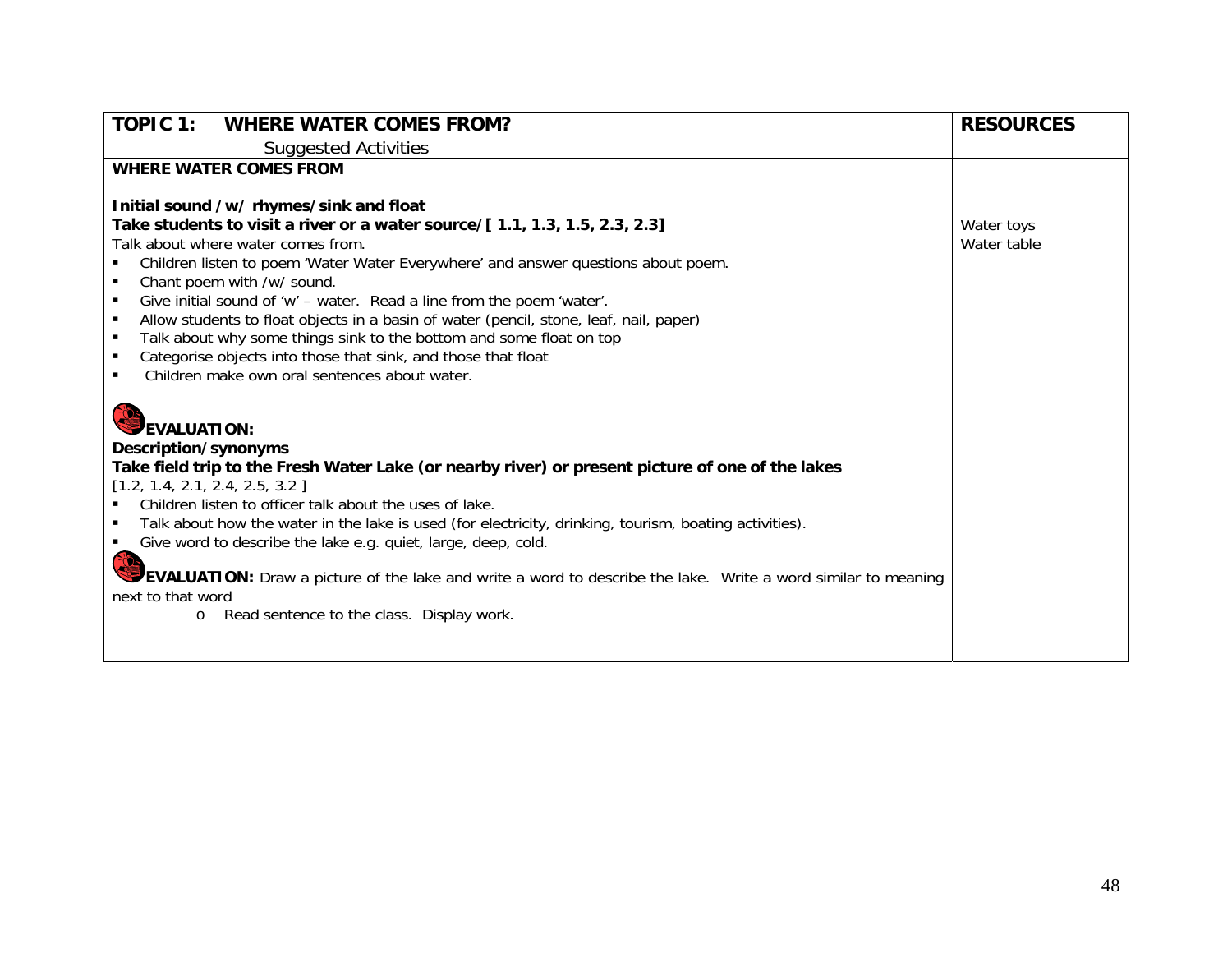| TOPIC 1: WHERE WATER COMES FROM?<br>Suggested Activities | RESOURCES |
|---|---|
| **WHERE WATER COMES FROM**<br><br>**Initial sound /w/ rhymes/sink and float**<br>**Take students to visit a river or a water source/[ 1.1, 1.3, 1.5, 2.3, 2.3]**<br>Talk about where water comes from.<br>▪ Children listen to poem 'Water Water Everywhere' and answer questions about poem.<br>▪ Chant poem with /w/ sound.<br>▪ Give initial sound of 'w' – water. Read a line from the poem 'water'.<br>▪ Allow students to float objects in a basin of water (pencil, stone, leaf, nail, paper)<br>▪ Talk about why some things sink to the bottom and some float on top<br>▪ Categorise objects into those that sink, and those that float<br>▪ Children make own oral sentences about water.<br><br>**EVALUATION:**<br>**Description/synonyms**<br>**Take field trip to the Fresh Water Lake (or nearby river) or present picture of one of the lakes**<br>[1.2, 1.4, 2.1, 2.4, 2.5, 3.2 ]<br>▪ Children listen to officer talk about the uses of lake.<br>▪ Talk about how the water in the lake is used (for electricity, drinking, tourism, boating activities).<br>▪ Give word to describe the lake e.g. quiet, large, deep, cold.<br><br>**EVALUATION:** Draw a picture of the lake and write a word to describe the lake. Write a word similar to meaning next to that word<br>o Read sentence to the class. Display work. | Water toys<br>Water table |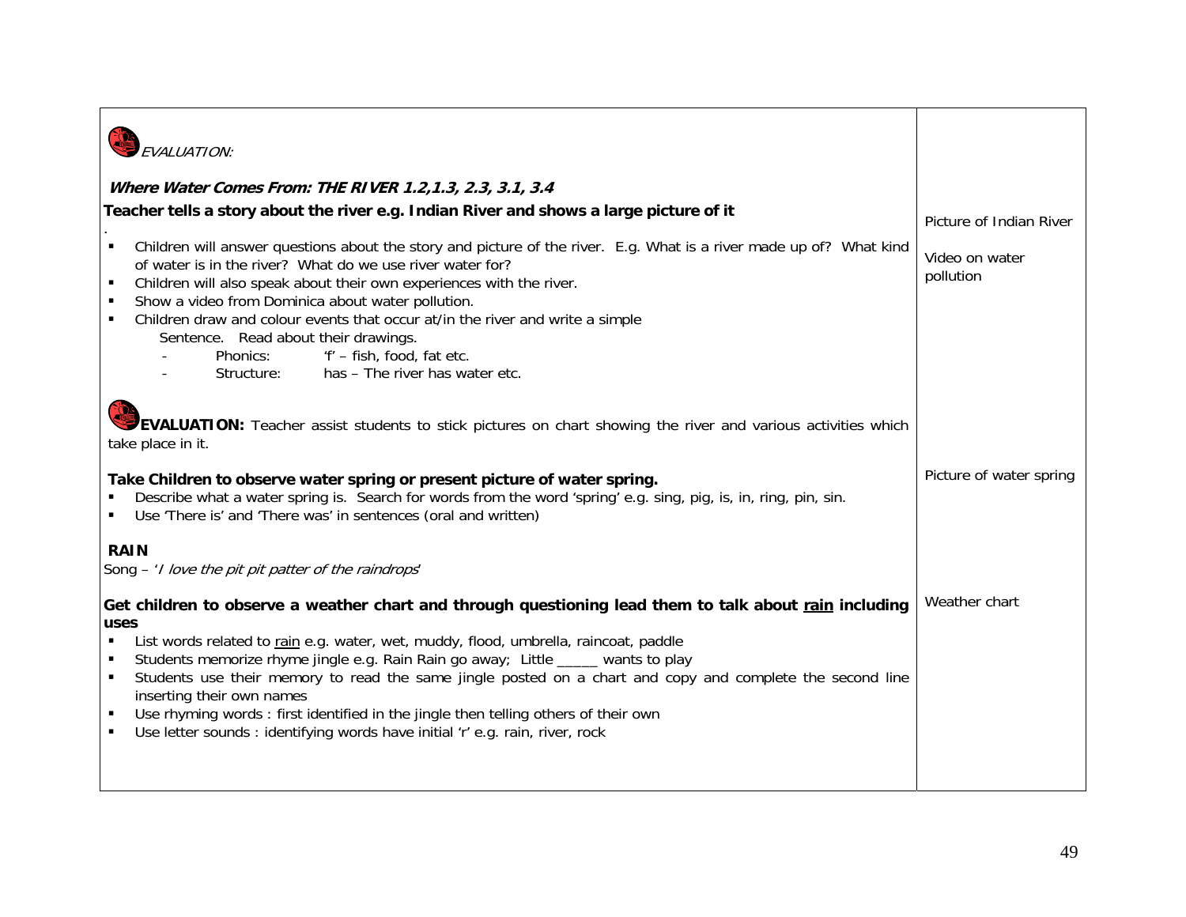| | |
|---|---|
| *EVALUATION:*<br><br>***Where Water Comes From: THE RIVER 1.2,1.3, 2.3, 3.1, 3.4***<br>**Teacher tells a story about the river e.g. Indian River and shows a large picture of it**<br>.<br>▪ Children will answer questions about the story and picture of the river. E.g. What is a river made up of? What kind of water is in the river? What do we use river water for?<br>▪ Children will also speak about their own experiences with the river.<br>▪ Show a video from Dominica about water pollution.<br>▪ Children draw and colour events that occur at/in the river and write a simple Sentence. Read about their drawings.<br>&nbsp;&nbsp;&nbsp;- Phonics: 'f' – fish, food, fat etc.<br>&nbsp;&nbsp;&nbsp;- Structure: has – The river has water etc. | Picture of Indian River<br><br>Video on water pollution |
| **EVALUATION:** Teacher assist students to stick pictures on chart showing the river and various activities which take place in it.<br><br>**Take Children to observe water spring or present picture of water spring.**<br>▪ Describe what a water spring is. Search for words from the word 'spring' e.g. sing, pig, is, in, ring, pin, sin.<br>▪ Use 'There is' and 'There was' in sentences (oral and written) | Picture of water spring |
| **RAIN**<br>Song – '*I love the pit pit patter of the raindrops*'<br><br>**Get children to observe a weather chart and through questioning lead them to talk about <u>rain</u> including uses**<br>▪ List words related to <u>rain</u> e.g. water, wet, muddy, flood, umbrella, raincoat, paddle<br>▪ Students memorize rhyme jingle e.g. Rain Rain go away; Little _____ wants to play<br>▪ Students use their memory to read the same jingle posted on a chart and copy and complete the second line inserting their own names<br>▪ Use rhyming words : first identified in the jingle then telling others of their own<br>▪ Use letter sounds : identifying words have initial 'r' e.g. rain, river, rock | Weather chart |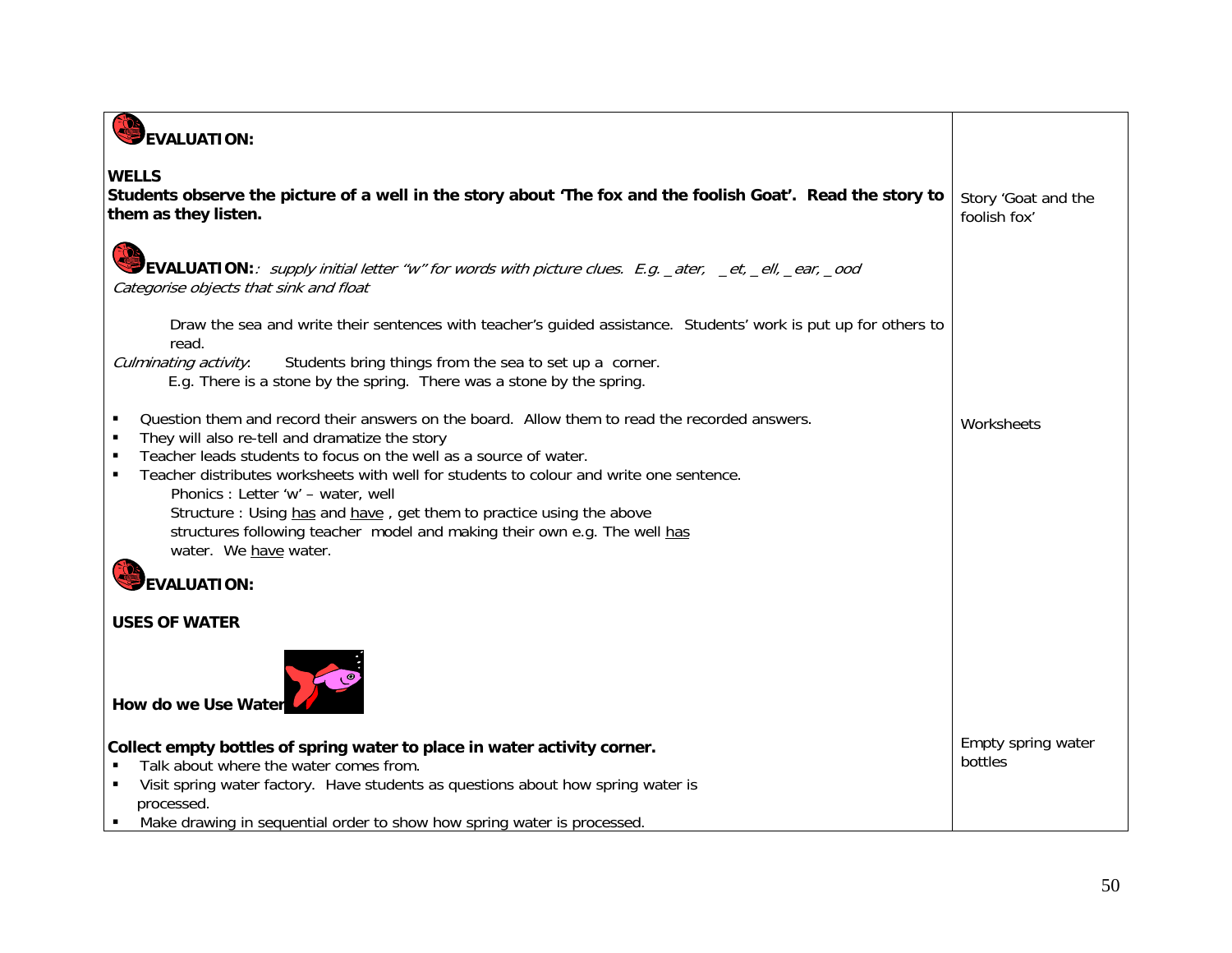| | |
|---|---|
| **EVALUATION:**<br><br>**WELLS**<br>**Students observe the picture of a well in the story about 'The fox and the foolish Goat'. Read the story to them as they listen.**<br><br>**EVALUATION:**: *supply initial letter "w" for words with picture clues. E.g. _ater, _et, _ell, _ear, _ood*<br>*Categorise objects that sink and float*<br><br>Draw the sea and write their sentences with teacher's guided assistance. Students' work is put up for others to read.<br>*Culminating activity*: Students bring things from the sea to set up a corner.<br>E.g. There is a stone by the spring. There was a stone by the spring.<br><br>▪ Question them and record their answers on the board. Allow them to read the recorded answers.<br>▪ They will also re-tell and dramatize the story<br>▪ Teacher leads students to focus on the well as a source of water.<br>▪ Teacher distributes worksheets with well for students to colour and write one sentence.<br>Phonics : Letter 'w' – water, well<br>Structure : Using <u>has</u> and <u>have</u> , get them to practice using the above structures following teacher model and making their own e.g. The well <u>has</u> water. We <u>have</u> water.<br><br>**EVALUATION:**<br><br>**USES OF WATER**<br><br>**How do we Use Water**<br><br>**Collect empty bottles of spring water to place in water activity corner.**<br>▪ Talk about where the water comes from.<br>▪ Visit spring water factory. Have students as questions about how spring water is processed.<br>▪ Make drawing in sequential order to show how spring water is processed. | Story 'Goat and the foolish fox'<br><br>Worksheets<br><br>Empty spring water bottles |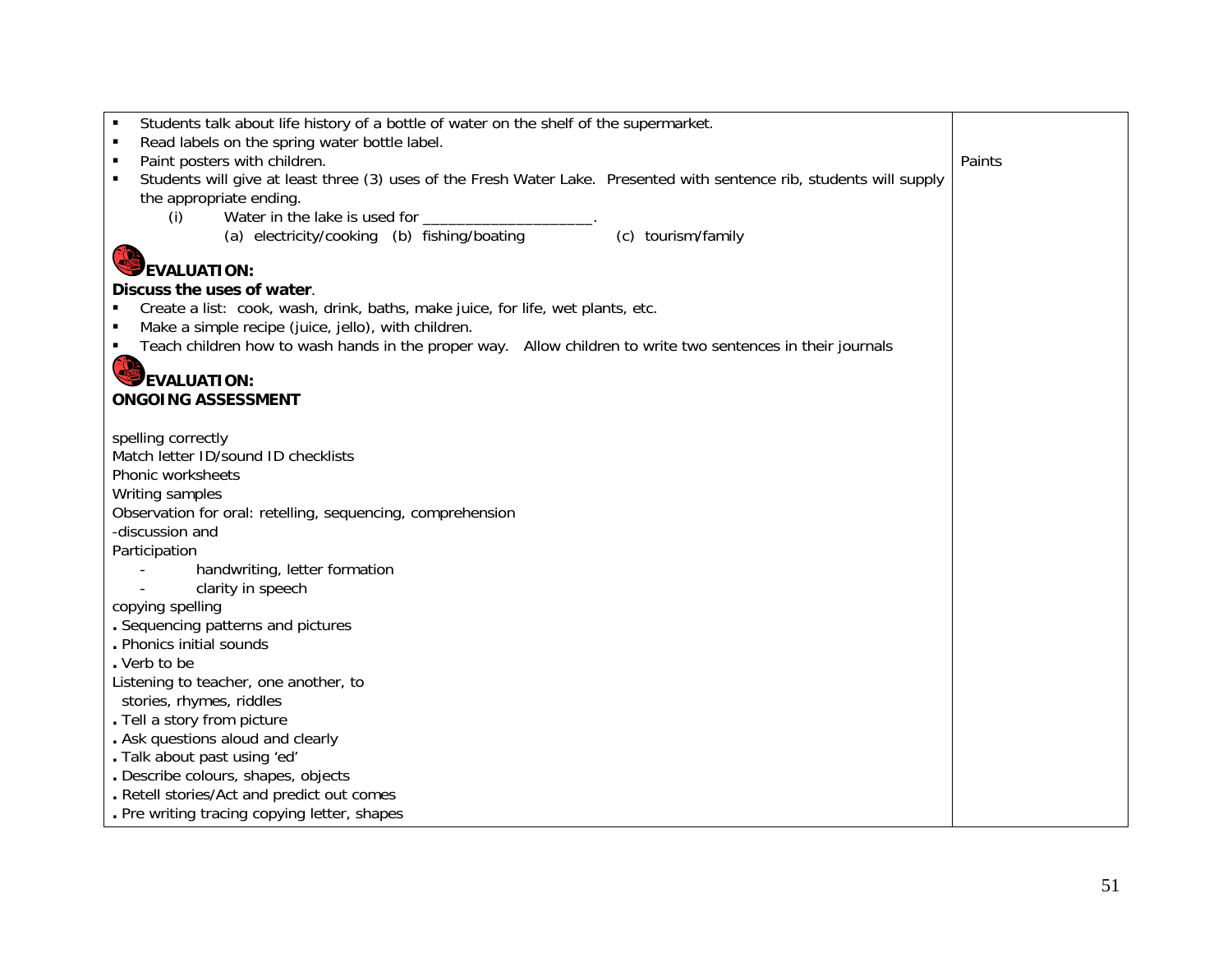| | |
|---|---|
| ▪ Students talk about life history of a bottle of water on the shelf of the supermarket.<br>▪ Read labels on the spring water bottle label.<br>▪ Paint posters with children.<br>▪ Students will give at least three (3) uses of the Fresh Water Lake. Presented with sentence rib, students will supply the appropriate ending.<br>(i) Water in the lake is used for ____________________.<br>(a) electricity/cooking (b) fishing/boating (c) tourism/family<br><br>**EVALUATION:**<br>**Discuss the uses of water**.<br>▪ Create a list: cook, wash, drink, baths, make juice, for life, wet plants, etc.<br>▪ Make a simple recipe (juice, jello), with children.<br>▪ Teach children how to wash hands in the proper way. Allow children to write two sentences in their journals<br><br>**EVALUATION:**<br>**ONGOING ASSESSMENT**<br><br>spelling correctly<br>Match letter ID/sound ID checklists<br>Phonic worksheets<br>Writing samples<br>Observation for oral: retelling, sequencing, comprehension<br>-discussion and<br>Participation<br>- handwriting, letter formation<br>- clarity in speech<br>copying spelling<br>. Sequencing patterns and pictures<br>. Phonics initial sounds<br>. Verb to be<br>Listening to teacher, one another, to stories, rhymes, riddles<br>. Tell a story from picture<br>. Ask questions aloud and clearly<br>. Talk about past using 'ed'<br>. Describe colours, shapes, objects<br>. Retell stories/Act and predict out comes<br>. Pre writing tracing copying letter, shapes | Paints |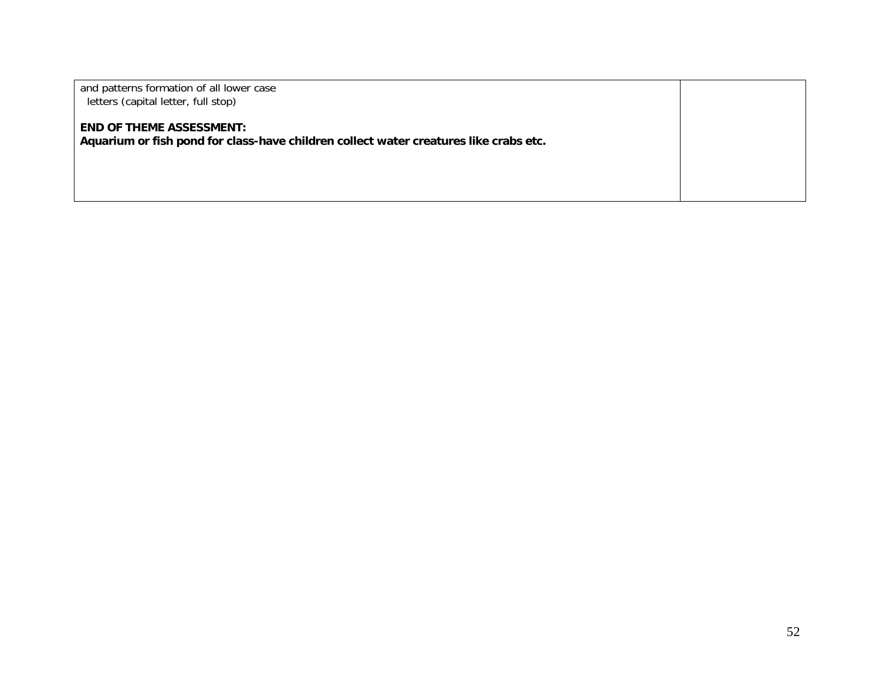| | |
|---|---|
| and patterns formation of all lower case<br>letters (capital letter, full stop)<br><br>**END OF THEME ASSESSMENT:**<br>**Aquarium or fish pond for class-have children collect water creatures like crabs etc.** | |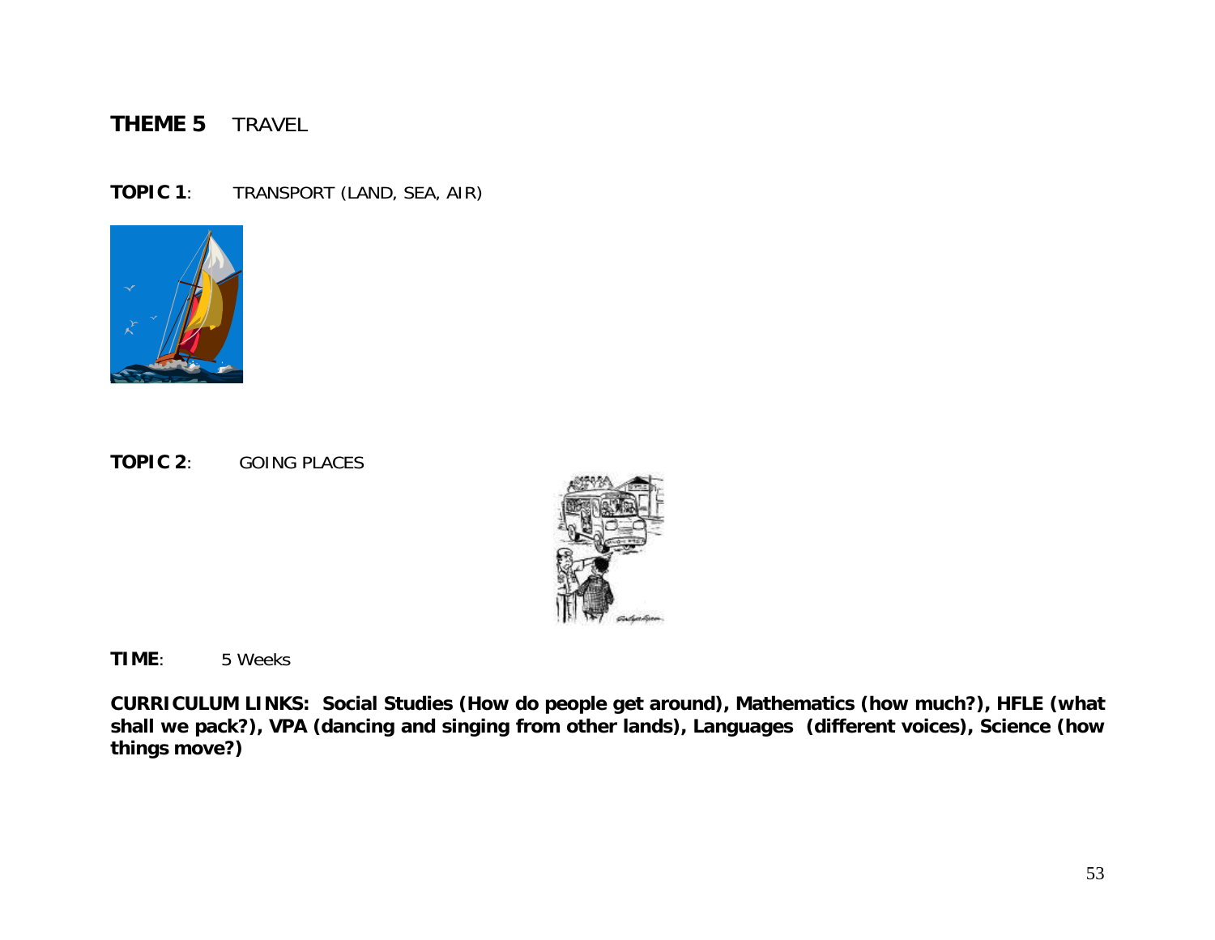## THEME 5 TRAVEL

**TOPIC 1**: TRANSPORT (LAND, SEA, AIR)

**TOPIC 2**: GOING PLACES

**TIME**: 5 Weeks

**CURRICULUM LINKS: Social Studies (How do people get around), Mathematics (how much?), HFLE (what shall we pack?), VPA (dancing and singing from other lands), Languages (different voices), Science (how things move?)**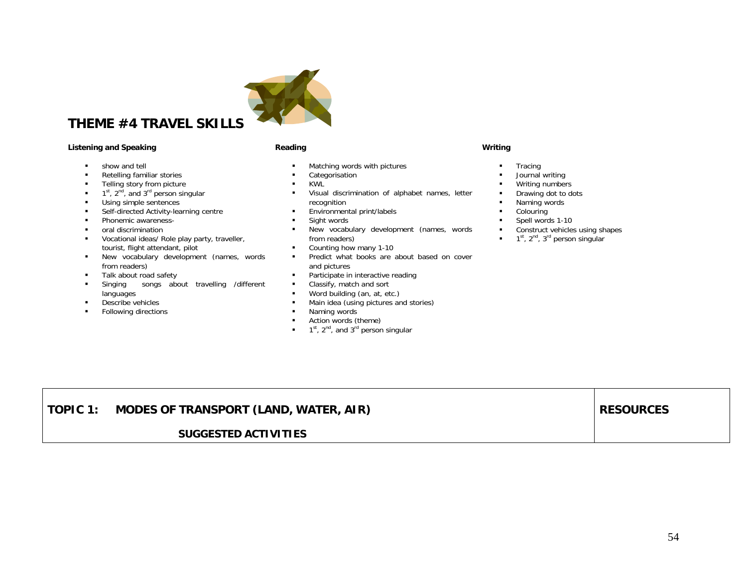# THEME #4 TRAVEL SKILLS

**Listening and Speaking**

- show and tell
- Retelling familiar stories
- Telling story from picture
- 1st, 2nd, and 3rd person singular
- Using simple sentences
- Self-directed Activity-learning centre
- Phonemic awareness-
- oral discrimination
- Vocational ideas/ Role play party, traveller, tourist, flight attendant, pilot
- New vocabulary development (names, words from readers)
- Talk about road safety
- Singing songs about travelling /different languages
- Describe vehicles
- Following directions

**Reading**

- Matching words with pictures
- Categorisation
- KWL
- Visual discrimination of alphabet names, letter recognition
- Environmental print/labels
- Sight words
- New vocabulary development (names, words from readers)
- Counting how many 1-10
- Predict what books are about based on cover and pictures
- Participate in interactive reading
- Classify, match and sort
- Word building (an, at, etc.)
- Main idea (using pictures and stories)
- Naming words
- Action words (theme)
- 1st, 2nd, and 3rd person singular

**Writing**

- Tracing
- Journal writing
- Writing numbers
- Drawing dot to dots
- Naming words
- Colouring
- Spell words 1-10
- Construct vehicles using shapes
- 1st, 2nd, 3rd person singular

| TOPIC 1: MODES OF TRANSPORT (LAND, WATER, AIR)<br>SUGGESTED ACTIVITIES | RESOURCES |
| --- | --- |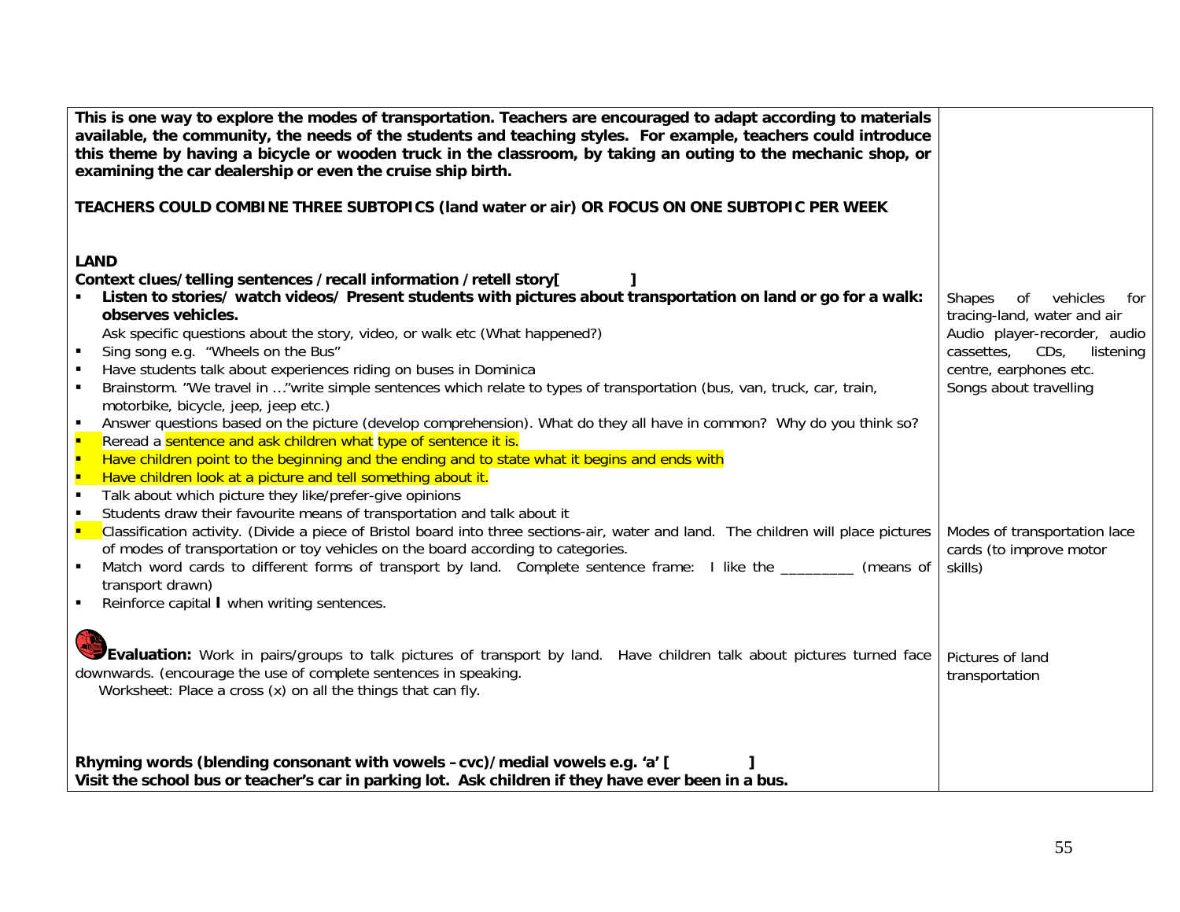| | |
|---|---|
| **This is one way to explore the modes of transportation. Teachers are encouraged to adapt according to materials available, the community, the needs of the students and teaching styles. For example, teachers could introduce this theme by having a bicycle or wooden truck in the classroom, by taking an outing to the mechanic shop, or examining the car dealership or even the cruise ship birth.**<br><br>**TEACHERS COULD COMBINE THREE SUBTOPICS (land water or air) OR FOCUS ON ONE SUBTOPIC PER WEEK** | |
| **LAND**<br>**Context clues/telling sentences /recall information /retell story[ ]**<br>▪ **Listen to stories/ watch videos/ Present students with pictures about transportation on land or go for a walk: observes vehicles.** Ask specific questions about the story, video, or walk etc (What happened?)<br>▪ Sing song e.g. "Wheels on the Bus"<br>▪ Have students talk about experiences riding on buses in Dominica<br>▪ Brainstorm. "We travel in …"write simple sentences which relate to types of transportation (bus, van, truck, car, train, motorbike, bicycle, jeep, jeep etc.)<br>▪ Answer questions based on the picture (develop comprehension). What do they all have in common? Why do you think so?<br>▪ Reread a sentence and ask children what type of sentence it is.<br>▪ Have children point to the beginning and the ending and to state what it begins and ends with<br>▪ Have children look at a picture and tell something about it.<br>▪ Talk about which picture they like/prefer-give opinions<br>▪ Students draw their favourite means of transportation and talk about it | Shapes of vehicles for tracing-land, water and air<br>Audio player-recorder, audio cassettes, CDs, listening centre, earphones etc.<br>Songs about travelling |
| ▪ Classification activity. (Divide a piece of Bristol board into three sections-air, water and land. The children will place pictures of modes of transportation or toy vehicles on the board according to categories.<br>▪ Match word cards to different forms of transport by land. Complete sentence frame: I like the _________ (means of transport drawn)<br>▪ Reinforce capital **I** when writing sentences. | Modes of transportation lace cards (to improve motor skills) |
| **Evaluation:** Work in pairs/groups to talk pictures of transport by land. Have children talk about pictures turned face downwards. (encourage the use of complete sentences in speaking.<br>Worksheet: Place a cross (x) on all the things that can fly. | Pictures of land transportation |
| **Rhyming words (blending consonant with vowels –cvc)/medial vowels e.g. 'a' [ ]**<br>**Visit the school bus or teacher's car in parking lot. Ask children if they have ever been in a bus.** | |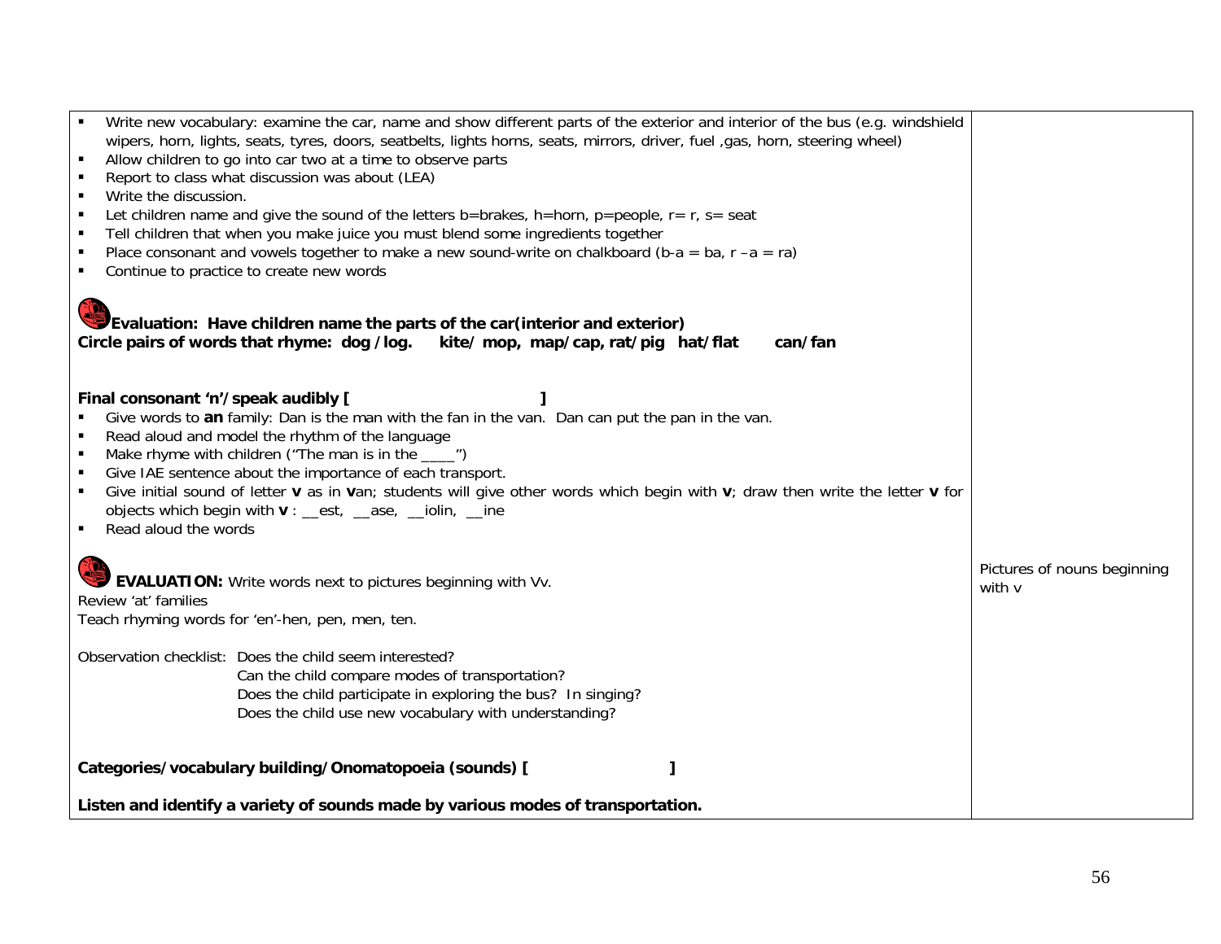| | |
|---|---|
| ▪ Write new vocabulary: examine the car, name and show different parts of the exterior and interior of the bus (e.g. windshield wipers, horn, lights, seats, tyres, doors, seatbelts, lights horns, seats, mirrors, driver, fuel ,gas, horn, steering wheel)<br>▪ Allow children to go into car two at a time to observe parts<br>▪ Report to class what discussion was about (LEA)<br>▪ Write the discussion.<br>▪ Let children name and give the sound of the letters b=brakes, h=horn, p=people, r= r, s= seat<br>▪ Tell children that when you make juice you must blend some ingredients together<br>▪ Place consonant and vowels together to make a new sound-write on chalkboard (b-a = ba, r –a = ra)<br>▪ Continue to practice to create new words<br><br>**Evaluation: Have children name the parts of the car(interior and exterior)**<br>**Circle pairs of words that rhyme: dog /log. kite/ mop, map/cap, rat/pig hat/flat can/fan**<br><br>**Final consonant 'n'/speak audibly [ ]**<br>▪ Give words to **an** family: Dan is the man with the fan in the van. Dan can put the pan in the van.<br>▪ Read aloud and model the rhythm of the language<br>▪ Make rhyme with children ("The man is in the ____")<br>▪ Give IAE sentence about the importance of each transport.<br>▪ Give initial sound of letter **v** as in **v**an; students will give other words which begin with **v**; draw then write the letter **v** for objects which begin with **v** : __est, __ase, __iolin, __ine<br>▪ Read aloud the words<br><br>**EVALUATION:** Write words next to pictures beginning with Vv.<br>Review 'at' families<br>Teach rhyming words for 'en'-hen, pen, men, ten.<br><br>Observation checklist: Does the child seem interested?<br>Can the child compare modes of transportation?<br>Does the child participate in exploring the bus? In singing?<br>Does the child use new vocabulary with understanding?<br><br>**Categories/vocabulary building/Onomatopoeia (sounds) [ ]**<br><br>**Listen and identify a variety of sounds made by various modes of transportation.** | Pictures of nouns beginning with v |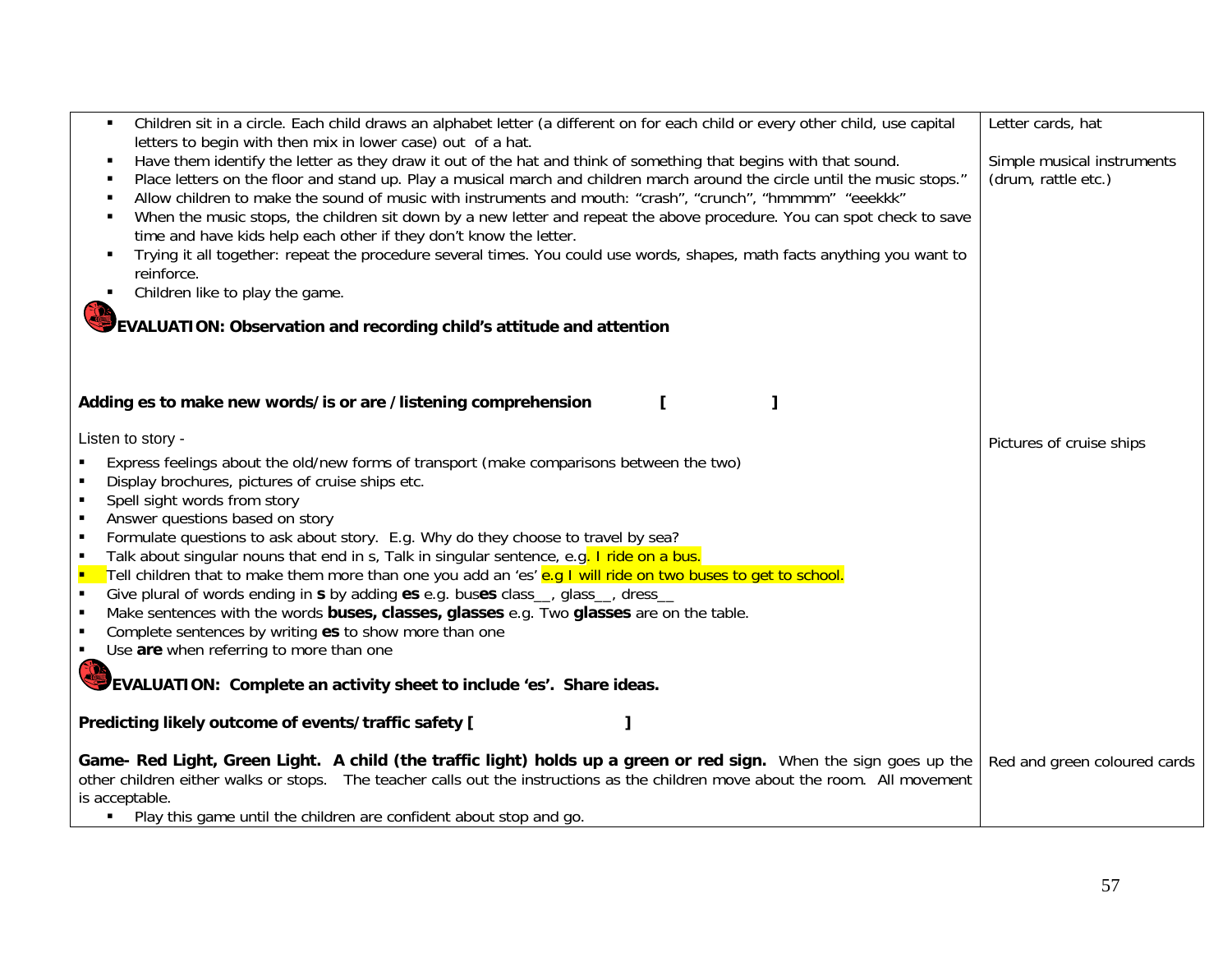| | |
|---|---|
| ▪ Children sit in a circle. Each child draws an alphabet letter (a different on for each child or every other child, use capital letters to begin with then mix in lower case) out of a hat.<br>▪ Have them identify the letter as they draw it out of the hat and think of something that begins with that sound.<br>▪ Place letters on the floor and stand up. Play a musical march and children march around the circle until the music stops."<br>▪ Allow children to make the sound of music with instruments and mouth: "crash", "crunch", "hmmmm" "eeekkk"<br>▪ When the music stops, the children sit down by a new letter and repeat the above procedure. You can spot check to save time and have kids help each other if they don't know the letter.<br>▪ Trying it all together: repeat the procedure several times. You could use words, shapes, math facts anything you want to reinforce.<br>▪ Children like to play the game.<br><br>**EVALUATION: Observation and recording child's attitude and attention** | Letter cards, hat<br><br>Simple musical instruments (drum, rattle etc.) |
| **Adding es to make new words/is or are /listening comprehension [ ]**<br><br>Listen to story -<br>▪ Express feelings about the old/new forms of transport (make comparisons between the two)<br>▪ Display brochures, pictures of cruise ships etc.<br>▪ Spell sight words from story<br>▪ Answer questions based on story<br>▪ Formulate questions to ask about story. E.g. Why do they choose to travel by sea?<br>▪ Talk about singular nouns that end in s, Talk in singular sentence, e.g. I ride on a bus.<br>▪ Tell children that to make them more than one you add an 'es' e.g I will ride on two buses to get to school.<br>▪ Give plural of words ending in **s** by adding **es** e.g. bus**es** class__, glass__, dress__<br>▪ Make sentences with the words **buses, classes, glasses** e.g. Two **glasses** are on the table.<br>▪ Complete sentences by writing **es** to show more than one<br>▪ Use **are** when referring to more than one<br><br>**EVALUATION: Complete an activity sheet to include 'es'. Share ideas.** | Pictures of cruise ships |
| **Predicting likely outcome of events/traffic safety [ ]**<br><br>**Game- Red Light, Green Light. A child (the traffic light) holds up a green or red sign.** When the sign goes up the other children either walks or stops. The teacher calls out the instructions as the children move about the room. All movement is acceptable.<br>▪ Play this game until the children are confident about stop and go. | Red and green coloured cards |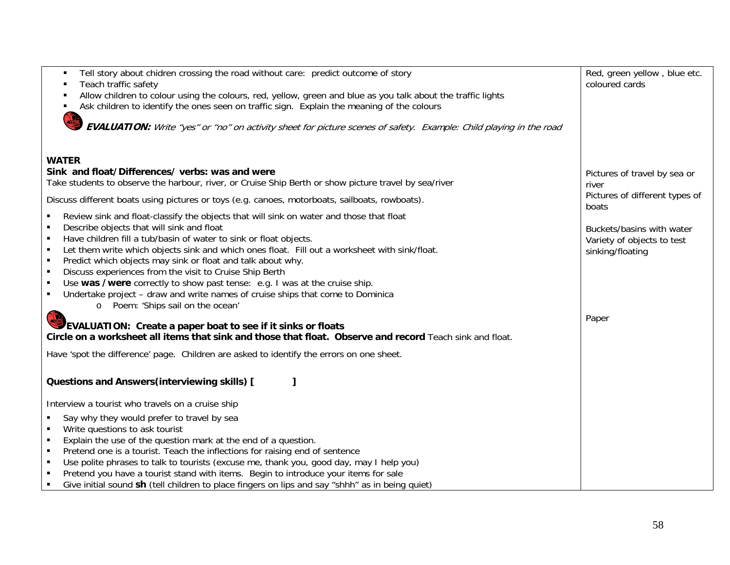| | |
|---|---|
| ▪ Tell story about chidren crossing the road without care: predict outcome of story<br>▪ Teach traffic safety<br>▪ Allow children to colour using the colours, red, yellow, green and blue as you talk about the traffic lights<br>▪ Ask children to identify the ones seen on traffic sign. Explain the meaning of the colours<br><br>***EVALUATION:*** *Write "yes" or "no" on activity sheet for picture scenes of safety. Example: Child playing in the road* | Red, green yellow , blue etc. coloured cards |
| **WATER**<br>**Sink and float/Differences/ verbs: was and were**<br>Take students to observe the harbour, river, or Cruise Ship Berth or show picture travel by sea/river<br><br>Discuss different boats using pictures or toys (e.g. canoes, motorboats, sailboats, rowboats).<br><br>▪ Review sink and float-classify the objects that will sink on water and those that float<br>▪ Describe objects that will sink and float<br>▪ Have children fill a tub/basin of water to sink or float objects.<br>▪ Let them write which objects sink and which ones float. Fill out a worksheet with sink/float.<br>▪ Predict which objects may sink or float and talk about why.<br>▪ Discuss experiences from the visit to Cruise Ship Berth<br>▪ Use **was / were** correctly to show past tense: e.g. I was at the cruise ship.<br>▪ Undertake project – draw and write names of cruise ships that come to Dominica<br>&nbsp;&nbsp;&nbsp;&nbsp;o Poem: 'Ships sail on the ocean'<br><br>**EVALUATION: Create a paper boat to see if it sinks or floats**<br>**Circle on a worksheet all items that sink and those that float. Observe and record** Teach sink and float.<br><br>Have 'spot the difference' page. Children are asked to identify the errors on one sheet. | Pictures of travel by sea or river<br>Pictures of different types of boats<br><br>Buckets/basins with water<br>Variety of objects to test sinking/floating<br><br>Paper |
| **Questions and Answers(interviewing skills) [ ]**<br><br>Interview a tourist who travels on a cruise ship<br><br>▪ Say why they would prefer to travel by sea<br>▪ Write questions to ask tourist<br>▪ Explain the use of the question mark at the end of a question.<br>▪ Pretend one is a tourist. Teach the inflections for raising end of sentence<br>▪ Use polite phrases to talk to tourists (excuse me, thank you, good day, may I help you)<br>▪ Pretend you have a tourist stand with items. Begin to introduce your items for sale<br>▪ Give initial sound **sh** (tell children to place fingers on lips and say "shhh" as in being quiet) | |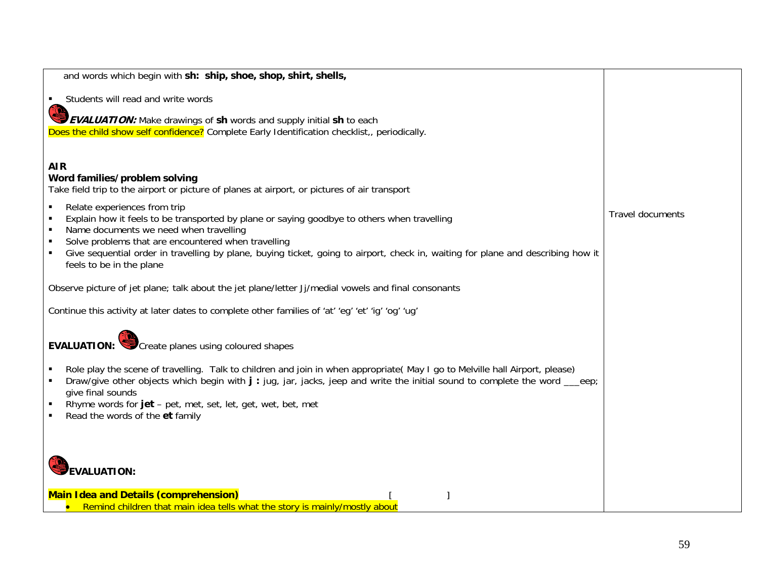| | |
|---|---|
| and words which begin with **sh: ship, shoe, shop, shirt, shells,**<br><br>- Students will read and write words<br><br>***EVALUATION:*** Make drawings of **sh** words and supply initial **sh** to each<br>Does the child show self confidence? Complete Early Identification checklist,, periodically.<br><br>**AIR**<br>**Word families/problem solving**<br>Take field trip to the airport or picture of planes at airport, or pictures of air transport<br><br>- Relate experiences from trip<br>- Explain how it feels to be transported by plane or saying goodbye to others when travelling<br>- Name documents we need when travelling<br>- Solve problems that are encountered when travelling<br>- Give sequential order in travelling by plane, buying ticket, going to airport, check in, waiting for plane and describing how it feels to be in the plane<br><br>Observe picture of jet plane; talk about the jet plane/letter Jj/medial vowels and final consonants<br><br>Continue this activity at later dates to complete other families of 'at' 'eg' 'et' 'ig' 'og' 'ug'<br><br>**EVALUATION:** Create planes using coloured shapes<br><br>- Role play the scene of travelling. Talk to children and join in when appropriate( May I go to Melville hall Airport, please)<br>- Draw/give other objects which begin with **j :** jug, jar, jacks, jeep and write the initial sound to complete the word ___eep; give final sounds<br>- Rhyme words for **jet** – pet, met, set, let, get, wet, bet, met<br>- Read the words of the **et** family<br><br>**EVALUATION:**<br><br>**Main Idea and Details (comprehension)** [ ]<br>- Remind children that main idea tells what the story is mainly/mostly about | Travel documents |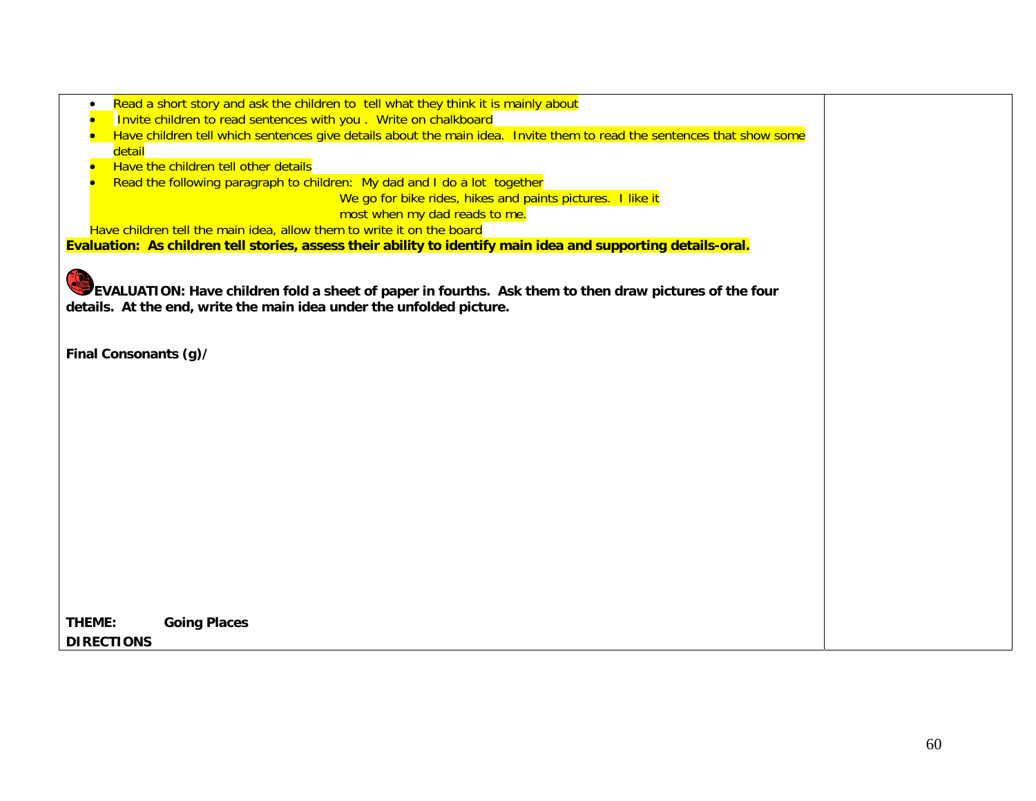- Read a short story and ask the children to tell what they think it is mainly about
- Invite children to read sentences with you . Write on chalkboard
- Have children tell which sentences give details about the main idea. Invite them to read the sentences that show some detail
- Have the children tell other details
- Read the following paragraph to children: My dad and I do a lot together

  We go for bike rides, hikes and paints pictures. I like it most when my dad reads to me.

Have children tell the main idea, allow them to write it on the board

**Evaluation: As children tell stories, assess their ability to identify main idea and supporting details-oral.**

**EVALUATION: Have children fold a sheet of paper in fourths. Ask them to then draw pictures of the four details. At the end, write the main idea under the unfolded picture.**

**Final Consonants (g)/**

**THEME: Going Places**

**DIRECTIONS**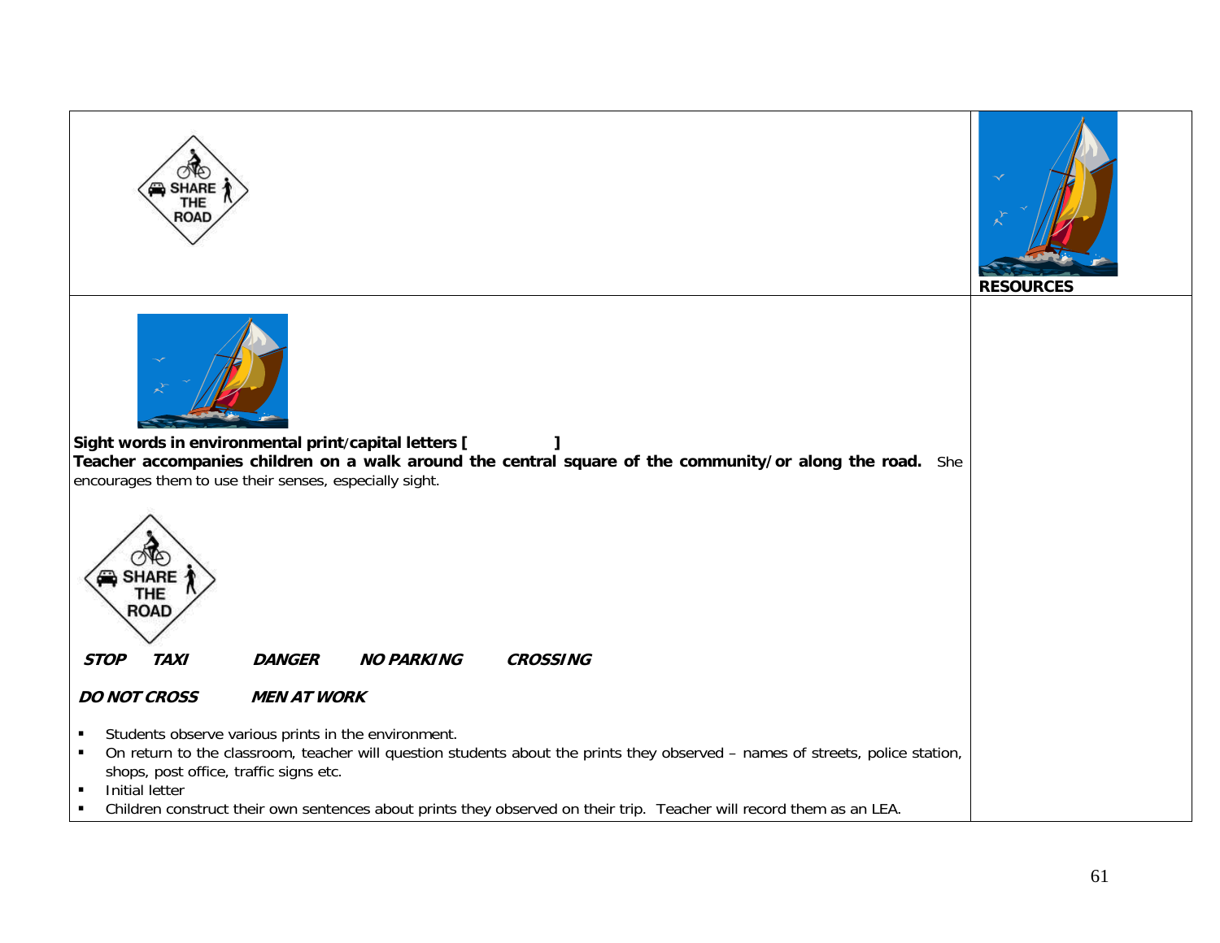| | RESOURCES |
|---|---|
| **Sight words in environmental print/capital letters [ ]**<br>**Teacher accompanies children on a walk around the central square of the community/or along the road.** She encourages them to use their senses, especially sight.<br><br>SHARE THE ROAD<br><br>***STOP*** ***TAXI*** ***DANGER*** ***NO PARKING*** ***CROSSING***<br><br>***DO NOT CROSS*** ***MEN AT WORK***<br><br>▪ Students observe various prints in the environment.<br>▪ On return to the classroom, teacher will question students about the prints they observed – names of streets, police station, shops, post office, traffic signs etc.<br>▪ Initial letter<br>▪ Children construct their own sentences about prints they observed on their trip. Teacher will record them as an LEA. | |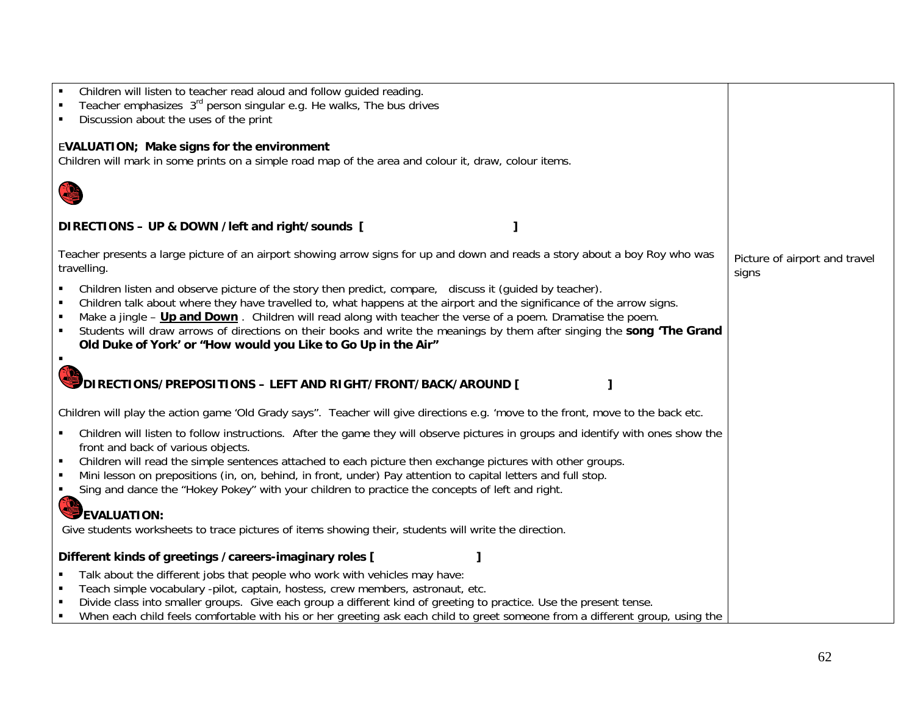| | |
|---|---|
| ▪ Children will listen to teacher read aloud and follow guided reading.<br>▪ Teacher emphasizes 3rd person singular e.g. He walks, The bus drives<br>▪ Discussion about the uses of the print<br><br>**EVALUATION; Make signs for the environment**<br>Children will mark in some prints on a simple road map of the area and colour it, draw, colour items.<br><br>**DIRECTIONS – UP & DOWN /left and right/sounds [ ]**<br><br>Teacher presents a large picture of an airport showing arrow signs for up and down and reads a story about a boy Roy who was travelling.<br><br>▪ Children listen and observe picture of the story then predict, compare, discuss it (guided by teacher).<br>▪ Children talk about where they have travelled to, what happens at the airport and the significance of the arrow signs.<br>▪ Make a jingle – **Up and Down** . Children will read along with teacher the verse of a poem. Dramatise the poem.<br>▪ Students will draw arrows of directions on their books and write the meanings by them after singing the **song 'The Grand Old Duke of York' or "How would you Like to Go Up in the Air"**<br><br>**DIRECTIONS/PREPOSITIONS – LEFT AND RIGHT/FRONT/BACK/AROUND [ ]**<br><br>Children will play the action game 'Old Grady says". Teacher will give directions e.g. 'move to the front, move to the back etc.<br><br>▪ Children will listen to follow instructions. After the game they will observe pictures in groups and identify with ones show the front and back of various objects.<br>▪ Children will read the simple sentences attached to each picture then exchange pictures with other groups.<br>▪ Mini lesson on prepositions (in, on, behind, in front, under) Pay attention to capital letters and full stop.<br>▪ Sing and dance the "Hokey Pokey" with your children to practice the concepts of left and right.<br><br>**EVALUATION:**<br>Give students worksheets to trace pictures of items showing their, students will write the direction.<br><br>**Different kinds of greetings /careers-imaginary roles [ ]**<br><br>▪ Talk about the different jobs that people who work with vehicles may have:<br>▪ Teach simple vocabulary -pilot, captain, hostess, crew members, astronaut, etc.<br>▪ Divide class into smaller groups. Give each group a different kind of greeting to practice. Use the present tense.<br>▪ When each child feels comfortable with his or her greeting ask each child to greet someone from a different group, using the | Picture of airport and travel signs |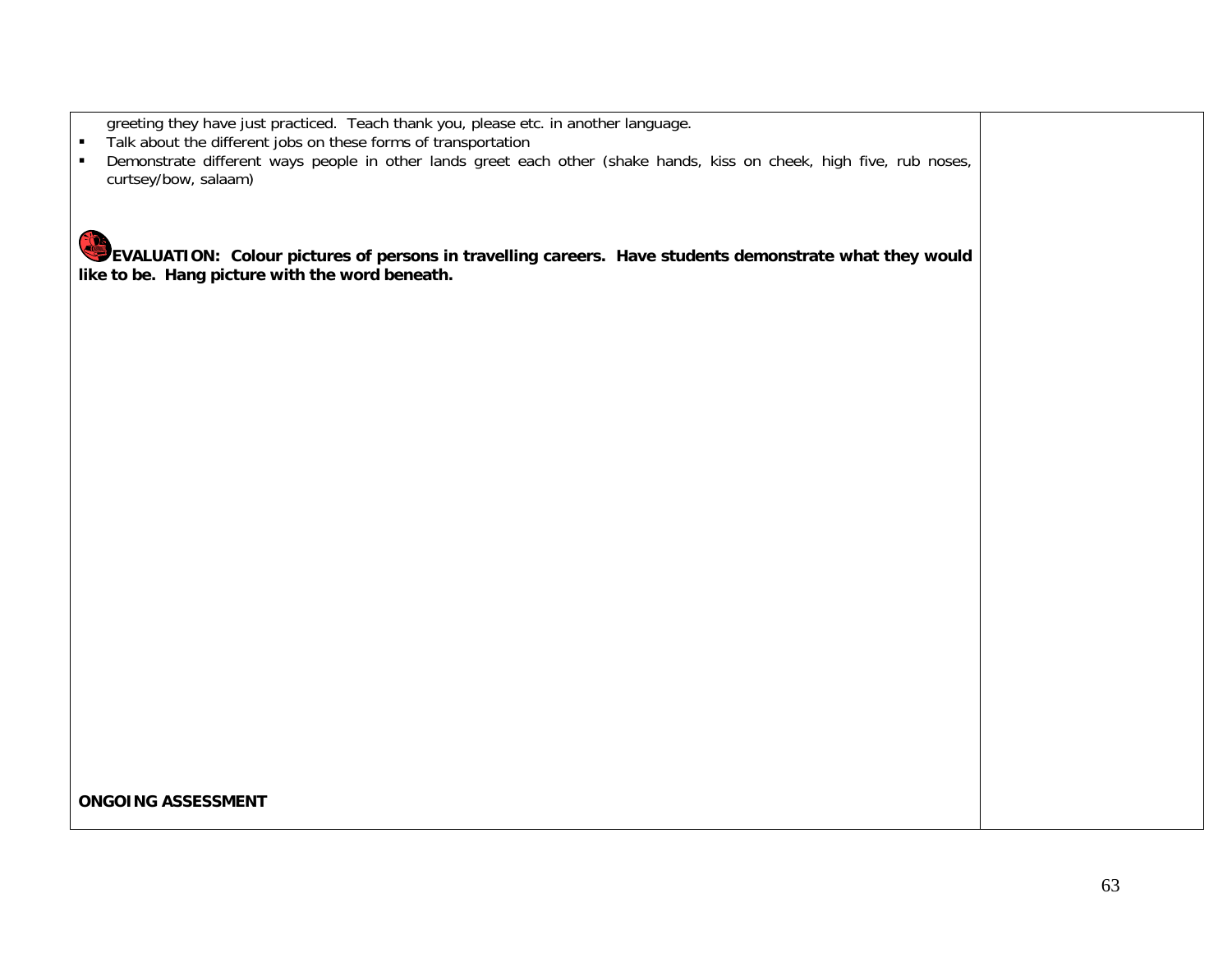greeting they have just practiced. Teach thank you, please etc. in another language.

- Talk about the different jobs on these forms of transportation
- Demonstrate different ways people in other lands greet each other (shake hands, kiss on cheek, high five, rub noses, curtsey/bow, salaam)

**EVALUATION: Colour pictures of persons in travelling careers. Have students demonstrate what they would like to be. Hang picture with the word beneath.**

**ONGOING ASSESSMENT**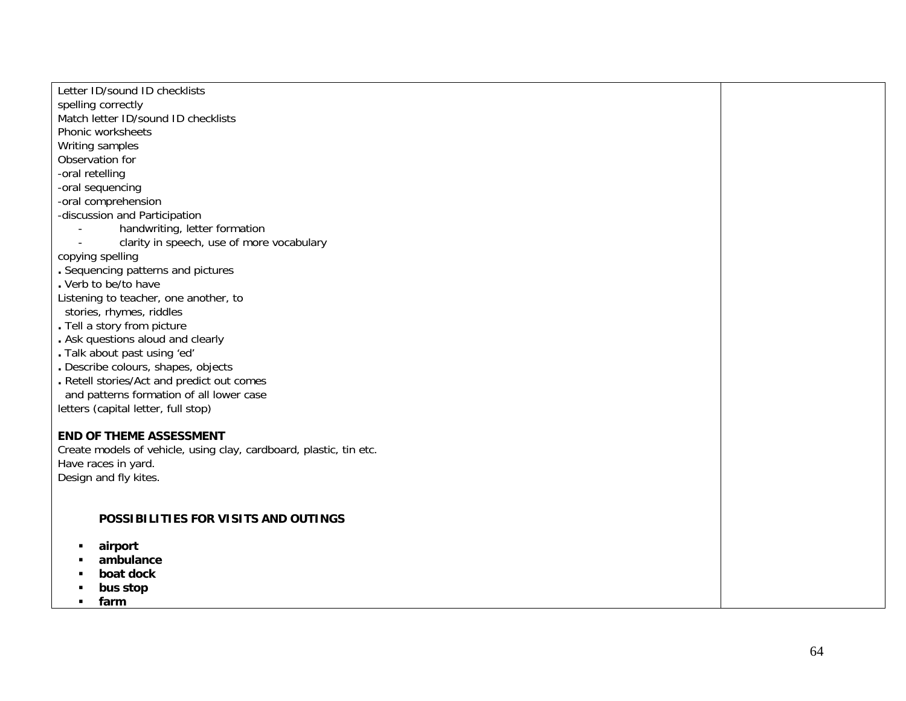| | |
|---|---|
| Letter ID/sound ID checklists<br>spelling correctly<br>Match letter ID/sound ID checklists<br>Phonic worksheets<br>Writing samples<br>Observation for<br>-oral retelling<br>-oral sequencing<br>-oral comprehension<br>-discussion and Participation<br>- handwriting, letter formation<br>- clarity in speech, use of more vocabulary<br>copying spelling<br>. Sequencing patterns and pictures<br>. Verb to be/to have<br>Listening to teacher, one another, to stories, rhymes, riddles<br>. Tell a story from picture<br>. Ask questions aloud and clearly<br>. Talk about past using 'ed'<br>. Describe colours, shapes, objects<br>. Retell stories/Act and predict out comes and patterns formation of all lower case letters (capital letter, full stop)<br><br>**END OF THEME ASSESSMENT**<br>Create models of vehicle, using clay, cardboard, plastic, tin etc.<br>Have races in yard.<br>Design and fly kites.<br><br>**POSSIBILITIES FOR VISITS AND OUTINGS**<br>- **airport**<br>- **ambulance**<br>- **boat dock**<br>- **bus stop**<br>- **farm** | |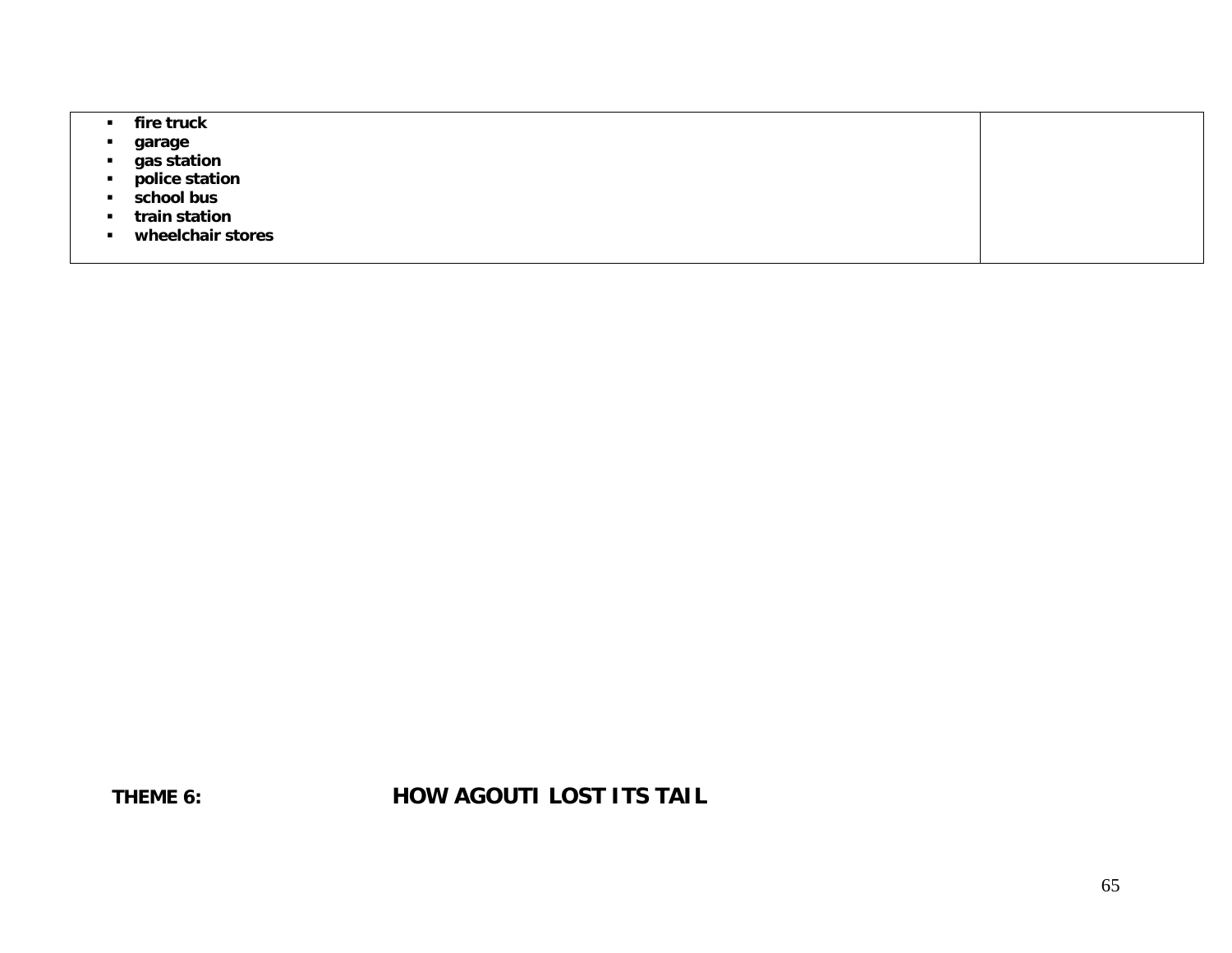| | |
|---|---|
| ▪ **fire truck**<br>▪ **garage**<br>▪ **gas station**<br>▪ **police station**<br>▪ **school bus**<br>▪ **train station**<br>▪ **wheelchair stores** | |

**THEME 6:** **HOW AGOUTI LOST ITS TAIL**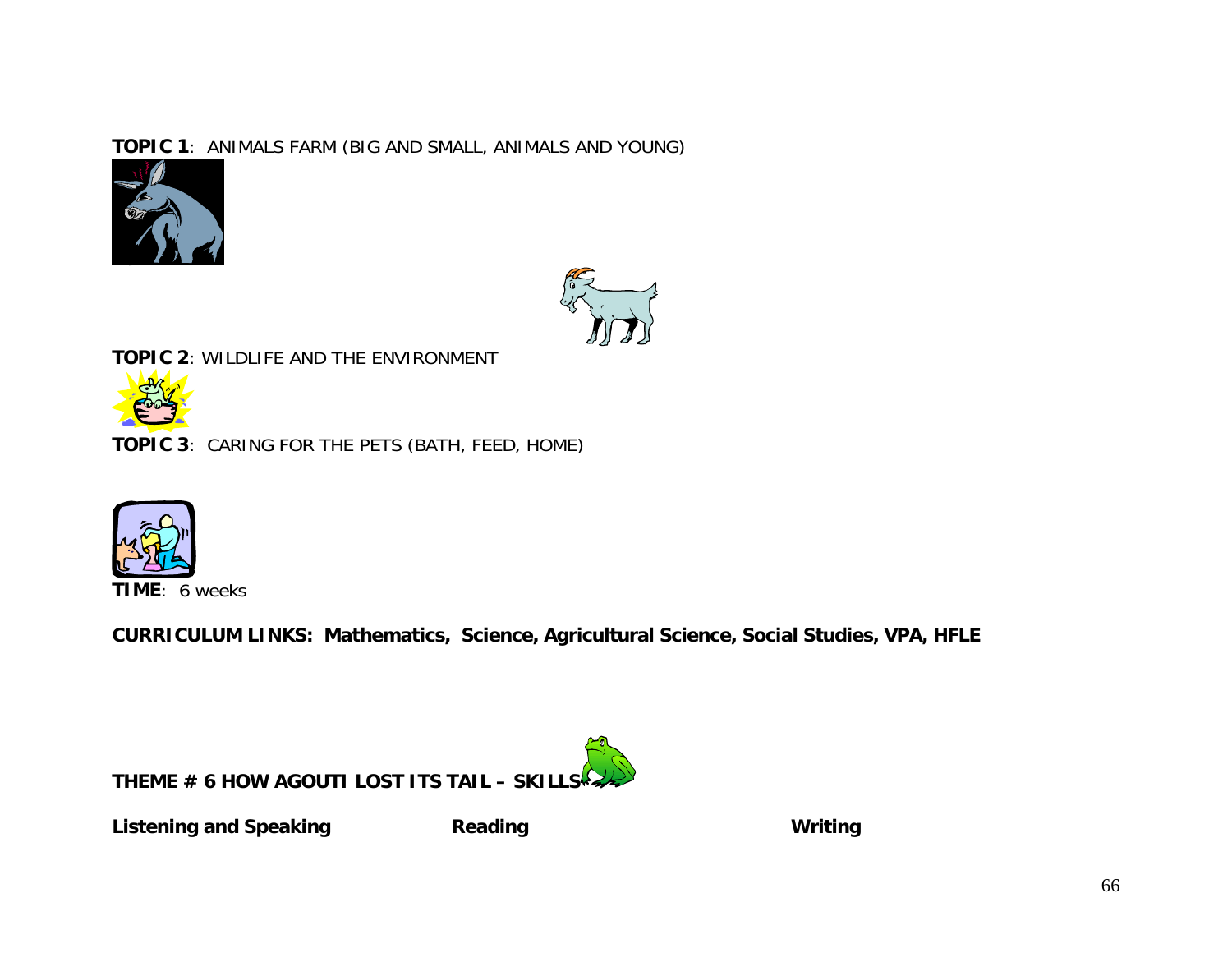**TOPIC 1**: ANIMALS FARM (BIG AND SMALL, ANIMALS AND YOUNG)

**TOPIC 2**: WILDLIFE AND THE ENVIRONMENT

**TOPIC 3**: CARING FOR THE PETS (BATH, FEED, HOME)

**TIME**: 6 weeks

**CURRICULUM LINKS: Mathematics, Science, Agricultural Science, Social Studies, VPA, HFLE**

**THEME # 6 HOW AGOUTI LOST ITS TAIL – SKILLS**

| Listening and Speaking | Reading | Writing |
|---|---|---|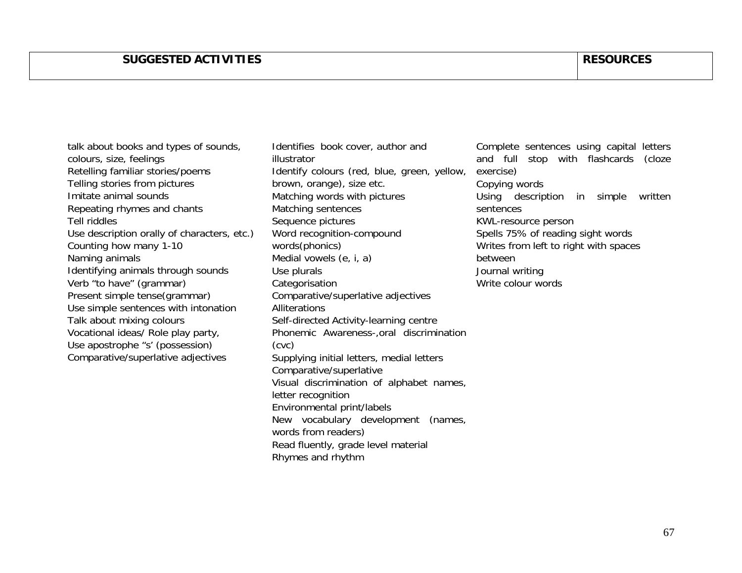| SUGGESTED ACTIVITIES | RESOURCES |
| --- | --- |

talk about books and types of sounds, colours, size, feelings
Retelling familiar stories/poems
Telling stories from pictures
Imitate animal sounds
Repeating rhymes and chants
Tell riddles
Use description orally of characters, etc.)
Counting how many 1-10
Naming animals
Identifying animals through sounds
Verb "to have" (grammar)
Present simple tense(grammar)
Use simple sentences with intonation
Talk about mixing colours
Vocational ideas/ Role play party,
Use apostrophe "s' (possession)
Comparative/superlative adjectives

Identifies book cover, author and illustrator
Identify colours (red, blue, green, yellow, brown, orange), size etc.
Matching words with pictures
Matching sentences
Sequence pictures
Word recognition-compound words(phonics)
Medial vowels (e, i, a)
Use plurals
Categorisation
Comparative/superlative adjectives
Alliterations
Self-directed Activity-learning centre
Phonemic Awareness-,oral discrimination (cvc)
Supplying initial letters, medial letters
Comparative/superlative
Visual discrimination of alphabet names, letter recognition
Environmental print/labels
New vocabulary development (names, words from readers)
Read fluently, grade level material
Rhymes and rhythm

Complete sentences using capital letters and full stop with flashcards (cloze exercise)
Copying words
Using description in simple written sentences
KWL-resource person
Spells 75% of reading sight words
Writes from left to right with spaces between
Journal writing
Write colour words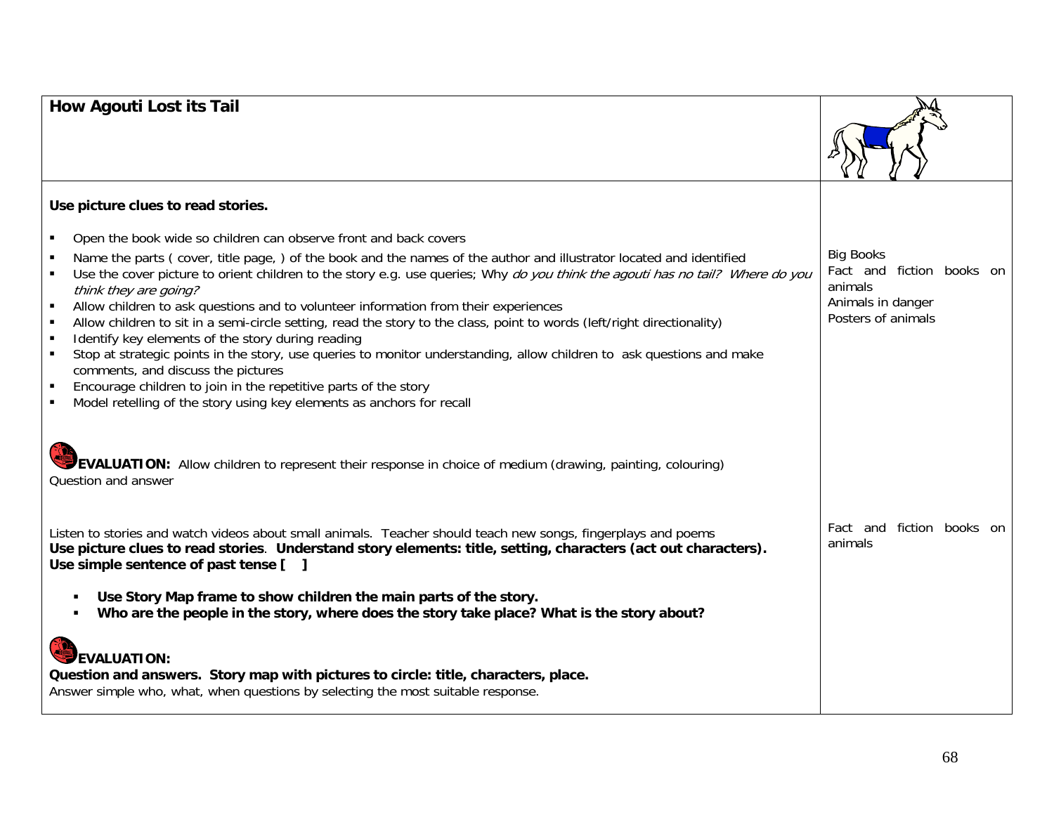| How Agouti Lost its Tail | |
|---|---|
| **Use picture clues to read stories.**<br><br>- Open the book wide so children can observe front and back covers<br>- Name the parts ( cover, title page, ) of the book and the names of the author and illustrator located and identified<br>- Use the cover picture to orient children to the story e.g. use queries; Why *do you think the agouti has no tail? Where do you think they are going?*<br>- Allow children to ask questions and to volunteer information from their experiences<br>- Allow children to sit in a semi-circle setting, read the story to the class, point to words (left/right directionality)<br>- Identify key elements of the story during reading<br>- Stop at strategic points in the story, use queries to monitor understanding, allow children to ask questions and make comments, and discuss the pictures<br>- Encourage children to join in the repetitive parts of the story<br>- Model retelling of the story using key elements as anchors for recall<br><br>**EVALUATION:** Allow children to represent their response in choice of medium (drawing, painting, colouring)<br>Question and answer | Big Books<br>Fact and fiction books on animals<br>Animals in danger<br>Posters of animals |
| Listen to stories and watch videos about small animals. Teacher should teach new songs, fingerplays and poems<br>**Use picture clues to read stories**. **Understand story elements: title, setting, characters (act out characters).**<br>**Use simple sentence of past tense [ ]**<br><br>- **Use Story Map frame to show children the main parts of the story.**<br>- **Who are the people in the story, where does the story take place? What is the story about?**<br><br>**EVALUATION:**<br>**Question and answers. Story map with pictures to circle: title, characters, place.**<br>Answer simple who, what, when questions by selecting the most suitable response. | Fact and fiction books on animals |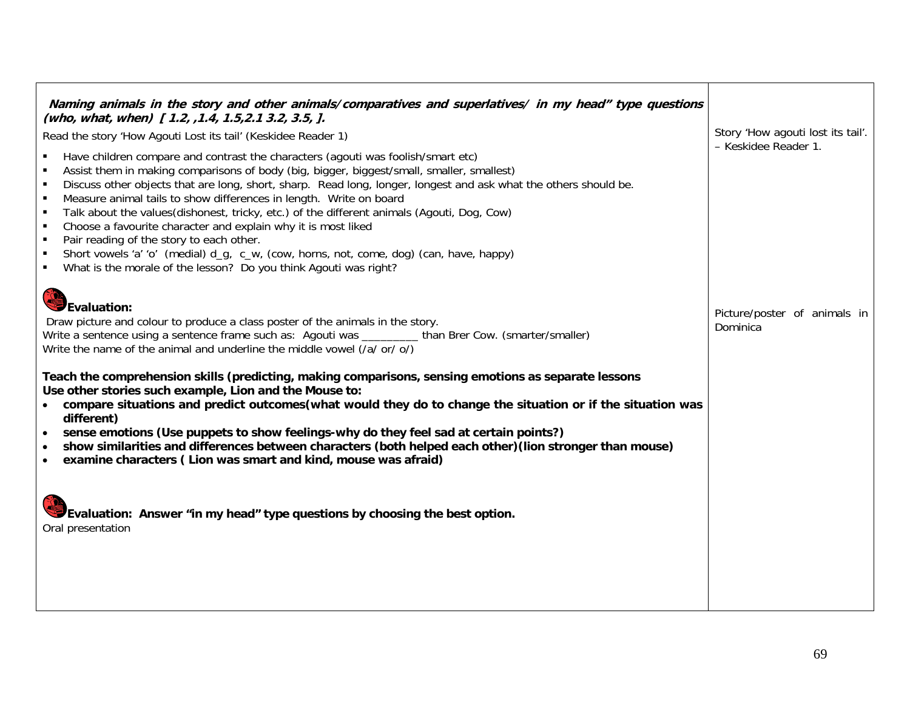| | |
|---|---|
| ***Naming animals in the story and other animals/ comparatives and superlatives/ in my head" type questions (who, what, when) [ 1.2, ,1.4, 1.5,2.1 3.2, 3.5, ].***<br><br>Read the story 'How Agouti Lost its tail' (Keskidee Reader 1)<br><br>▪ Have children compare and contrast the characters (agouti was foolish/smart etc)<br>▪ Assist them in making comparisons of body (big, bigger, biggest/small, smaller, smallest)<br>▪ Discuss other objects that are long, short, sharp. Read long, longer, longest and ask what the others should be.<br>▪ Measure animal tails to show differences in length. Write on board<br>▪ Talk about the values(dishonest, tricky, etc.) of the different animals (Agouti, Dog, Cow)<br>▪ Choose a favourite character and explain why it is most liked<br>▪ Pair reading of the story to each other.<br>▪ Short vowels 'a' 'o' (medial) d_g, c_w, (cow, horns, not, come, dog) (can, have, happy)<br>▪ What is the morale of the lesson? Do you think Agouti was right?<br><br>**Evaluation:**<br>Draw picture and colour to produce a class poster of the animals in the story.<br>Write a sentence using a sentence frame such as: Agouti was _________ than Brer Cow. (smarter/smaller)<br>Write the name of the animal and underline the middle vowel (/a/ or/ o/)<br><br>**Teach the comprehension skills (predicting, making comparisons, sensing emotions as separate lessons**<br>**Use other stories such example, Lion and the Mouse to:**<br>• **compare situations and predict outcomes(what would they do to change the situation or if the situation was different)**<br>• **sense emotions (Use puppets to show feelings-why do they feel sad at certain points?)**<br>• **show similarities and differences between characters (both helped each other)(lion stronger than mouse)**<br>• **examine characters ( Lion was smart and kind, mouse was afraid)**<br><br>**Evaluation: Answer "in my head" type questions by choosing the best option.**<br>Oral presentation | Story 'How agouti lost its tail'. – Keskidee Reader 1.<br><br>Picture/poster of animals in Dominica |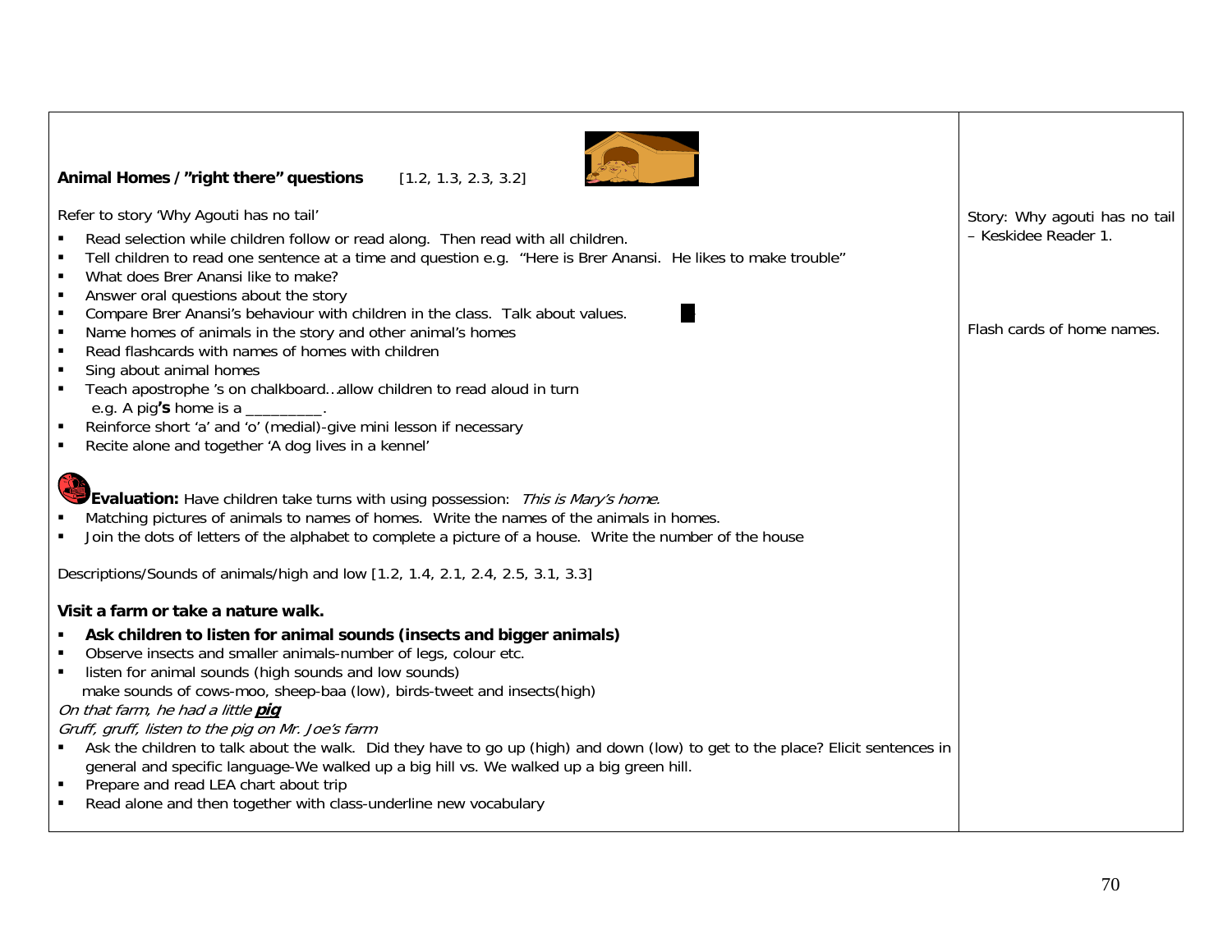| | |
|---|---|
| **Animal Homes / "right there" questions** [1.2, 1.3, 2.3, 3.2]<br><br>Refer to story 'Why Agouti has no tail'<br>▪ Read selection while children follow or read along. Then read with all children.<br>▪ Tell children to read one sentence at a time and question e.g. "Here is Brer Anansi. He likes to make trouble"<br>▪ What does Brer Anansi like to make?<br>▪ Answer oral questions about the story<br>▪ Compare Brer Anansi's behaviour with children in the class. Talk about values.<br>▪ Name homes of animals in the story and other animal's homes<br>▪ Read flashcards with names of homes with children<br>▪ Sing about animal homes<br>▪ Teach apostrophe 's on chalkboard…allow children to read aloud in turn e.g. A pig**'s** home is a _________.<br>▪ Reinforce short 'a' and 'o' (medial)-give mini lesson if necessary<br>▪ Recite alone and together 'A dog lives in a kennel'<br><br>**Evaluation:** Have children take turns with using possession: *This is Mary's home.*<br>▪ Matching pictures of animals to names of homes. Write the names of the animals in homes.<br>▪ Join the dots of letters of the alphabet to complete a picture of a house. Write the number of the house<br><br>Descriptions/Sounds of animals/high and low [1.2, 1.4, 2.1, 2.4, 2.5, 3.1, 3.3]<br><br>**Visit a farm or take a nature walk.**<br>▪ **Ask children to listen for animal sounds (insects and bigger animals)**<br>▪ Observe insects and smaller animals-number of legs, colour etc.<br>▪ listen for animal sounds (high sounds and low sounds) make sounds of cows-moo, sheep-baa (low), birds-tweet and insects(high)<br>*On that farm, he had a little **pig***<br>*Gruff, gruff, listen to the pig on Mr. Joe's farm*<br>▪ Ask the children to talk about the walk. Did they have to go up (high) and down (low) to get to the place? Elicit sentences in general and specific language-We walked up a big hill vs. We walked up a big green hill.<br>▪ Prepare and read LEA chart about trip<br>▪ Read alone and then together with class-underline new vocabulary | Story: Why agouti has no tail – Keskidee Reader 1.<br><br>Flash cards of home names. |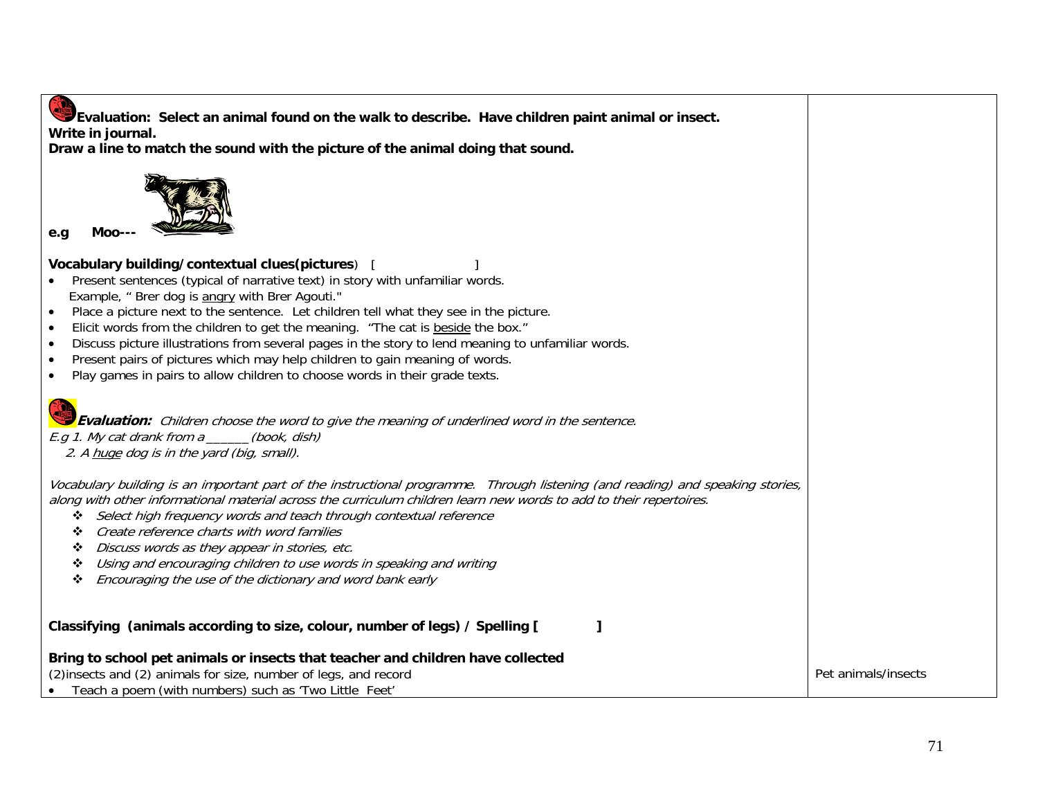| | |
|---|---|
| **Evaluation: Select an animal found on the walk to describe. Have children paint animal or insect. Write in journal.**<br>**Draw a line to match the sound with the picture of the animal doing that sound.**<br><br>**e.g Moo---**<br><br>**Vocabulary building/contextual clues(pictures**) [ ]<br>• Present sentences (typical of narrative text) in story with unfamiliar words. Example, " Brer dog is <u>angry</u> with Brer Agouti."<br>• Place a picture next to the sentence. Let children tell what they see in the picture.<br>• Elicit words from the children to get the meaning. "The cat is <u>beside</u> the box."<br>• Discuss picture illustrations from several pages in the story to lend meaning to unfamiliar words.<br>• Present pairs of pictures which may help children to gain meaning of words.<br>• Play games in pairs to allow children to choose words in their grade texts.<br><br>***Evaluation:*** *Children choose the word to give the meaning of underlined word in the sentence.*<br>*E.g 1. My cat drank from a ______ (book, dish)*<br>*2. A <u>huge</u> dog is in the yard (big, small).*<br><br>*Vocabulary building is an important part of the instructional programme. Through listening (and reading) and speaking stories, along with other informational material across the curriculum children learn new words to add to their repertoires.*<br>❖ *Select high frequency words and teach through contextual reference*<br>❖ *Create reference charts with word families*<br>❖ *Discuss words as they appear in stories, etc.*<br>❖ *Using and encouraging children to use words in speaking and writing*<br>❖ *Encouraging the use of the dictionary and word bank early*<br><br>**Classifying (animals according to size, colour, number of legs) / Spelling [ ]**<br><br>**Bring to school pet animals or insects that teacher and children have collected**<br>(2)insects and (2) animals for size, number of legs, and record<br>• Teach a poem (with numbers) such as 'Two Little Feet' | Pet animals/insects |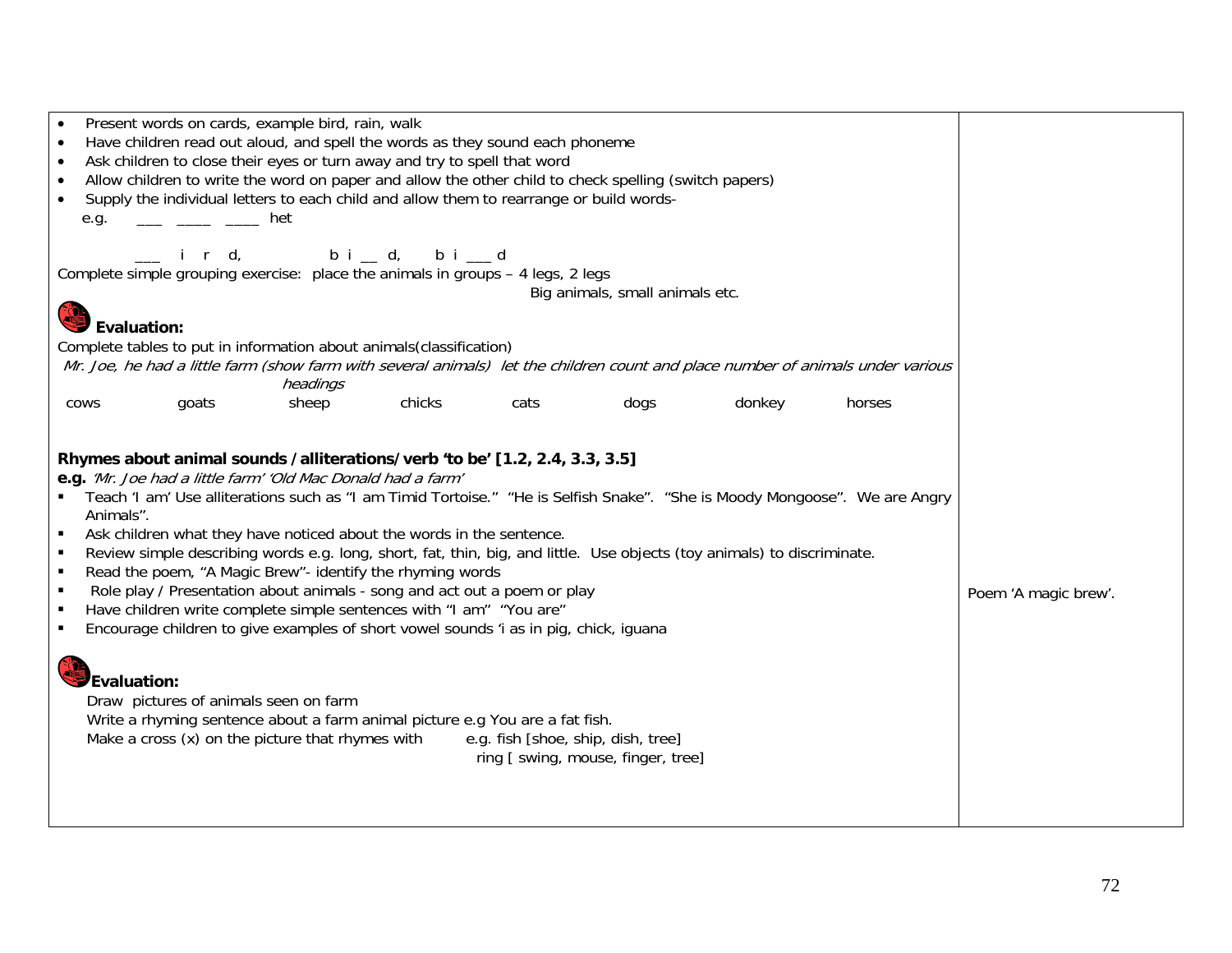| | |
|---|---|
| • Present words on cards, example bird, rain, walk<br>• Have children read out aloud, and spell the words as they sound each phoneme<br>• Ask children to close their eyes or turn away and try to spell that word<br>• Allow children to write the word on paper and allow the other child to check spelling (switch papers)<br>• Supply the individual letters to each child and allow them to rearrange or build words-<br>e.g. ___ ____ ____ het<br><br>___ i r d, b i __ d, b i ___ d<br>Complete simple grouping exercise: place the animals in groups – 4 legs, 2 legs<br>Big animals, small animals etc.<br><br>**Evaluation:**<br>Complete tables to put in information about animals(classification)<br>*Mr. Joe, he had a little farm (show farm with several animals) let the children count and place number of animals under various headings*<br>cows goats sheep chicks cats dogs donkey horses<br><br>**Rhymes about animal sounds / alliterations/ verb 'to be' [1.2, 2.4, 3.3, 3.5]**<br>**e.g.** *'Mr. Joe had a little farm' 'Old Mac Donald had a farm'*<br>▪ Teach 'I am' Use alliterations such as "I am Timid Tortoise." "He is Selfish Snake". "She is Moody Mongoose". We are Angry Animals".<br>▪ Ask children what they have noticed about the words in the sentence.<br>▪ Review simple describing words e.g. long, short, fat, thin, big, and little. Use objects (toy animals) to discriminate.<br>▪ Read the poem, "A Magic Brew"- identify the rhyming words<br>▪ Role play / Presentation about animals - song and act out a poem or play<br>▪ Have children write complete simple sentences with "I am" "You are"<br>▪ Encourage children to give examples of short vowel sounds 'i as in pig, chick, iguana<br><br>**Evaluation:**<br>Draw pictures of animals seen on farm<br>Write a rhyming sentence about a farm animal picture e.g You are a fat fish.<br>Make a cross (x) on the picture that rhymes with e.g. fish [shoe, ship, dish, tree]<br>ring [ swing, mouse, finger, tree] | Poem 'A magic brew'. |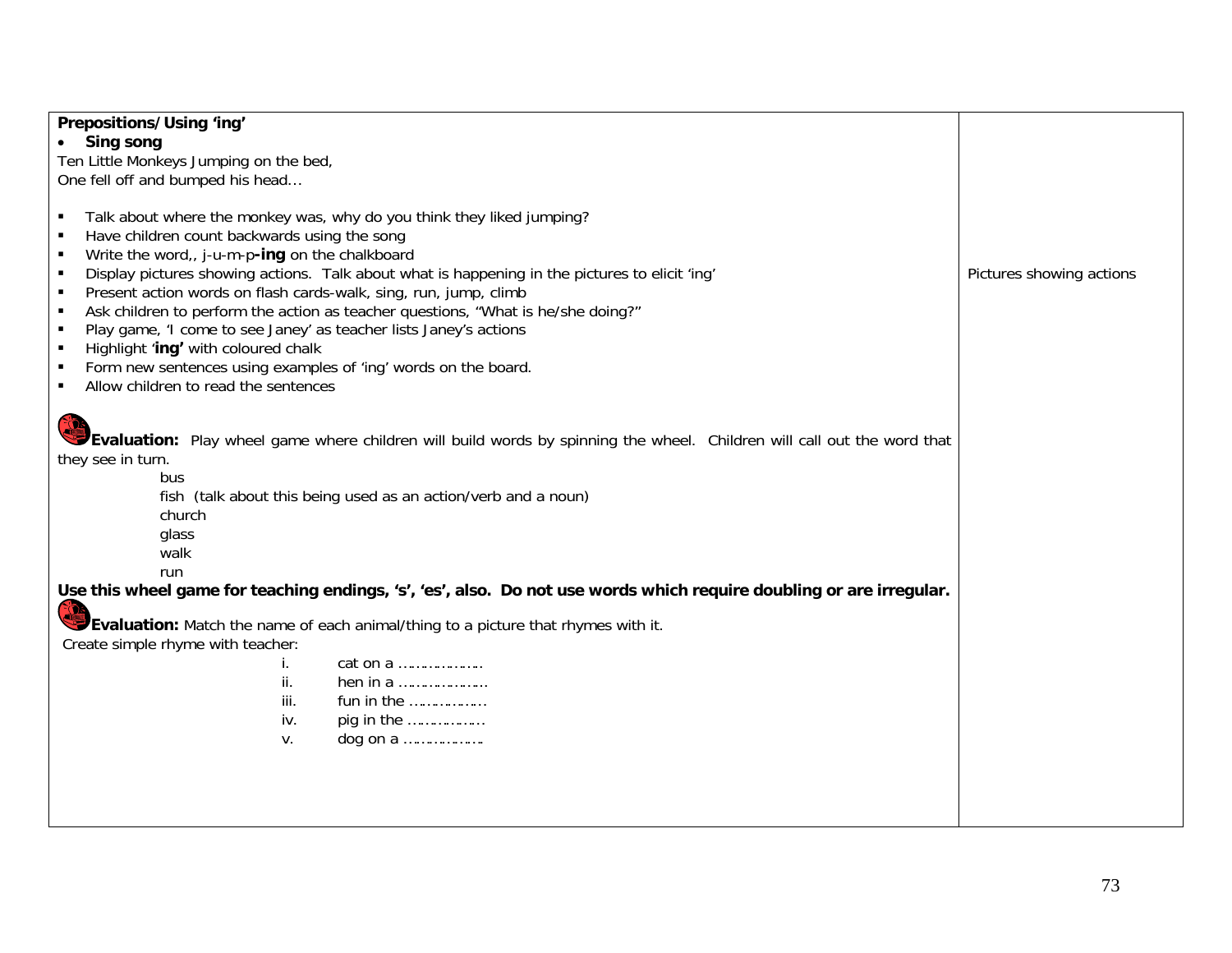| | |
|---|---|
| **Prepositions/Using 'ing'**<br>• **Sing song**<br>Ten Little Monkeys Jumping on the bed,<br>One fell off and bumped his head…<br><br>▪ Talk about where the monkey was, why do you think they liked jumping?<br>▪ Have children count backwards using the song<br>▪ Write the word,, j-u-m-p**-ing** on the chalkboard<br>▪ Display pictures showing actions. Talk about what is happening in the pictures to elicit 'ing'<br>▪ Present action words on flash cards-walk, sing, run, jump, climb<br>▪ Ask children to perform the action as teacher questions, "What is he/she doing?"<br>▪ Play game, 'I come to see Janey' as teacher lists Janey's actions<br>▪ Highlight '**ing'** with coloured chalk<br>▪ Form new sentences using examples of 'ing' words on the board.<br>▪ Allow children to read the sentences<br><br>**Evaluation:** Play wheel game where children will build words by spinning the wheel. Children will call out the word that they see in turn.<br>bus<br>fish (talk about this being used as an action/verb and a noun)<br>church<br>glass<br>walk<br>run<br>**Use this wheel game for teaching endings, 's', 'es', also. Do not use words which require doubling or are irregular.**<br>**Evaluation:** Match the name of each animal/thing to a picture that rhymes with it.<br>Create simple rhyme with teacher:<br>i. cat on a ………………<br>ii. hen in a ………………<br>iii. fun in the ………………<br>iv. pig in the ………………<br>v. dog on a ……………… | Pictures showing actions |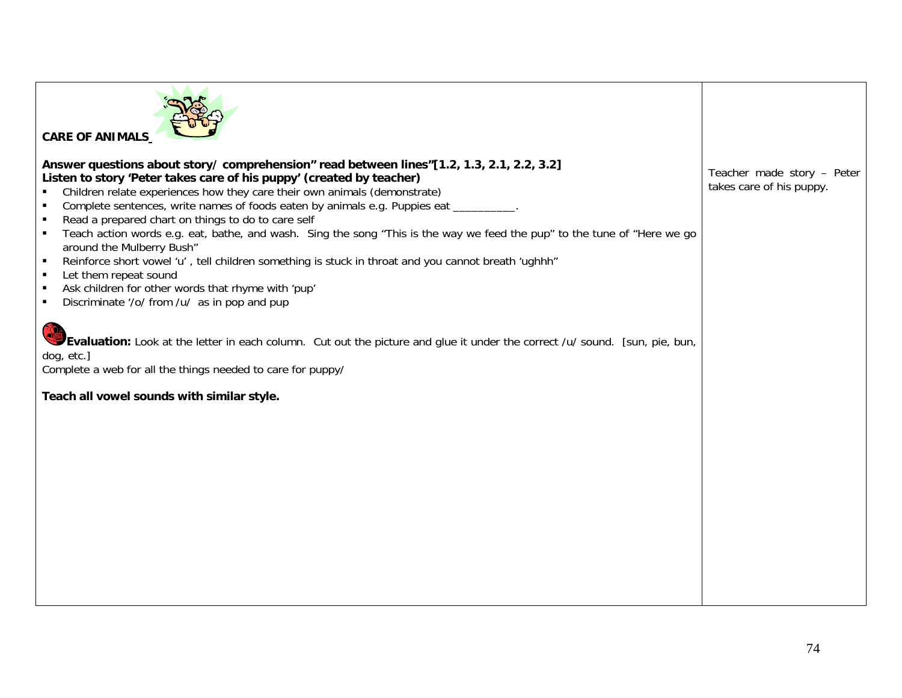| **CARE OF ANIMALS** | |
|---|---|
| **Answer questions about story/ comprehension" read between lines"[1.2, 1.3, 2.1, 2.2, 3.2]** <br> **Listen to story 'Peter takes care of his puppy' (created by teacher)** <br> ▪ Children relate experiences how they care their own animals (demonstrate) <br> ▪ Complete sentences, write names of foods eaten by animals e.g. Puppies eat __________. <br> ▪ Read a prepared chart on things to do to care self <br> ▪ Teach action words e.g. eat, bathe, and wash. Sing the song "This is the way we feed the pup" to the tune of "Here we go around the Mulberry Bush" <br> ▪ Reinforce short vowel 'u' , tell children something is stuck in throat and you cannot breath 'ughhh" <br> ▪ Let them repeat sound <br> ▪ Ask children for other words that rhyme with 'pup' <br> ▪ Discriminate '/o/ from /u/ as in pop and pup <br><br> **Evaluation:** Look at the letter in each column. Cut out the picture and glue it under the correct /u/ sound. [sun, pie, bun, dog, etc.] <br> Complete a web for all the things needed to care for puppy/ <br><br> **Teach all vowel sounds with similar style.** | Teacher made story – Peter takes care of his puppy. |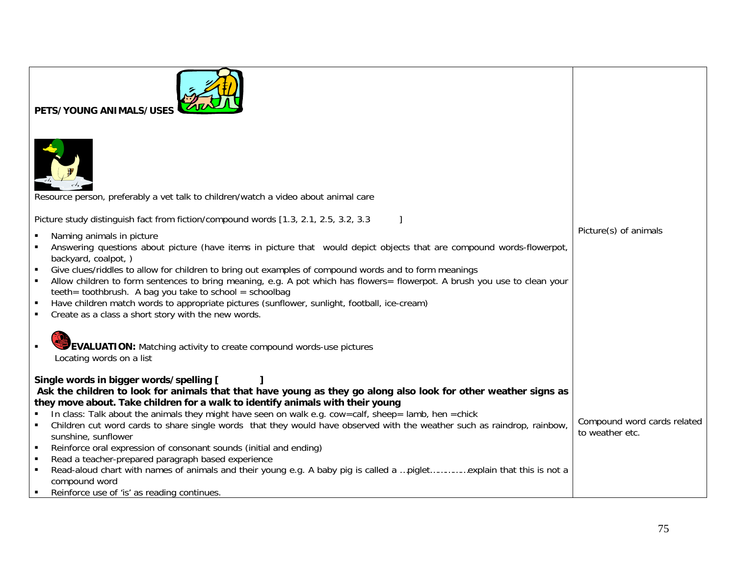| | |
|---|---|
| **PETS/YOUNG ANIMALS/USES**<br><br>Resource person, preferably a vet talk to children/watch a video about animal care<br><br>Picture study distinguish fact from fiction/compound words [1.3, 2.1, 2.5, 3.2, 3.3 ]<br>▪ Naming animals in picture<br>▪ Answering questions about picture (have items in picture that would depict objects that are compound words-flowerpot, backyard, coalpot, )<br>▪ Give clues/riddles to allow for children to bring out examples of compound words and to form meanings<br>▪ Allow children to form sentences to bring meaning, e.g. A pot which has flowers= flowerpot. A brush you use to clean your teeth= toothbrush. A bag you take to school = schoolbag<br>▪ Have children match words to appropriate pictures (sunflower, sunlight, football, ice-cream)<br>▪ Create as a class a short story with the new words.<br><br>▪ **EVALUATION:** Matching activity to create compound words-use pictures<br>Locating words on a list | Picture(s) of animals |
| **Single words in bigger words/spelling [ ]**<br>**Ask the children to look for animals that that have young as they go along also look for other weather signs as they move about. Take children for a walk to identify animals with their young**<br>▪ In class: Talk about the animals they might have seen on walk e.g. cow=calf, sheep= lamb, hen =chick<br>▪ Children cut word cards to share single words that they would have observed with the weather such as raindrop, rainbow, sunshine, sunflower<br>▪ Reinforce oral expression of consonant sounds (initial and ending)<br>▪ Read a teacher-prepared paragraph based experience<br>▪ Read-aloud chart with names of animals and their young e.g. A baby pig is called a …piglet……………explain that this is not a compound word<br>▪ Reinforce use of 'is' as reading continues. | Compound word cards related to weather etc. |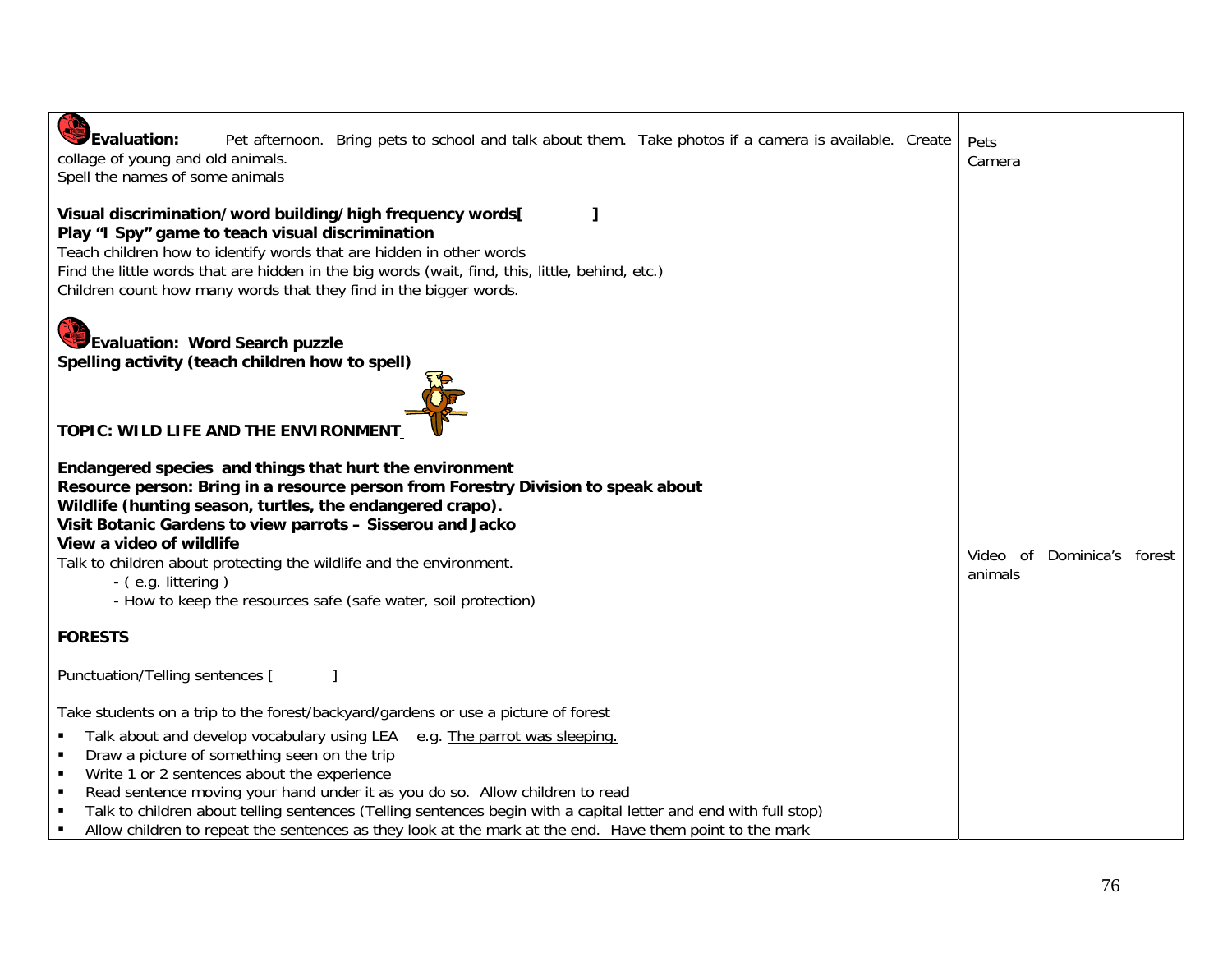| | |
|---|---|
| **Evaluation:** Pet afternoon. Bring pets to school and talk about them. Take photos if a camera is available. Create collage of young and old animals.<br>Spell the names of some animals<br><br>**Visual discrimination/word building/high frequency words[ ]**<br>**Play "I Spy" game to teach visual discrimination**<br>Teach children how to identify words that are hidden in other words<br>Find the little words that are hidden in the big words (wait, find, this, little, behind, etc.)<br>Children count how many words that they find in the bigger words.<br><br>**Evaluation: Word Search puzzle**<br>**Spelling activity (teach children how to spell)**<br><br>**TOPIC: WILD LIFE AND THE ENVIRONMENT**<br><br>**Endangered species and things that hurt the environment**<br>**Resource person: Bring in a resource person from Forestry Division to speak about Wildlife (hunting season, turtles, the endangered crapo).**<br>**Visit Botanic Gardens to view parrots – Sisserou and Jacko**<br>**View a video of wildlife**<br>Talk to children about protecting the wildlife and the environment.<br>- ( e.g. littering )<br>- How to keep the resources safe (safe water, soil protection)<br><br>**FORESTS**<br><br>Punctuation/Telling sentences [ ]<br><br>Take students on a trip to the forest/backyard/gardens or use a picture of forest<br>▪ Talk about and develop vocabulary using LEA e.g. <u>The parrot was sleeping.</u><br>▪ Draw a picture of something seen on the trip<br>▪ Write 1 or 2 sentences about the experience<br>▪ Read sentence moving your hand under it as you do so. Allow children to read<br>▪ Talk to children about telling sentences (Telling sentences begin with a capital letter and end with full stop)<br>▪ Allow children to repeat the sentences as they look at the mark at the end. Have them point to the mark | Pets<br>Camera<br><br><br><br><br><br><br><br><br><br><br><br><br><br><br><br><br><br><br><br>Video of Dominica's forest animals |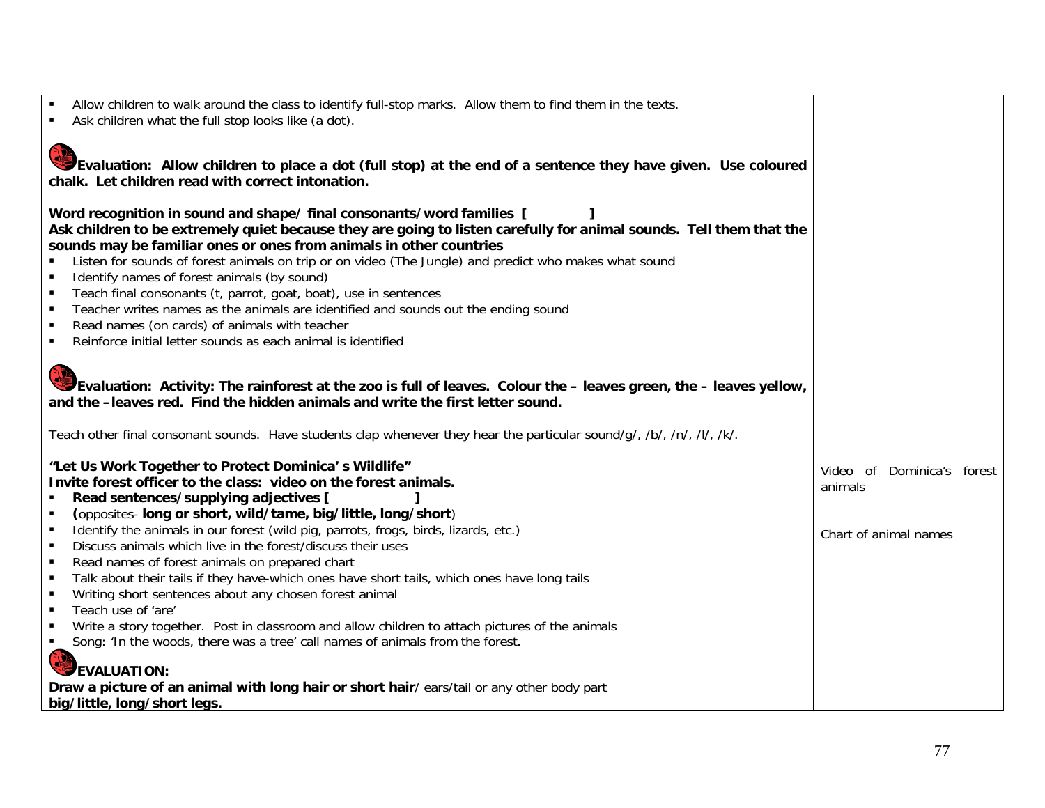| | |
|---|---|
| ▪ Allow children to walk around the class to identify full-stop marks. Allow them to find them in the texts.<br>▪ Ask children what the full stop looks like (a dot).<br><br>**Evaluation: Allow children to place a dot (full stop) at the end of a sentence they have given. Use coloured chalk. Let children read with correct intonation.**<br><br>**Word recognition in sound and shape/ final consonants/word families [ ]**<br>**Ask children to be extremely quiet because they are going to listen carefully for animal sounds. Tell them that the sounds may be familiar ones or ones from animals in other countries**<br>▪ Listen for sounds of forest animals on trip or on video (The Jungle) and predict who makes what sound<br>▪ Identify names of forest animals (by sound)<br>▪ Teach final consonants (t, parrot, goat, boat), use in sentences<br>▪ Teacher writes names as the animals are identified and sounds out the ending sound<br>▪ Read names (on cards) of animals with teacher<br>▪ Reinforce initial letter sounds as each animal is identified<br><br>**Evaluation: Activity: The rainforest at the zoo is full of leaves. Colour the – leaves green, the – leaves yellow, and the –leaves red. Find the hidden animals and write the first letter sound.**<br><br>Teach other final consonant sounds. Have students clap whenever they hear the particular sound/g/, /b/, /n/, /l/, /k/.<br><br>**"Let Us Work Together to Protect Dominica's Wildlife"**<br>**Invite forest officer to the class: video on the forest animals.**<br>▪ **Read sentences/supplying adjectives [ ]**<br>▪ **(**opposites- **long or short, wild/tame, big/little, long/short**)<br>▪ Identify the animals in our forest (wild pig, parrots, frogs, birds, lizards, etc.)<br>▪ Discuss animals which live in the forest/discuss their uses<br>▪ Read names of forest animals on prepared chart<br>▪ Talk about their tails if they have-which ones have short tails, which ones have long tails<br>▪ Writing short sentences about any chosen forest animal<br>▪ Teach use of 'are'<br>▪ Write a story together. Post in classroom and allow children to attach pictures of the animals<br>▪ Song: 'In the woods, there was a tree' call names of animals from the forest.<br><br>**EVALUATION:**<br>**Draw a picture of an animal with long hair or short hair**/ ears/tail or any other body part **big/little, long/short legs.** | Video of Dominica's forest animals<br><br>Chart of animal names |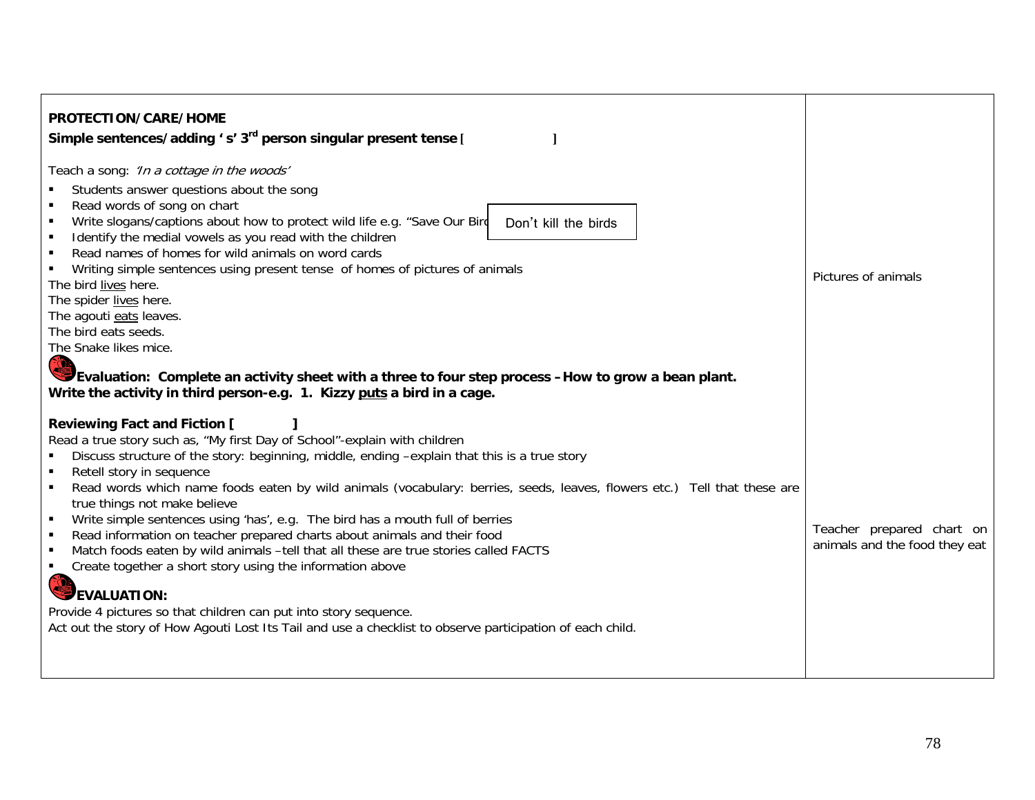| | |
|---|---|
| **PROTECTION/CARE/HOME**<br>**Simple sentences/adding ' s' 3rd person singular present tense [ ]**<br><br>Teach a song: *'In a cottage in the woods'*<br>▪ Students answer questions about the song<br>▪ Read words of song on chart<br>▪ Write slogans/captions about how to protect wild life e.g. "Save Our Bird [Don't kill the birds]<br>▪ Identify the medial vowels as you read with the children<br>▪ Read names of homes for wild animals on word cards<br>▪ Writing simple sentences using present tense of homes of pictures of animals<br>The bird <u>lives</u> here.<br>The spider <u>lives</u> here.<br>The agouti <u>eats</u> leaves.<br>The bird eats seeds.<br>The Snake likes mice.<br><br>**Evaluation: Complete an activity sheet with a three to four step process – How to grow a bean plant. Write the activity in third person-e.g. 1. Kizzy <u>puts</u> a bird in a cage.**<br><br>**Reviewing Fact and Fiction [ ]**<br>Read a true story such as, "My first Day of School"-explain with children<br>▪ Discuss structure of the story: beginning, middle, ending – explain that this is a true story<br>▪ Retell story in sequence<br>▪ Read words which name foods eaten by wild animals (vocabulary: berries, seeds, leaves, flowers etc.) Tell that these are true things not make believe<br>▪ Write simple sentences using 'has', e.g. The bird has a mouth full of berries<br>▪ Read information on teacher prepared charts about animals and their food<br>▪ Match foods eaten by wild animals – tell that all these are true stories called FACTS<br>▪ Create together a short story using the information above<br><br>**EVALUATION:**<br>Provide 4 pictures so that children can put into story sequence.<br>Act out the story of How Agouti Lost Its Tail and use a checklist to observe participation of each child. | Pictures of animals<br><br>Teacher prepared chart on animals and the food they eat |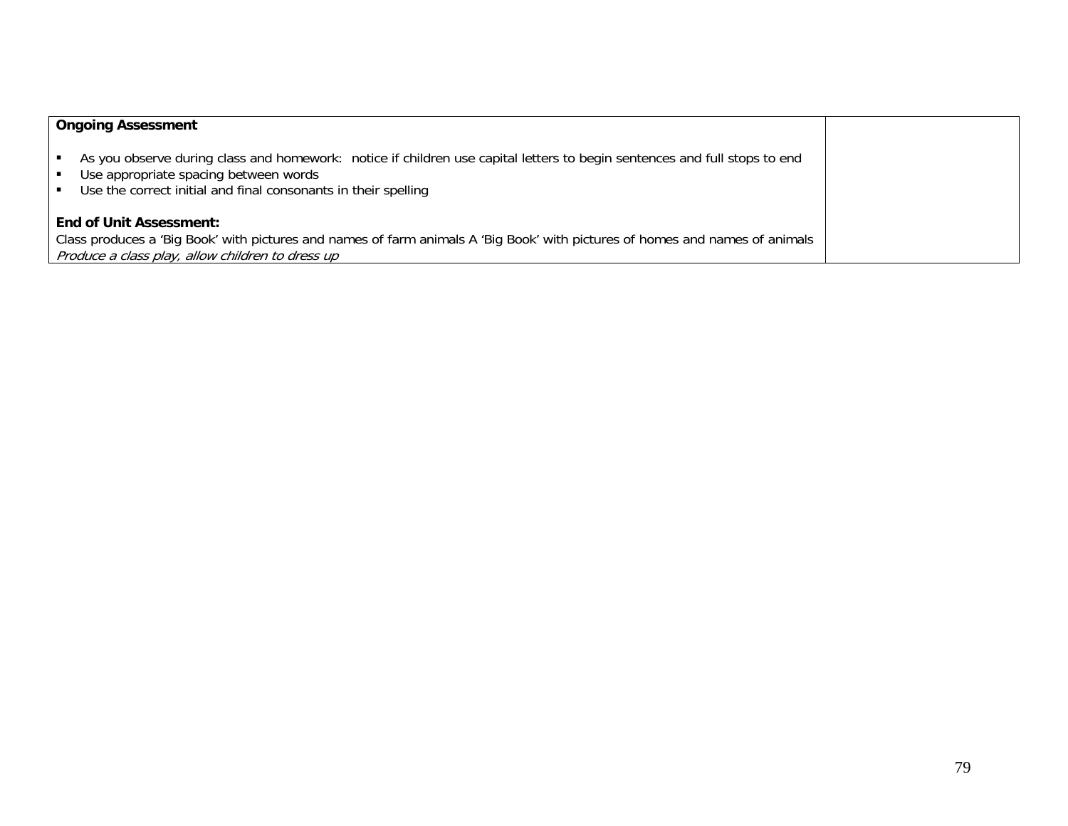| | |
|---|---|
| **Ongoing Assessment**<br><br>▪ As you observe during class and homework: notice if children use capital letters to begin sentences and full stops to end<br>▪ Use appropriate spacing between words<br>▪ Use the correct initial and final consonants in their spelling<br><br>**End of Unit Assessment:**<br>Class produces a 'Big Book' with pictures and names of farm animals A 'Big Book' with pictures of homes and names of animals<br>*Produce a class play, allow children to dress up* | |